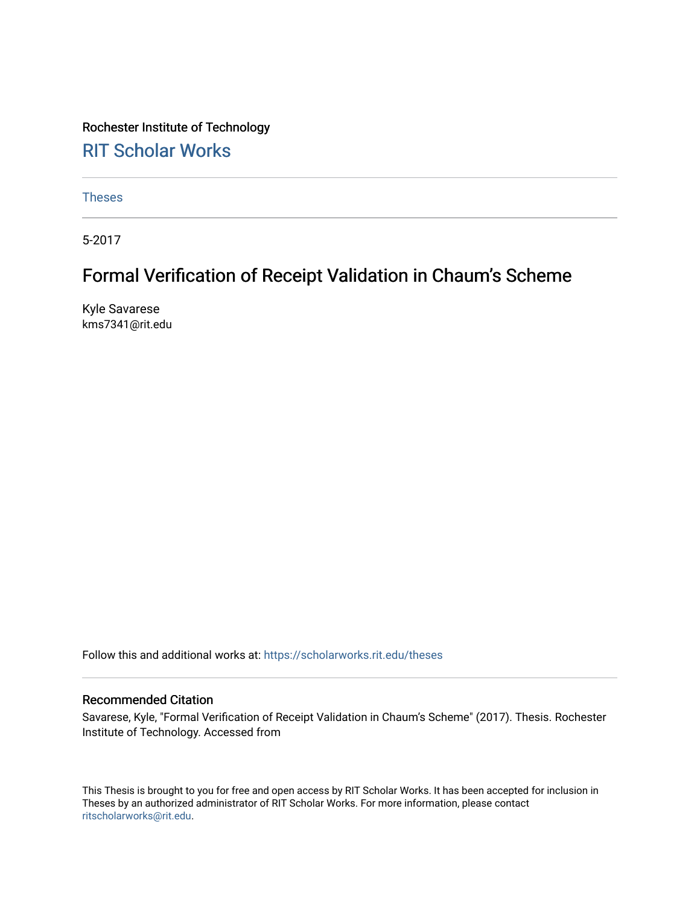Rochester Institute of Technology

## RIT Scholar Works

Theses

5-2017

# Formal Verification of Receipt Validation in Chaum's Scheme

Kyle Savarese
kms7341@rit.edu

Follow this and additional works at: https://scholarworks.rit.edu/theses

### Recommended Citation

Savarese, Kyle, "Formal Verification of Receipt Validation in Chaum's Scheme" (2017). Thesis. Rochester Institute of Technology. Accessed from

This Thesis is brought to you for free and open access by RIT Scholar Works. It has been accepted for inclusion in Theses by an authorized administrator of RIT Scholar Works. For more information, please contact ritscholarworks@rit.edu.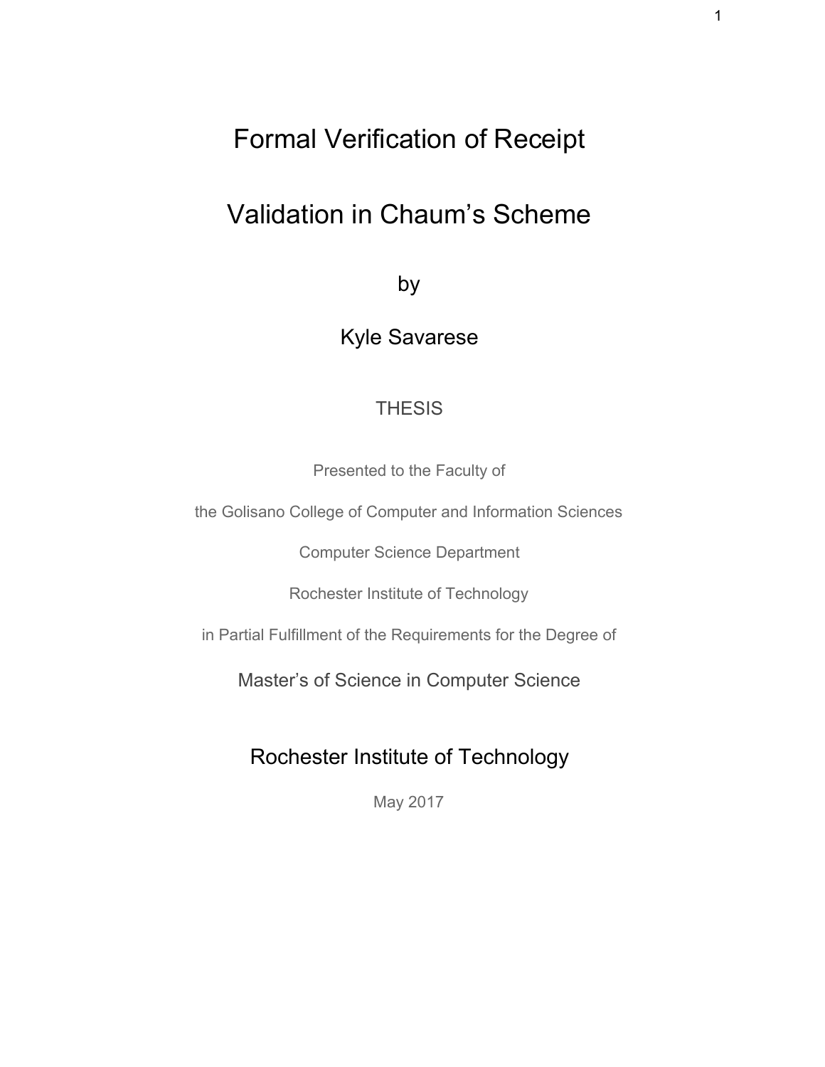# Formal Verification of Receipt Validation in Chaum's Scheme

by

Kyle Savarese

THESIS

Presented to the Faculty of

the Golisano College of Computer and Information Sciences

Computer Science Department

Rochester Institute of Technology

in Partial Fulfillment of the Requirements for the Degree of

Master's of Science in Computer Science

Rochester Institute of Technology

May 2017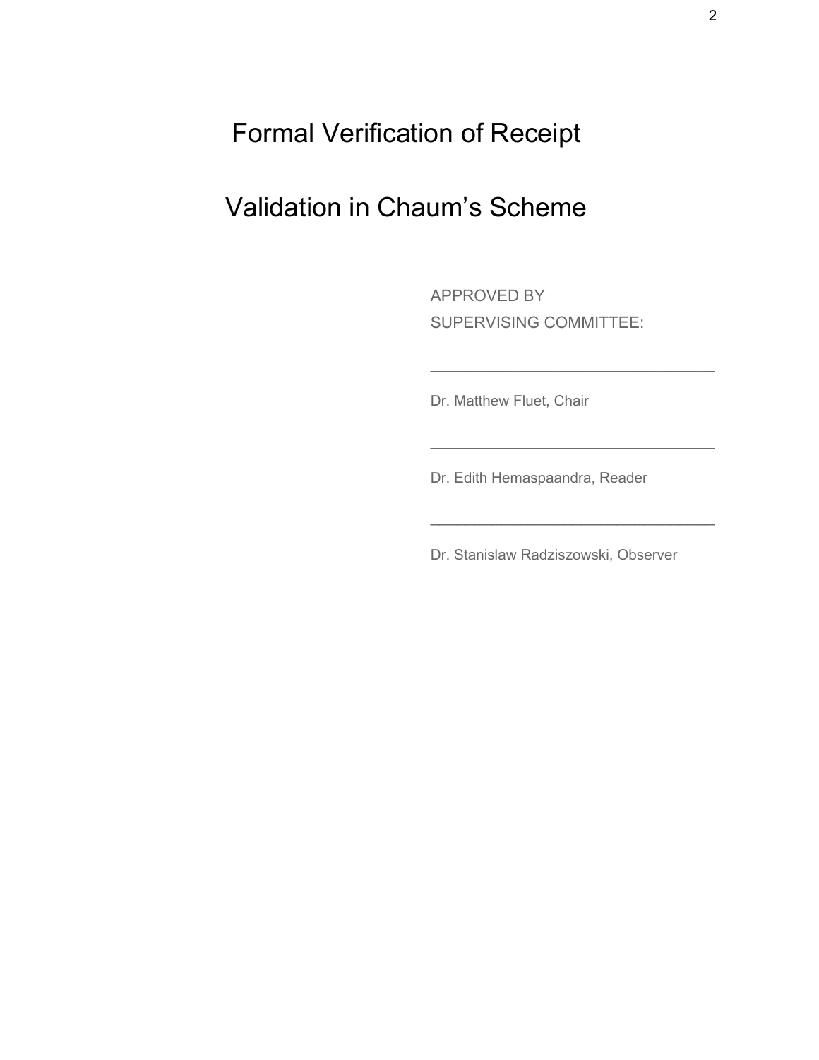# Formal Verification of Receipt Validation in Chaum's Scheme

APPROVED BY
SUPERVISING COMMITTEE:

\_\_\_\_\_\_\_\_\_\_\_\_\_\_\_\_\_\_\_\_\_\_\_\_\_\_\_\_\_\_\_\_\_\_

Dr. Matthew Fluet, Chair

\_\_\_\_\_\_\_\_\_\_\_\_\_\_\_\_\_\_\_\_\_\_\_\_\_\_\_\_\_\_\_\_\_\_

Dr. Edith Hemaspaandra, Reader

\_\_\_\_\_\_\_\_\_\_\_\_\_\_\_\_\_\_\_\_\_\_\_\_\_\_\_\_\_\_\_\_\_\_

Dr. Stanislaw Radziszowski, Observer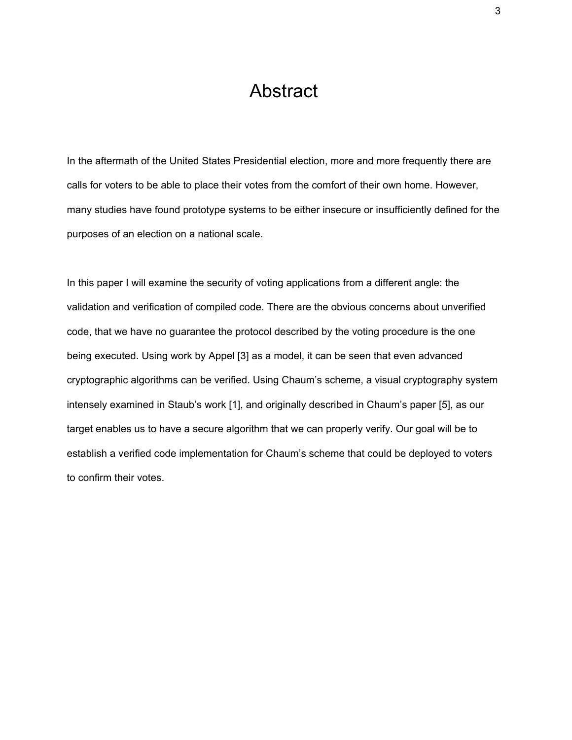# Abstract

In the aftermath of the United States Presidential election, more and more frequently there are calls for voters to be able to place their votes from the comfort of their own home. However, many studies have found prototype systems to be either insecure or insufficiently defined for the purposes of an election on a national scale.

In this paper I will examine the security of voting applications from a different angle: the validation and verification of compiled code. There are the obvious concerns about unverified code, that we have no guarantee the protocol described by the voting procedure is the one being executed. Using work by Appel [3] as a model, it can be seen that even advanced cryptographic algorithms can be verified. Using Chaum's scheme, a visual cryptography system intensely examined in Staub's work [1], and originally described in Chaum's paper [5], as our target enables us to have a secure algorithm that we can properly verify. Our goal will be to establish a verified code implementation for Chaum's scheme that could be deployed to voters to confirm their votes.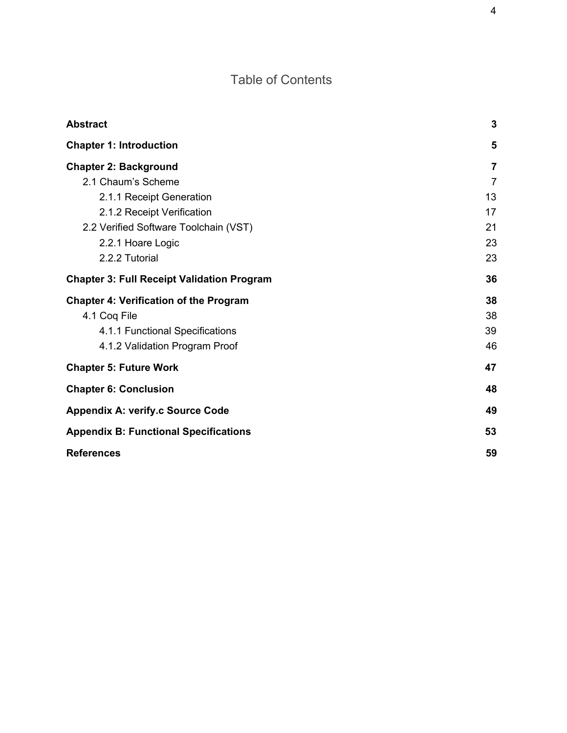# Table of Contents

| | |
|---|---|
| **Abstract** | **3** |
| **Chapter 1: Introduction** | **5** |
| **Chapter 2: Background** | **7** |
| 2.1 Chaum’s Scheme | 7 |
| 2.1.1 Receipt Generation | 13 |
| 2.1.2 Receipt Verification | 17 |
| 2.2 Verified Software Toolchain (VST) | 21 |
| 2.2.1 Hoare Logic | 23 |
| 2.2.2 Tutorial | 23 |
| **Chapter 3: Full Receipt Validation Program** | **36** |
| **Chapter 4: Verification of the Program** | **38** |
| 4.1 Coq File | 38 |
| 4.1.1 Functional Specifications | 39 |
| 4.1.2 Validation Program Proof | 46 |
| **Chapter 5: Future Work** | **47** |
| **Chapter 6: Conclusion** | **48** |
| **Appendix A: verify.c Source Code** | **49** |
| **Appendix B: Functional Specifications** | **53** |
| **References** | **59** |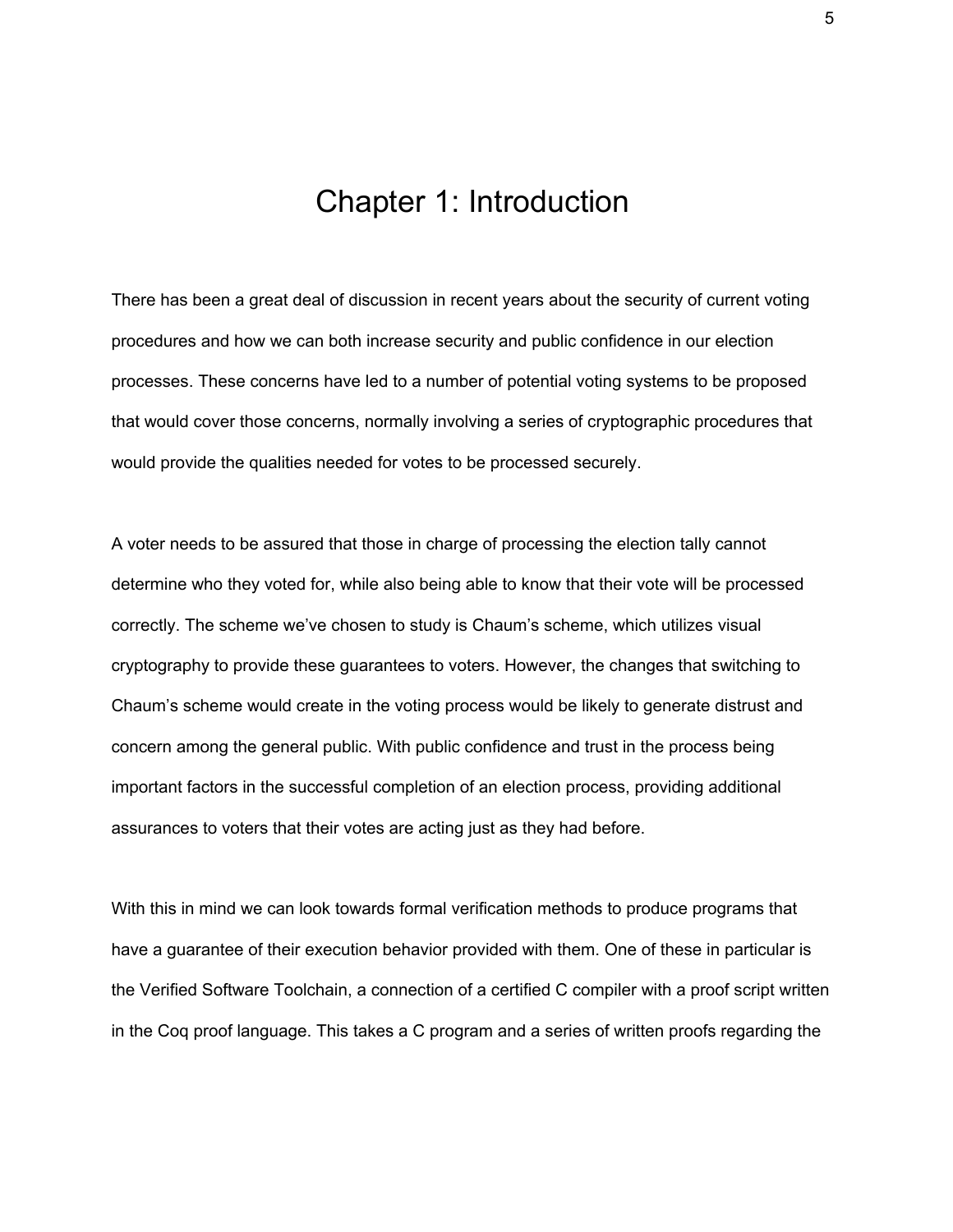# Chapter 1: Introduction

There has been a great deal of discussion in recent years about the security of current voting procedures and how we can both increase security and public confidence in our election processes. These concerns have led to a number of potential voting systems to be proposed that would cover those concerns, normally involving a series of cryptographic procedures that would provide the qualities needed for votes to be processed securely.

A voter needs to be assured that those in charge of processing the election tally cannot determine who they voted for, while also being able to know that their vote will be processed correctly. The scheme we've chosen to study is Chaum's scheme, which utilizes visual cryptography to provide these guarantees to voters. However, the changes that switching to Chaum's scheme would create in the voting process would be likely to generate distrust and concern among the general public. With public confidence and trust in the process being important factors in the successful completion of an election process, providing additional assurances to voters that their votes are acting just as they had before.

With this in mind we can look towards formal verification methods to produce programs that have a guarantee of their execution behavior provided with them. One of these in particular is the Verified Software Toolchain, a connection of a certified C compiler with a proof script written in the Coq proof language. This takes a C program and a series of written proofs regarding the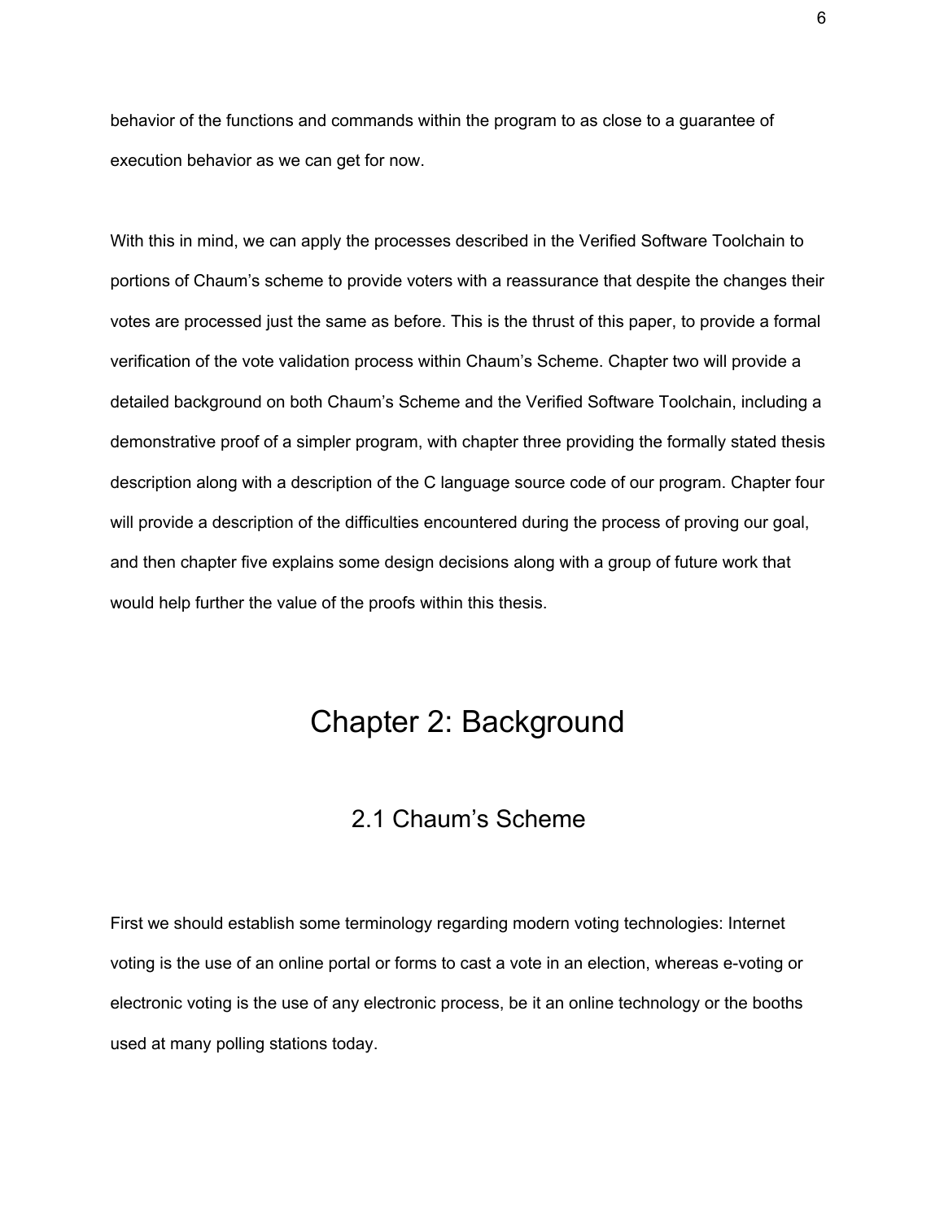behavior of the functions and commands within the program to as close to a guarantee of execution behavior as we can get for now.

With this in mind, we can apply the processes described in the Verified Software Toolchain to portions of Chaum's scheme to provide voters with a reassurance that despite the changes their votes are processed just the same as before. This is the thrust of this paper, to provide a formal verification of the vote validation process within Chaum's Scheme. Chapter two will provide a detailed background on both Chaum's Scheme and the Verified Software Toolchain, including a demonstrative proof of a simpler program, with chapter three providing the formally stated thesis description along with a description of the C language source code of our program. Chapter four will provide a description of the difficulties encountered during the process of proving our goal, and then chapter five explains some design decisions along with a group of future work that would help further the value of the proofs within this thesis.

# Chapter 2: Background

## 2.1 Chaum's Scheme

First we should establish some terminology regarding modern voting technologies: Internet voting is the use of an online portal or forms to cast a vote in an election, whereas e-voting or electronic voting is the use of any electronic process, be it an online technology or the booths used at many polling stations today.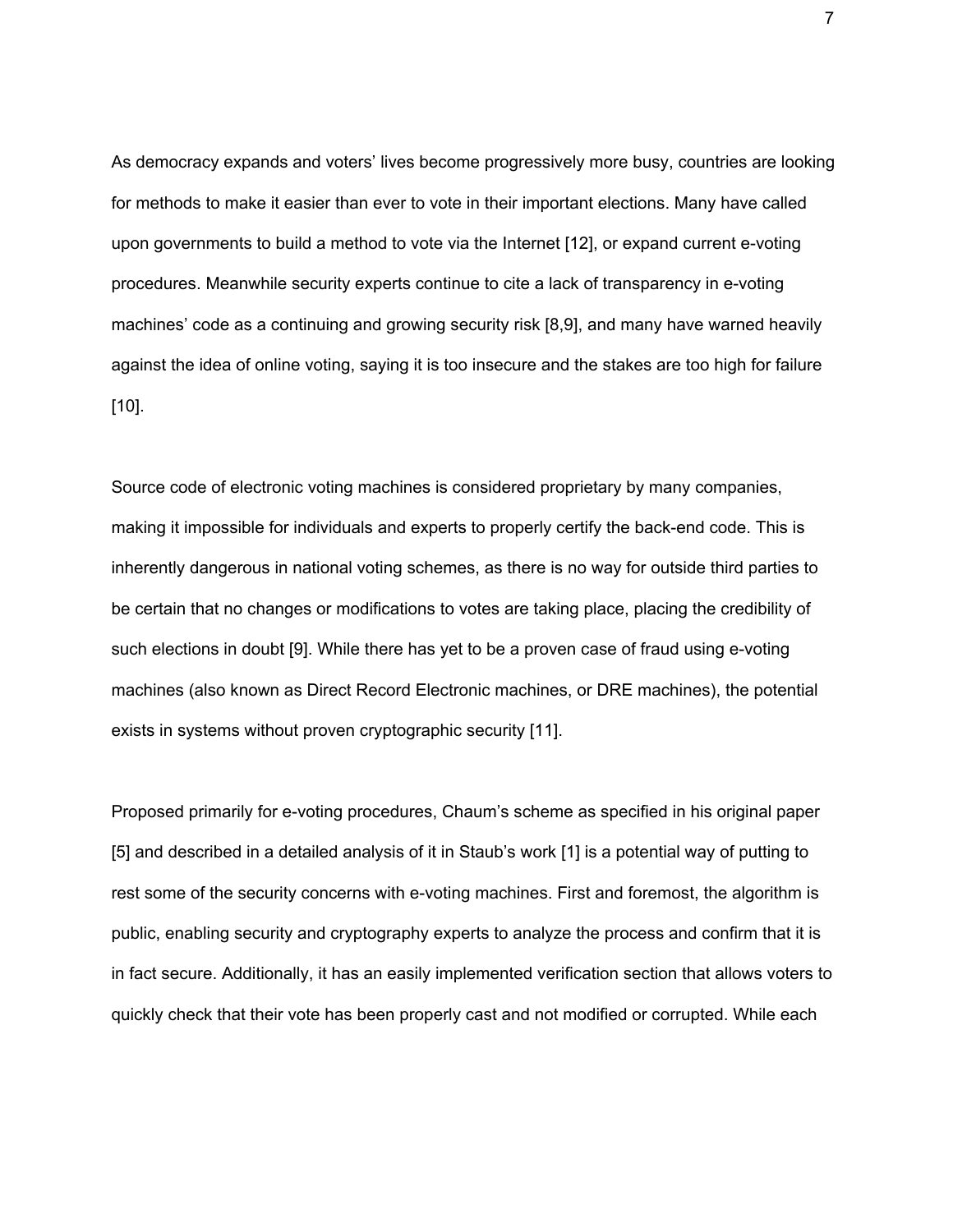As democracy expands and voters' lives become progressively more busy, countries are looking for methods to make it easier than ever to vote in their important elections. Many have called upon governments to build a method to vote via the Internet [12], or expand current e-voting procedures. Meanwhile security experts continue to cite a lack of transparency in e-voting machines' code as a continuing and growing security risk [8,9], and many have warned heavily against the idea of online voting, saying it is too insecure and the stakes are too high for failure [10].

Source code of electronic voting machines is considered proprietary by many companies, making it impossible for individuals and experts to properly certify the back-end code. This is inherently dangerous in national voting schemes, as there is no way for outside third parties to be certain that no changes or modifications to votes are taking place, placing the credibility of such elections in doubt [9]. While there has yet to be a proven case of fraud using e-voting machines (also known as Direct Record Electronic machines, or DRE machines), the potential exists in systems without proven cryptographic security [11].

Proposed primarily for e-voting procedures, Chaum's scheme as specified in his original paper [5] and described in a detailed analysis of it in Staub's work [1] is a potential way of putting to rest some of the security concerns with e-voting machines. First and foremost, the algorithm is public, enabling security and cryptography experts to analyze the process and confirm that it is in fact secure. Additionally, it has an easily implemented verification section that allows voters to quickly check that their vote has been properly cast and not modified or corrupted. While each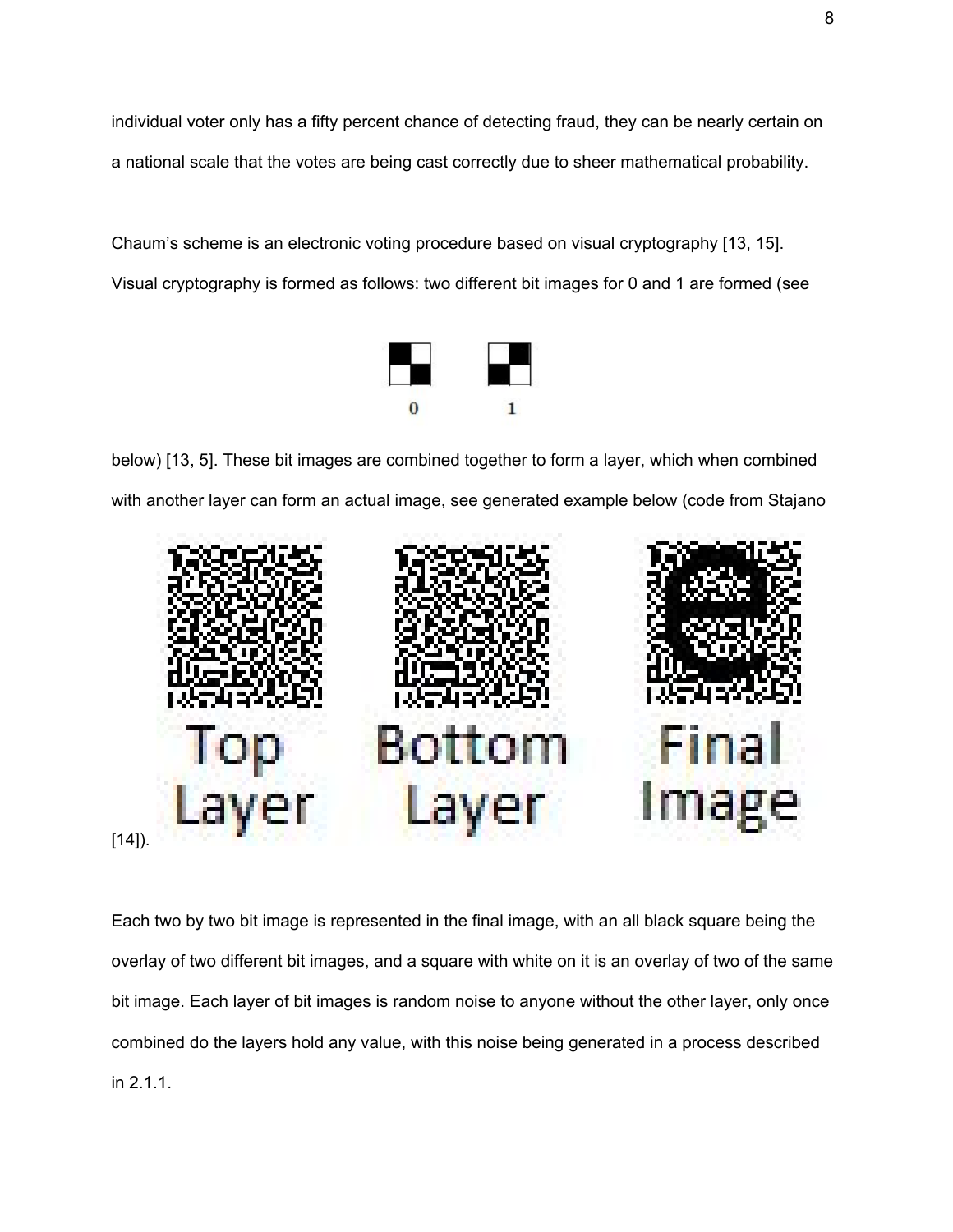individual voter only has a fifty percent chance of detecting fraud, they can be nearly certain on a national scale that the votes are being cast correctly due to sheer mathematical probability.

Chaum's scheme is an electronic voting procedure based on visual cryptography [13, 15]. Visual cryptography is formed as follows: two different bit images for 0 and 1 are formed (see

0 1

below) [13, 5]. These bit images are combined together to form a layer, which when combined with another layer can form an actual image, see generated example below (code from Stajano

Top Layer Bottom Layer Final Image

[14]).

Each two by two bit image is represented in the final image, with an all black square being the overlay of two different bit images, and a square with white on it is an overlay of two of the same bit image. Each layer of bit images is random noise to anyone without the other layer, only once combined do the layers hold any value, with this noise being generated in a process described in 2.1.1.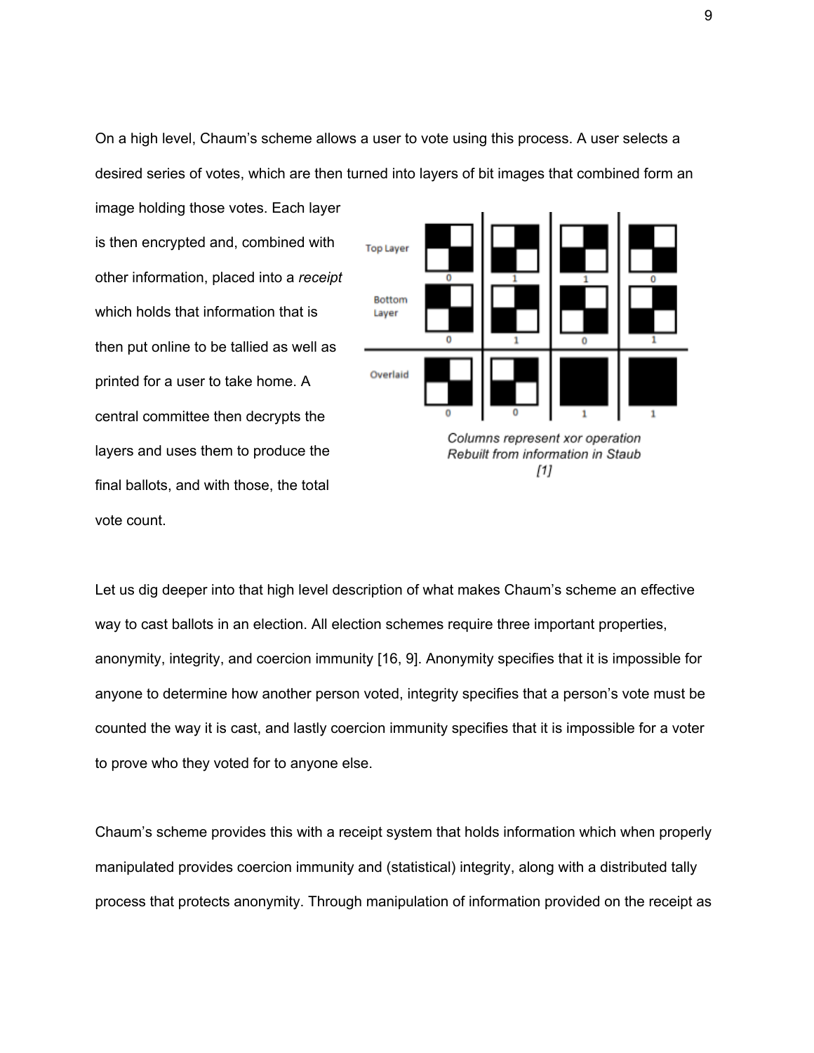On a high level, Chaum's scheme allows a user to vote using this process. A user selects a desired series of votes, which are then turned into layers of bit images that combined form an image holding those votes. Each layer is then encrypted and, combined with other information, placed into a *receipt* which holds that information that is then put online to be tallied as well as printed for a user to take home. A central committee then decrypts the layers and uses them to produce the final ballots, and with those, the total vote count.

*Columns represent xor operation*
*Rebuilt from information in Staub [1]*

Let us dig deeper into that high level description of what makes Chaum's scheme an effective way to cast ballots in an election. All election schemes require three important properties, anonymity, integrity, and coercion immunity [16, 9]. Anonymity specifies that it is impossible for anyone to determine how another person voted, integrity specifies that a person's vote must be counted the way it is cast, and lastly coercion immunity specifies that it is impossible for a voter to prove who they voted for to anyone else.

Chaum's scheme provides this with a receipt system that holds information which when properly manipulated provides coercion immunity and (statistical) integrity, along with a distributed tally process that protects anonymity. Through manipulation of information provided on the receipt as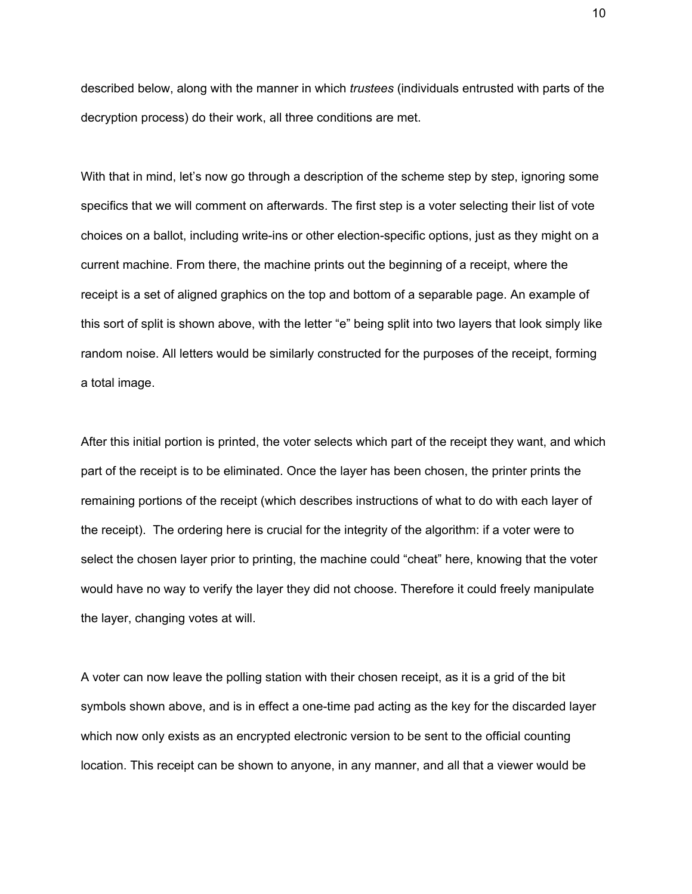described below, along with the manner in which *trustees* (individuals entrusted with parts of the decryption process) do their work, all three conditions are met.

With that in mind, let's now go through a description of the scheme step by step, ignoring some specifics that we will comment on afterwards. The first step is a voter selecting their list of vote choices on a ballot, including write-ins or other election-specific options, just as they might on a current machine. From there, the machine prints out the beginning of a receipt, where the receipt is a set of aligned graphics on the top and bottom of a separable page. An example of this sort of split is shown above, with the letter "e" being split into two layers that look simply like random noise. All letters would be similarly constructed for the purposes of the receipt, forming a total image.

After this initial portion is printed, the voter selects which part of the receipt they want, and which part of the receipt is to be eliminated. Once the layer has been chosen, the printer prints the remaining portions of the receipt (which describes instructions of what to do with each layer of the receipt). The ordering here is crucial for the integrity of the algorithm: if a voter were to select the chosen layer prior to printing, the machine could "cheat" here, knowing that the voter would have no way to verify the layer they did not choose. Therefore it could freely manipulate the layer, changing votes at will.

A voter can now leave the polling station with their chosen receipt, as it is a grid of the bit symbols shown above, and is in effect a one-time pad acting as the key for the discarded layer which now only exists as an encrypted electronic version to be sent to the official counting location. This receipt can be shown to anyone, in any manner, and all that a viewer would be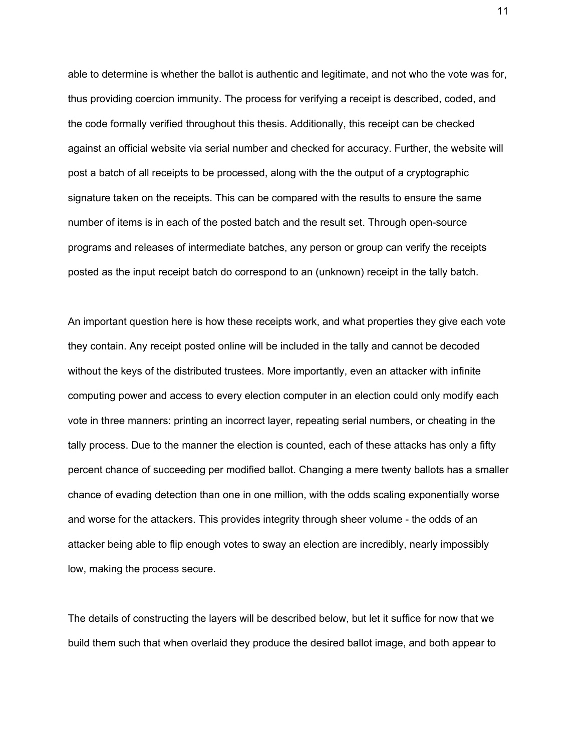able to determine is whether the ballot is authentic and legitimate, and not who the vote was for, thus providing coercion immunity. The process for verifying a receipt is described, coded, and the code formally verified throughout this thesis. Additionally, this receipt can be checked against an official website via serial number and checked for accuracy. Further, the website will post a batch of all receipts to be processed, along with the the output of a cryptographic signature taken on the receipts. This can be compared with the results to ensure the same number of items is in each of the posted batch and the result set. Through open-source programs and releases of intermediate batches, any person or group can verify the receipts posted as the input receipt batch do correspond to an (unknown) receipt in the tally batch.

An important question here is how these receipts work, and what properties they give each vote they contain. Any receipt posted online will be included in the tally and cannot be decoded without the keys of the distributed trustees. More importantly, even an attacker with infinite computing power and access to every election computer in an election could only modify each vote in three manners: printing an incorrect layer, repeating serial numbers, or cheating in the tally process. Due to the manner the election is counted, each of these attacks has only a fifty percent chance of succeeding per modified ballot. Changing a mere twenty ballots has a smaller chance of evading detection than one in one million, with the odds scaling exponentially worse and worse for the attackers. This provides integrity through sheer volume - the odds of an attacker being able to flip enough votes to sway an election are incredibly, nearly impossibly low, making the process secure.

The details of constructing the layers will be described below, but let it suffice for now that we build them such that when overlaid they produce the desired ballot image, and both appear to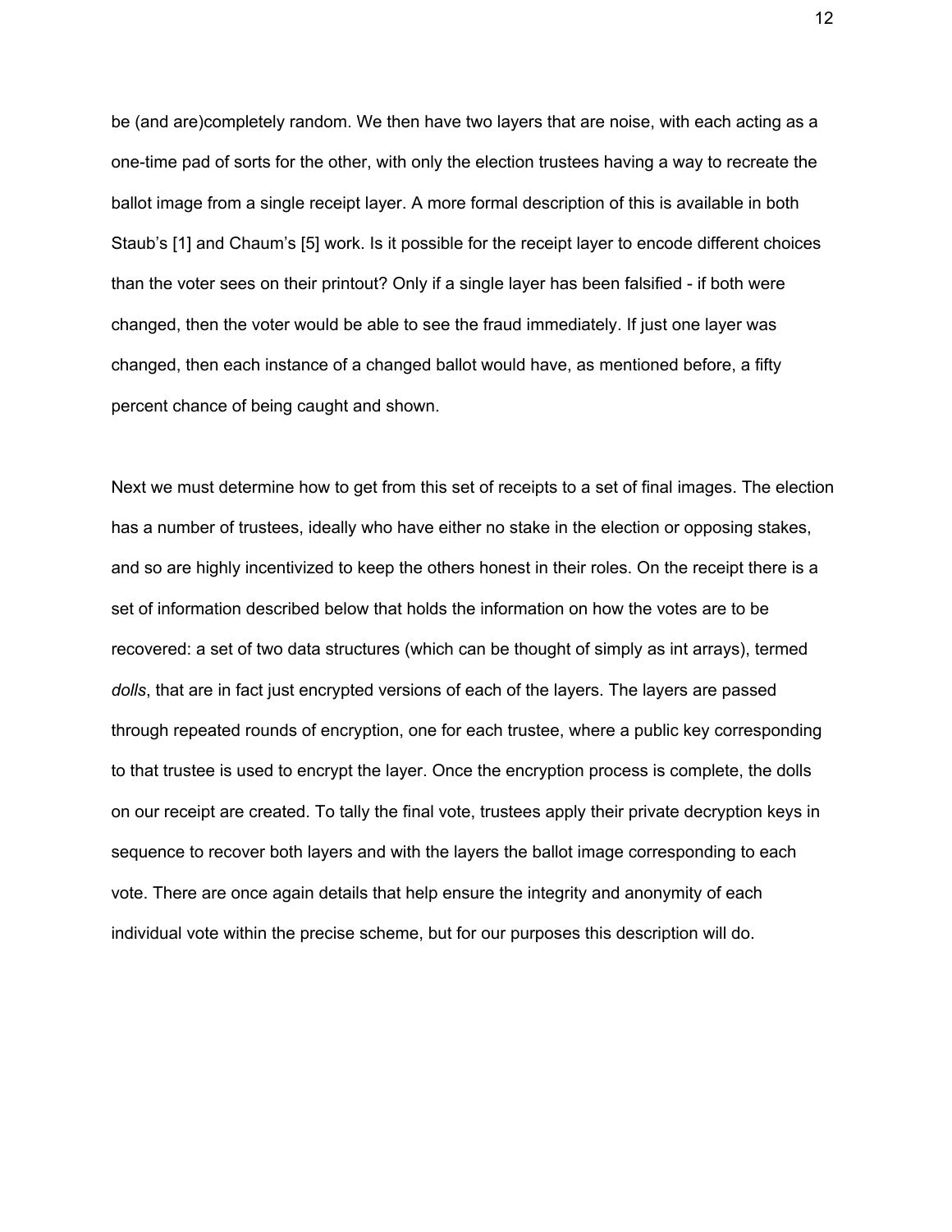be (and are)completely random. We then have two layers that are noise, with each acting as a one-time pad of sorts for the other, with only the election trustees having a way to recreate the ballot image from a single receipt layer. A more formal description of this is available in both Staub's [1] and Chaum's [5] work. Is it possible for the receipt layer to encode different choices than the voter sees on their printout? Only if a single layer has been falsified - if both were changed, then the voter would be able to see the fraud immediately. If just one layer was changed, then each instance of a changed ballot would have, as mentioned before, a fifty percent chance of being caught and shown.

Next we must determine how to get from this set of receipts to a set of final images. The election has a number of trustees, ideally who have either no stake in the election or opposing stakes, and so are highly incentivized to keep the others honest in their roles. On the receipt there is a set of information described below that holds the information on how the votes are to be recovered: a set of two data structures (which can be thought of simply as int arrays), termed *dolls*, that are in fact just encrypted versions of each of the layers. The layers are passed through repeated rounds of encryption, one for each trustee, where a public key corresponding to that trustee is used to encrypt the layer. Once the encryption process is complete, the dolls on our receipt are created. To tally the final vote, trustees apply their private decryption keys in sequence to recover both layers and with the layers the ballot image corresponding to each vote. There are once again details that help ensure the integrity and anonymity of each individual vote within the precise scheme, but for our purposes this description will do.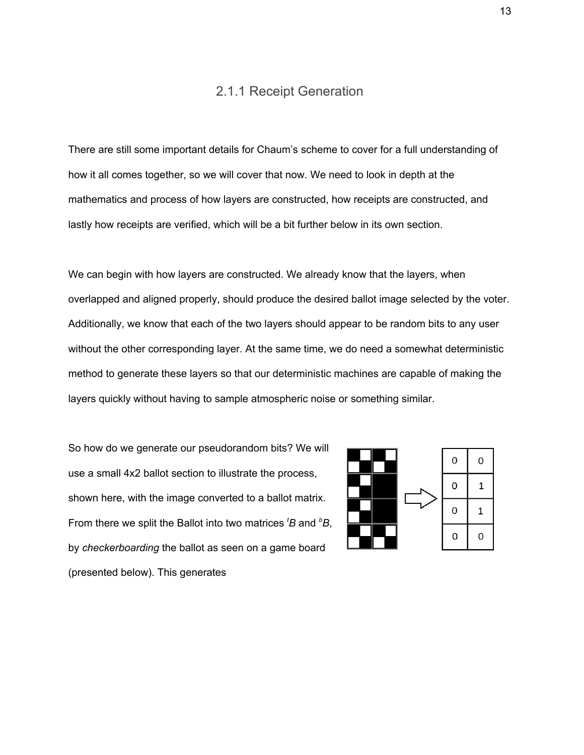### 2.1.1 Receipt Generation

There are still some important details for Chaum's scheme to cover for a full understanding of how it all comes together, so we will cover that now. We need to look in depth at the mathematics and process of how layers are constructed, how receipts are constructed, and lastly how receipts are verified, which will be a bit further below in its own section.

We can begin with how layers are constructed. We already know that the layers, when overlapped and aligned properly, should produce the desired ballot image selected by the voter. Additionally, we know that each of the two layers should appear to be random bits to any user without the other corresponding layer. At the same time, we do need a somewhat deterministic method to generate these layers so that our deterministic machines are capable of making the layers quickly without having to sample atmospheric noise or something similar.

So how do we generate our pseudorandom bits? We will use a small 4x2 ballot section to illustrate the process, shown here, with the image converted to a ballot matrix. From there we split the Ballot into two matrices ${}^{t}B$ and ${}^{b}B$, by *checkerboarding* the ballot as seen on a game board (presented below). This generates

| 0 | 0 |
|---|---|
| 0 | 1 |
| 0 | 1 |
| 0 | 0 |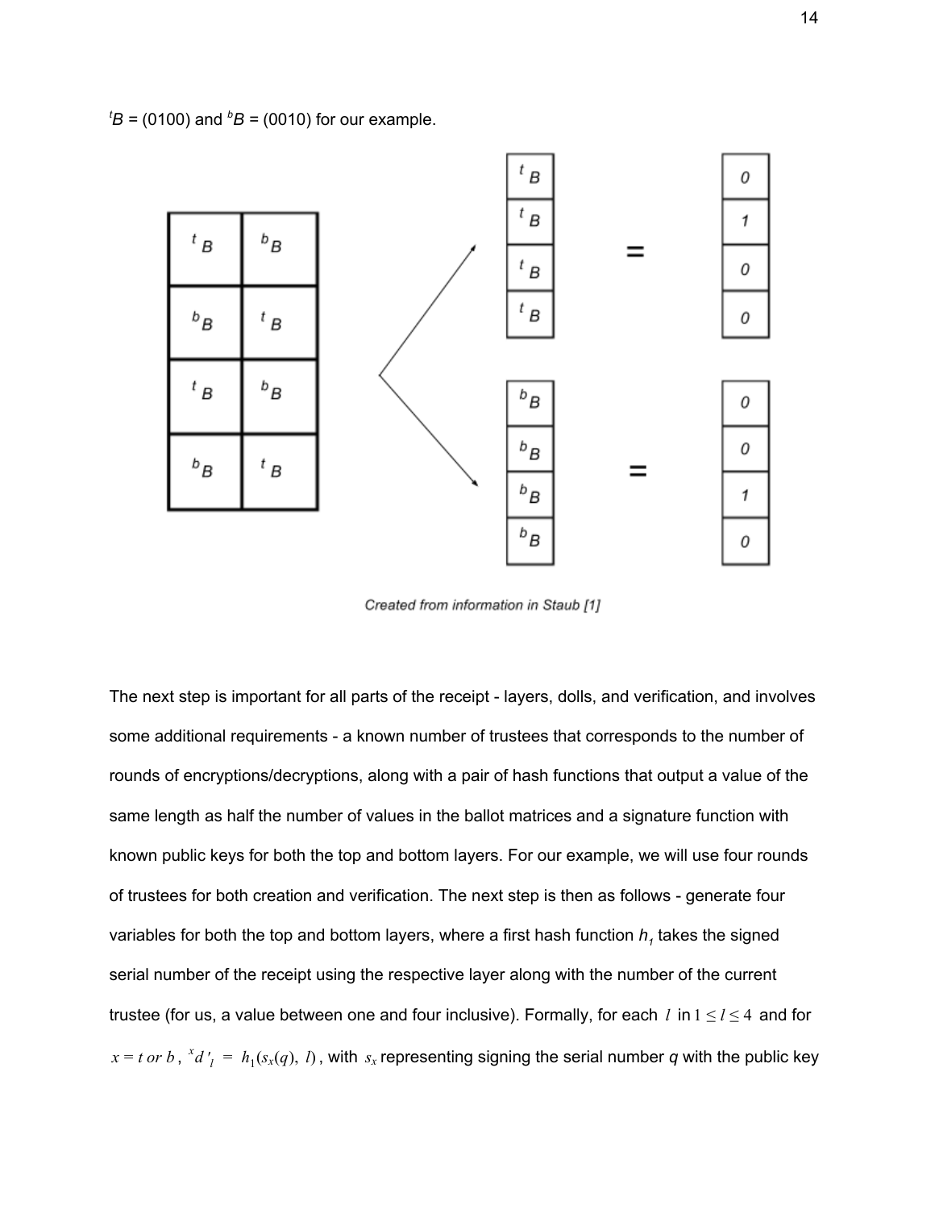$^tB$ = (0100) and $^bB$ = (0010) for our example.

| $^tB$ | $^bB$ |
|---|---|
| $^bB$ | $^tB$ |
| $^tB$ | $^bB$ |
| $^bB$ | $^tB$ |

| $^tB$ | | |
|---|---|---|
| $^tB$ | = | 0 |
| $^tB$ | | 1 |
| $^tB$ | | 0 |
| | | 0 |

| $^bB$ | | |
|---|---|---|
| $^bB$ | = | 0 |
| $^bB$ | | 0 |
| $^bB$ | | 1 |
| | | 0 |

Created from information in Staub [1]

The next step is important for all parts of the receipt - layers, dolls, and verification, and involves some additional requirements - a known number of trustees that corresponds to the number of rounds of encryptions/decryptions, along with a pair of hash functions that output a value of the same length as half the number of values in the ballot matrices and a signature function with known public keys for both the top and bottom layers. For our example, we will use four rounds of trustees for both creation and verification. The next step is then as follows - generate four variables for both the top and bottom layers, where a first hash function $h_1$ takes the signed serial number of the receipt using the respective layer along with the number of the current trustee (for us, a value between one and four inclusive). Formally, for each $l$ in $1 \leq l \leq 4$ and for $x = t \text{ or } b$, ${}^xd'_l = h_1(s_x(q), l)$, with $s_x$ representing signing the serial number $q$ with the public key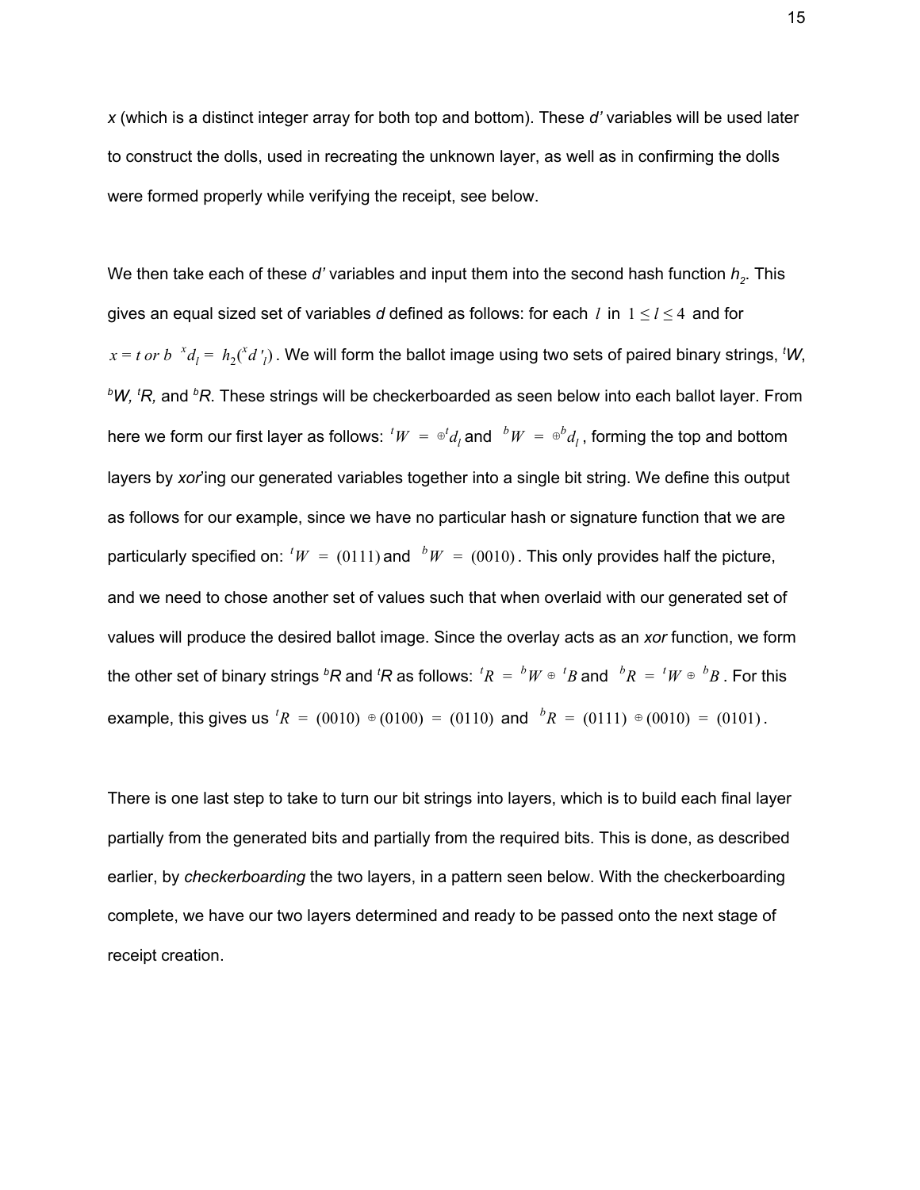*x* (which is a distinct integer array for both top and bottom). These *d'* variables will be used later to construct the dolls, used in recreating the unknown layer, as well as in confirming the dolls were formed properly while verifying the receipt, see below.

We then take each of these *d'* variables and input them into the second hash function $h_2$. This gives an equal sized set of variables *d* defined as follows: for each $l$ in $1 \leq l \leq 4$ and for $x = t \text{ or } b$ ${}^{x}d_l = h_2({}^{x}d'_l)$. We will form the ballot image using two sets of paired binary strings, ${}^{t}W$, ${}^{b}W$, ${}^{t}R$, and ${}^{b}R$. These strings will be checkerboarded as seen below into each ballot layer. From here we form our first layer as follows: ${}^{t}W = \oplus {}^{t}d_l$ and ${}^{b}W = \oplus {}^{b}d_l$, forming the top and bottom layers by *xor*'ing our generated variables together into a single bit string. We define this output as follows for our example, since we have no particular hash or signature function that we are particularly specified on: ${}^{t}W = (0111)$ and ${}^{b}W = (0010)$. This only provides half the picture, and we need to chose another set of values such that when overlaid with our generated set of values will produce the desired ballot image. Since the overlay acts as an *xor* function, we form the other set of binary strings ${}^{b}R$ and ${}^{t}R$ as follows: ${}^{t}R = {}^{b}W \oplus {}^{t}B$ and ${}^{b}R = {}^{t}W \oplus {}^{b}B$. For this example, this gives us ${}^{t}R = (0010) \oplus (0100) = (0110)$ and ${}^{b}R = (0111) \oplus (0010) = (0101)$.

There is one last step to take to turn our bit strings into layers, which is to build each final layer partially from the generated bits and partially from the required bits. This is done, as described earlier, by *checkerboarding* the two layers, in a pattern seen below. With the checkerboarding complete, we have our two layers determined and ready to be passed onto the next stage of receipt creation.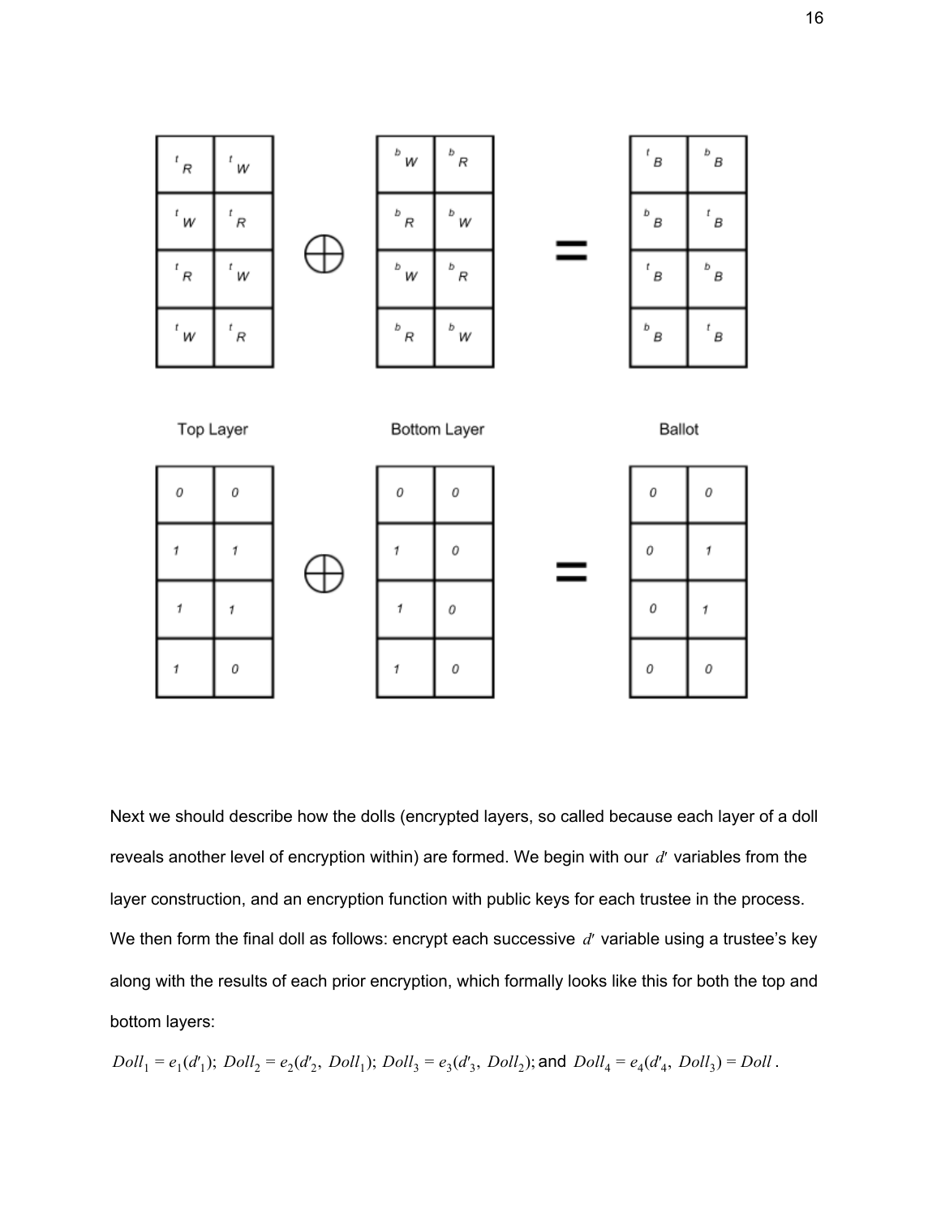| $^tR$ | $^tW$ |
|---|---|
| $^tW$ | $^tR$ |
| $^tR$ | $^tW$ |
| $^tW$ | $^tR$ |

$\oplus$

| $^bW$ | $^bR$ |
|---|---|
| $^bR$ | $^bW$ |
| $^bW$ | $^bR$ |
| $^bR$ | $^bW$ |

=

| $^tB$ | $^bB$ |
|---|---|
| $^bB$ | $^tB$ |
| $^tB$ | $^bB$ |
| $^bB$ | $^tB$ |

Top Layer — Bottom Layer — Ballot

| 0 | 0 |
|---|---|
| 1 | 1 |
| 1 | 1 |
| 1 | 0 |

$\oplus$

| 0 | 0 |
|---|---|
| 1 | 0 |
| 1 | 0 |
| 1 | 0 |

=

| 0 | 0 |
|---|---|
| 0 | 1 |
| 0 | 1 |
| 0 | 0 |

Next we should describe how the dolls (encrypted layers, so called because each layer of a doll reveals another level of encryption within) are formed. We begin with our $d'$ variables from the layer construction, and an encryption function with public keys for each trustee in the process. We then form the final doll as follows: encrypt each successive $d'$ variable using a trustee's key along with the results of each prior encryption, which formally looks like this for both the top and bottom layers:

$Doll_1 = e_1(d'_1);\ Doll_2 = e_2(d'_2,\ Doll_1);\ Doll_3 = e_3(d'_3,\ Doll_2);$ and $Doll_4 = e_4(d'_4,\ Doll_3) = Doll$.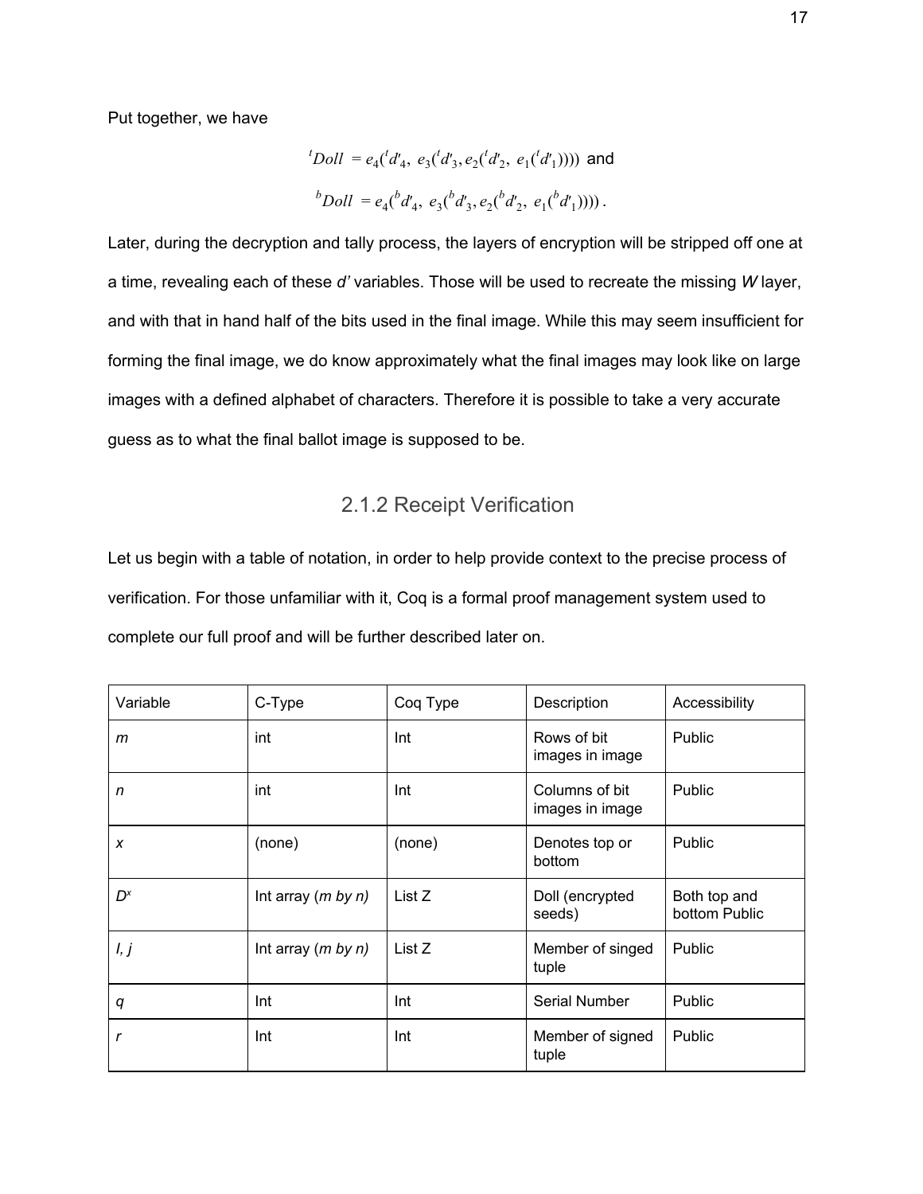Put together, we have

$$^{t}Doll = e_4(^{t}d'_4,\ e_3(^{t}d'_3, e_2(^{t}d'_2,\ e_1(^{t}d'_1)))) \text{ and}$$

$$^{b}Doll = e_4(^{b}d'_4,\ e_3(^{b}d'_3, e_2(^{b}d'_2,\ e_1(^{b}d'_1)))).$$

Later, during the decryption and tally process, the layers of encryption will be stripped off one at a time, revealing each of these *d'* variables. Those will be used to recreate the missing *W* layer, and with that in hand half of the bits used in the final image. While this may seem insufficient for forming the final image, we do know approximately what the final images may look like on large images with a defined alphabet of characters. Therefore it is possible to take a very accurate guess as to what the final ballot image is supposed to be.

## 2.1.2 Receipt Verification

Let us begin with a table of notation, in order to help provide context to the precise process of verification. For those unfamiliar with it, Coq is a formal proof management system used to complete our full proof and will be further described later on.

| Variable | C-Type | Coq Type | Description | Accessibility |
|---|---|---|---|---|
| $m$ | int | Int | Rows of bit images in image | Public |
| $n$ | int | Int | Columns of bit images in image | Public |
| $x$ | (none) | (none) | Denotes top or bottom | Public |
| $D^x$ | Int array (*m by n*) | List Z | Doll (encrypted seeds) | Both top and bottom Public |
| $I, j$ | Int array (*m by n*) | List Z | Member of singed tuple | Public |
| $q$ | Int | Int | Serial Number | Public |
| $r$ | Int | Int | Member of signed tuple | Public |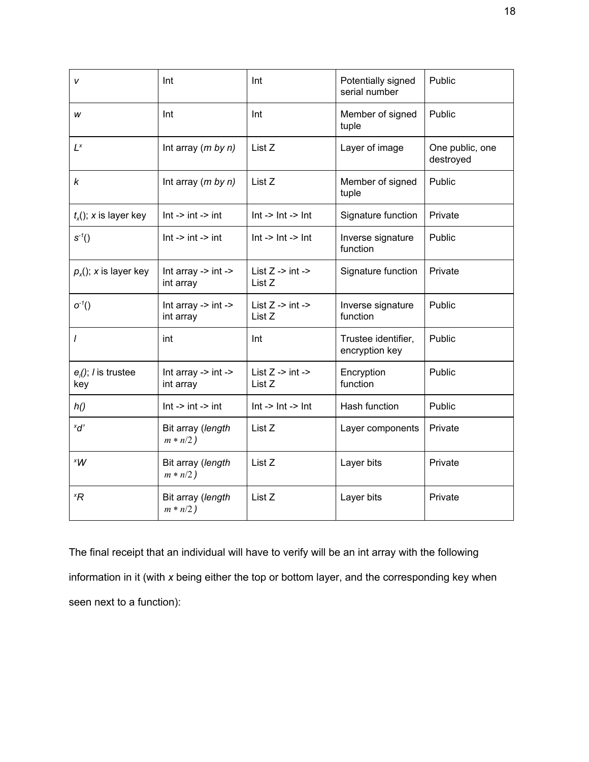| | | | | |
|---|---|---|---|---|
| *v* | Int | Int | Potentially signed serial number | Public |
| *w* | Int | Int | Member of signed tuple | Public |
| $L^x$ | Int array (*m by n)* | List Z | Layer of image | One public, one destroyed |
| *k* | Int array (*m by n)* | List Z | Member of signed tuple | Public |
| $t_x()$; *x* is layer key | Int -> int -> int | Int -> Int -> Int | Signature function | Private |
| $s^{-1}()$ | Int -> int -> int | Int -> Int -> Int | Inverse signature function | Public |
| $p_x()$; *x* is layer key | Int array -> int -> int array | List Z -> int -> List Z | Signature function | Private |
| $o^{-1}()$ | Int array -> int -> int array | List Z -> int -> List Z | Inverse signature function | Public |
| *l* | int | Int | Trustee identifier, encryption key | Public |
| $e_l()$; *l* is trustee key | Int array -> int -> int array | List Z -> int -> List Z | Encryption function | Public |
| *h()* | Int -> int -> int | Int -> Int -> Int | Hash function | Public |
| ${}^xd'$ | Bit array (*length* $m*n/2$*)* | List Z | Layer components | Private |
| ${}^xW$ | Bit array (*length* $m*n/2$*)* | List Z | Layer bits | Private |
| ${}^xR$ | Bit array (*length* $m*n/2$*)* | List Z | Layer bits | Private |

The final receipt that an individual will have to verify will be an int array with the following information in it (with *x* being either the top or bottom layer, and the corresponding key when seen next to a function):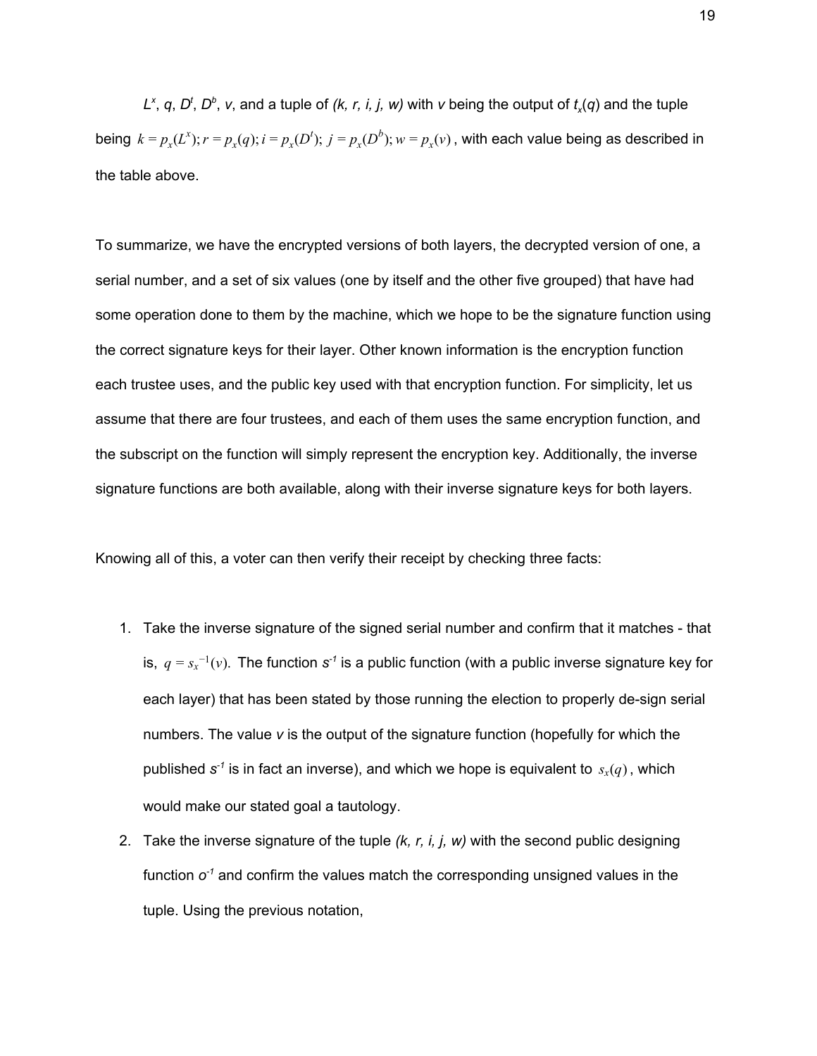$L^x$, $q$, $D^t$, $D^b$, $v$, and a tuple of *(k, r, i, j, w)* with $v$ being the output of $t_x(q)$ and the tuple being $k = p_x(L^x); r = p_x(q); i = p_x(D^t);\ j = p_x(D^b); w = p_x(v)$, with each value being as described in the table above.

To summarize, we have the encrypted versions of both layers, the decrypted version of one, a serial number, and a set of six values (one by itself and the other five grouped) that have had some operation done to them by the machine, which we hope to be the signature function using the correct signature keys for their layer. Other known information is the encryption function each trustee uses, and the public key used with that encryption function. For simplicity, let us assume that there are four trustees, and each of them uses the same encryption function, and the subscript on the function will simply represent the encryption key. Additionally, the inverse signature functions are both available, along with their inverse signature keys for both layers.

Knowing all of this, a voter can then verify their receipt by checking three facts:

1. Take the inverse signature of the signed serial number and confirm that it matches - that is, $q = s_x^{-1}(v)$. The function $s^{-1}$ is a public function (with a public inverse signature key for each layer) that has been stated by those running the election to properly de-sign serial numbers. The value $v$ is the output of the signature function (hopefully for which the published $s^{-1}$ is in fact an inverse), and which we hope is equivalent to $s_x(q)$, which would make our stated goal a tautology.
2. Take the inverse signature of the tuple *(k, r, i, j, w)* with the second public designing function $o^{-1}$ and confirm the values match the corresponding unsigned values in the tuple. Using the previous notation,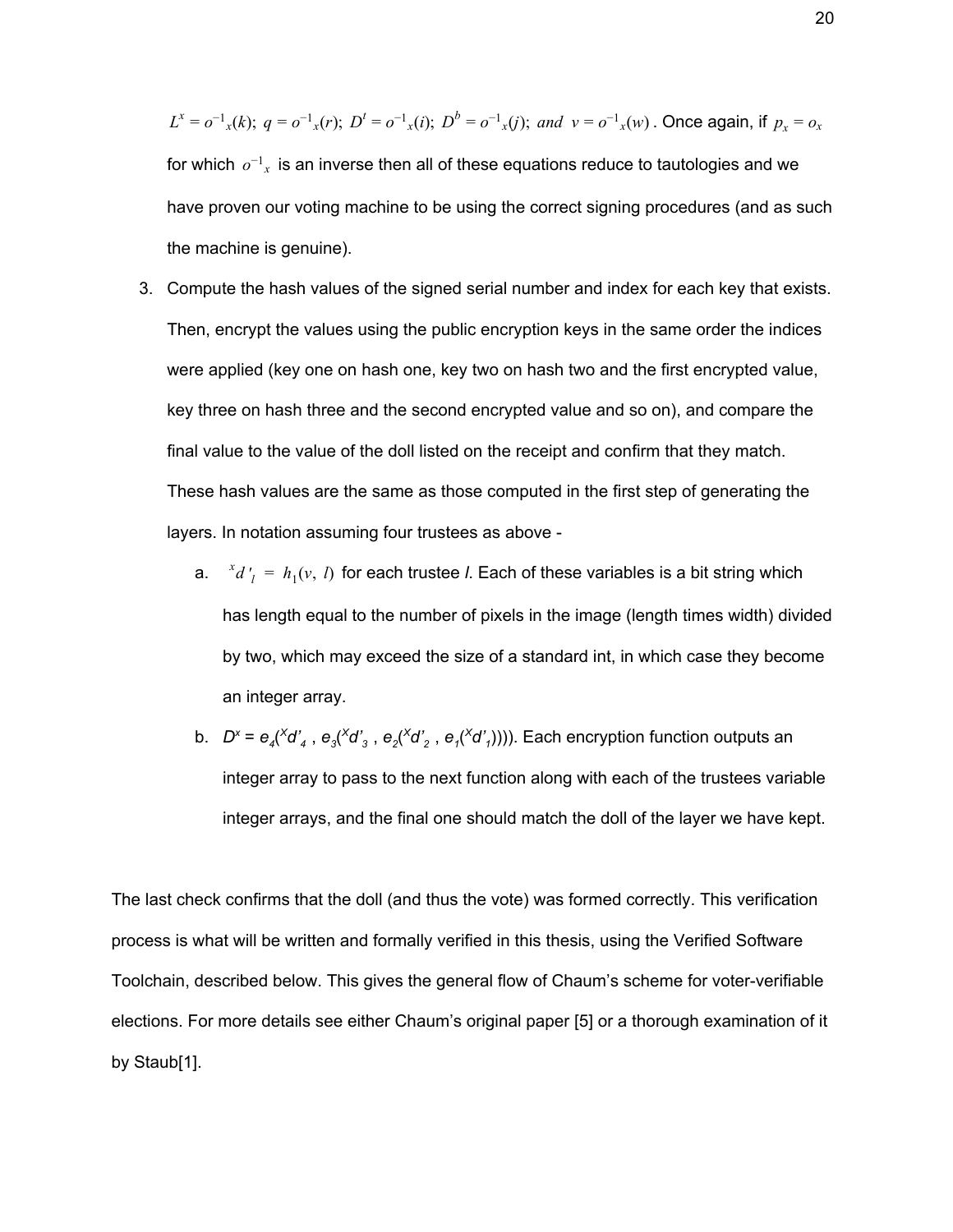$L^x = o^{-1}{}_x(k);\ q = o^{-1}{}_x(r);\ D^t = o^{-1}{}_x(i);\ D^b = o^{-1}{}_x(j);\ and\ \ v = o^{-1}{}_x(w)$. Once again, if $p_x = o_x$ for which $o^{-1}{}_x$ is an inverse then all of these equations reduce to tautologies and we have proven our voting machine to be using the correct signing procedures (and as such the machine is genuine).

3. Compute the hash values of the signed serial number and index for each key that exists. Then, encrypt the values using the public encryption keys in the same order the indices were applied (key one on hash one, key two on hash two and the first encrypted value, key three on hash three and the second encrypted value and so on), and compare the final value to the value of the doll listed on the receipt and confirm that they match. These hash values are the same as those computed in the first step of generating the layers. In notation assuming four trustees as above -
   a. ${}^x d'_l = h_1(v, l)$ for each trustee $l$. Each of these variables is a bit string which has length equal to the number of pixels in the image (length times width) divided by two, which may exceed the size of a standard int, in which case they become an integer array.
   b. $D^x = e_4({}^X d'_4 , e_3({}^X d'_3 , e_2({}^X d'_2 , e_1({}^X d'_1))))$. Each encryption function outputs an integer array to pass to the next function along with each of the trustees variable integer arrays, and the final one should match the doll of the layer we have kept.

The last check confirms that the doll (and thus the vote) was formed correctly. This verification process is what will be written and formally verified in this thesis, using the Verified Software Toolchain, described below. This gives the general flow of Chaum's scheme for voter-verifiable elections. For more details see either Chaum's original paper [5] or a thorough examination of it by Staub[1].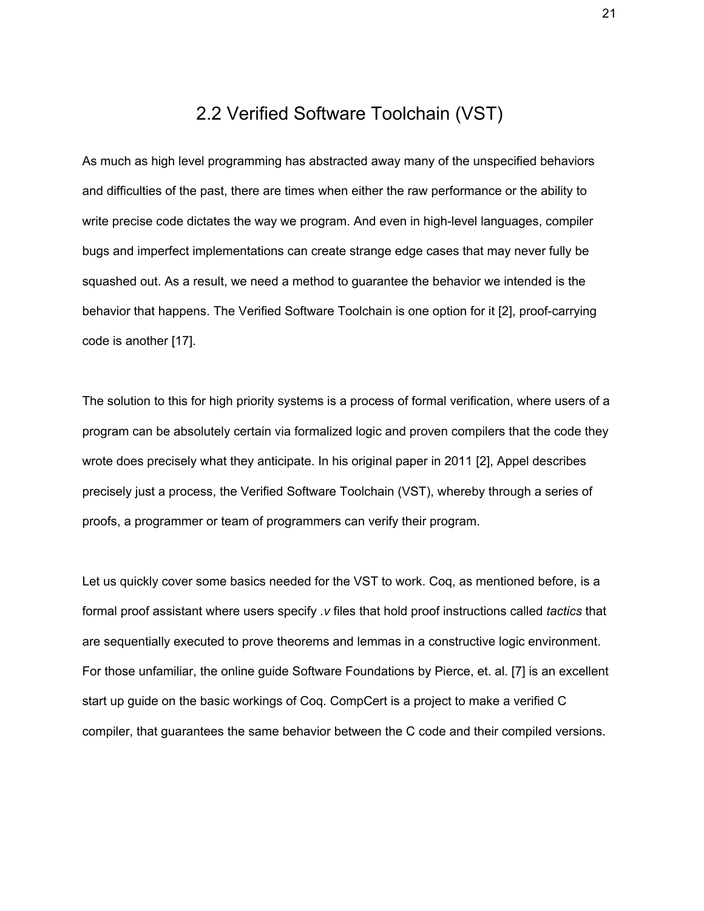## 2.2 Verified Software Toolchain (VST)

As much as high level programming has abstracted away many of the unspecified behaviors and difficulties of the past, there are times when either the raw performance or the ability to write precise code dictates the way we program. And even in high-level languages, compiler bugs and imperfect implementations can create strange edge cases that may never fully be squashed out. As a result, we need a method to guarantee the behavior we intended is the behavior that happens. The Verified Software Toolchain is one option for it [2], proof-carrying code is another [17].

The solution to this for high priority systems is a process of formal verification, where users of a program can be absolutely certain via formalized logic and proven compilers that the code they wrote does precisely what they anticipate. In his original paper in 2011 [2], Appel describes precisely just a process, the Verified Software Toolchain (VST), whereby through a series of proofs, a programmer or team of programmers can verify their program.

Let us quickly cover some basics needed for the VST to work. Coq, as mentioned before, is a formal proof assistant where users specify *.v* files that hold proof instructions called *tactics* that are sequentially executed to prove theorems and lemmas in a constructive logic environment. For those unfamiliar, the online guide Software Foundations by Pierce, et. al. [7] is an excellent start up guide on the basic workings of Coq. CompCert is a project to make a verified C compiler, that guarantees the same behavior between the C code and their compiled versions.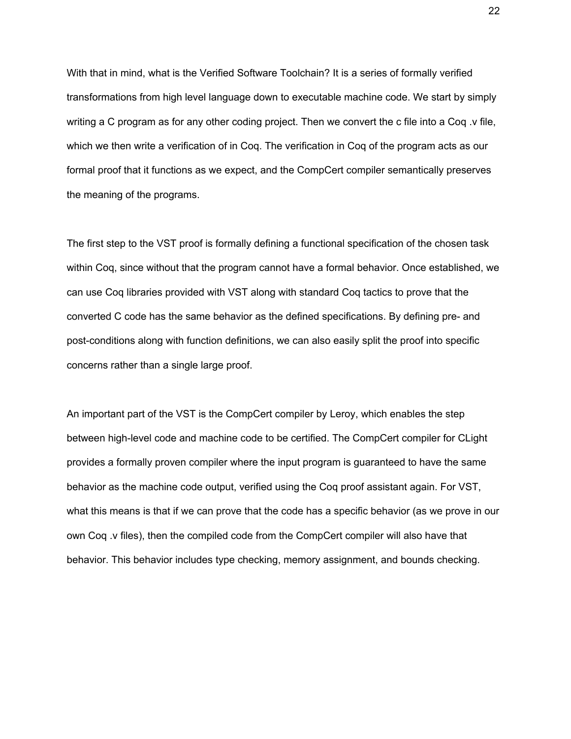With that in mind, what is the Verified Software Toolchain? It is a series of formally verified transformations from high level language down to executable machine code. We start by simply writing a C program as for any other coding project. Then we convert the c file into a Coq .v file, which we then write a verification of in Coq. The verification in Coq of the program acts as our formal proof that it functions as we expect, and the CompCert compiler semantically preserves the meaning of the programs.

The first step to the VST proof is formally defining a functional specification of the chosen task within Coq, since without that the program cannot have a formal behavior. Once established, we can use Coq libraries provided with VST along with standard Coq tactics to prove that the converted C code has the same behavior as the defined specifications. By defining pre- and post-conditions along with function definitions, we can also easily split the proof into specific concerns rather than a single large proof.

An important part of the VST is the CompCert compiler by Leroy, which enables the step between high-level code and machine code to be certified. The CompCert compiler for CLight provides a formally proven compiler where the input program is guaranteed to have the same behavior as the machine code output, verified using the Coq proof assistant again. For VST, what this means is that if we can prove that the code has a specific behavior (as we prove in our own Coq .v files), then the compiled code from the CompCert compiler will also have that behavior. This behavior includes type checking, memory assignment, and bounds checking.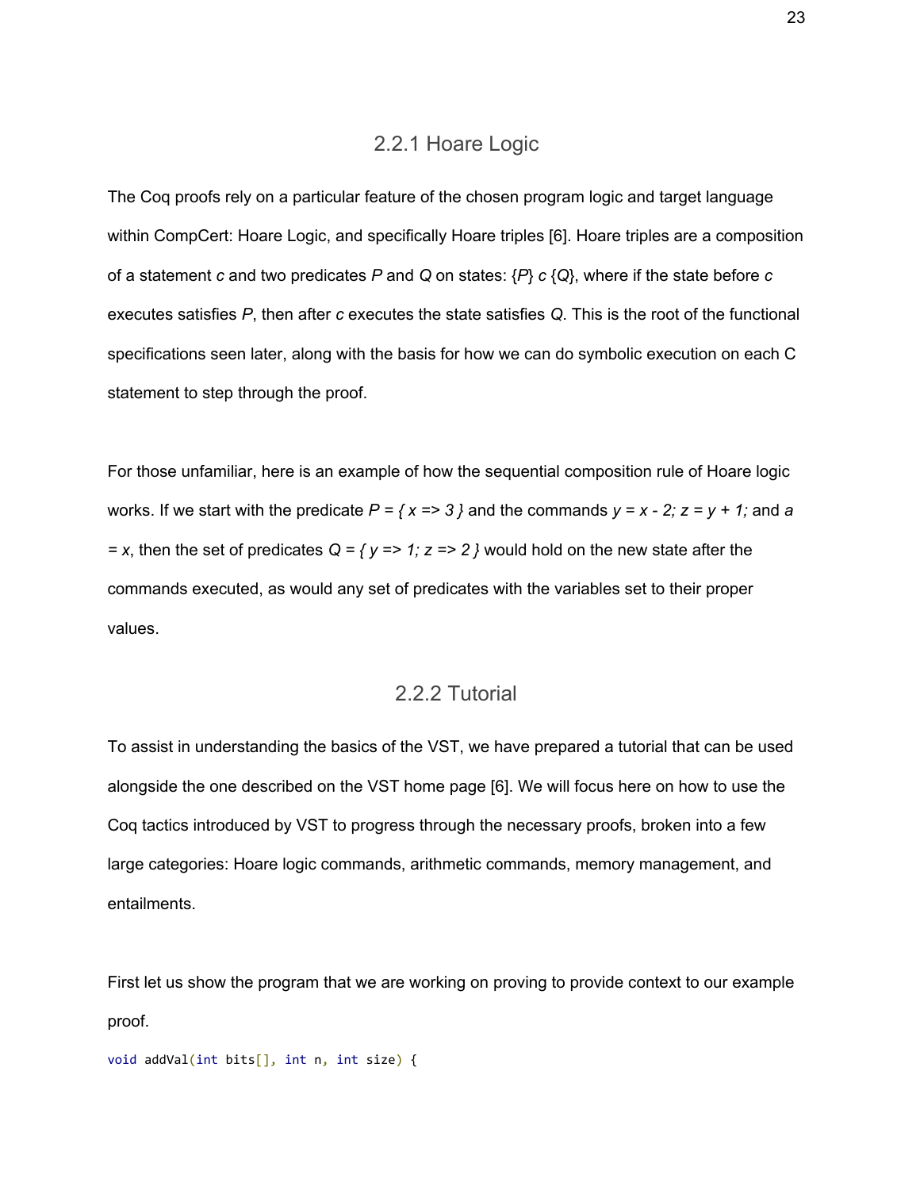### 2.2.1 Hoare Logic

The Coq proofs rely on a particular feature of the chosen program logic and target language within CompCert: Hoare Logic, and specifically Hoare triples [6]. Hoare triples are a composition of a statement *c* and two predicates *P* and *Q* on states: {*P*} *c* {*Q*}, where if the state before *c* executes satisfies *P*, then after *c* executes the state satisfies *Q*. This is the root of the functional specifications seen later, along with the basis for how we can do symbolic execution on each C statement to step through the proof.

For those unfamiliar, here is an example of how the sequential composition rule of Hoare logic works. If we start with the predicate *P = { x => 3 }* and the commands *y = x - 2; z = y + 1;* and *a = x*, then the set of predicates *Q = { y => 1; z => 2 }* would hold on the new state after the commands executed, as would any set of predicates with the variables set to their proper values.

### 2.2.2 Tutorial

To assist in understanding the basics of the VST, we have prepared a tutorial that can be used alongside the one described on the VST home page [6]. We will focus here on how to use the Coq tactics introduced by VST to progress through the necessary proofs, broken into a few large categories: Hoare logic commands, arithmetic commands, memory management, and entailments.

First let us show the program that we are working on proving to provide context to our example proof.

```
void addVal(int bits[], int n, int size) {
```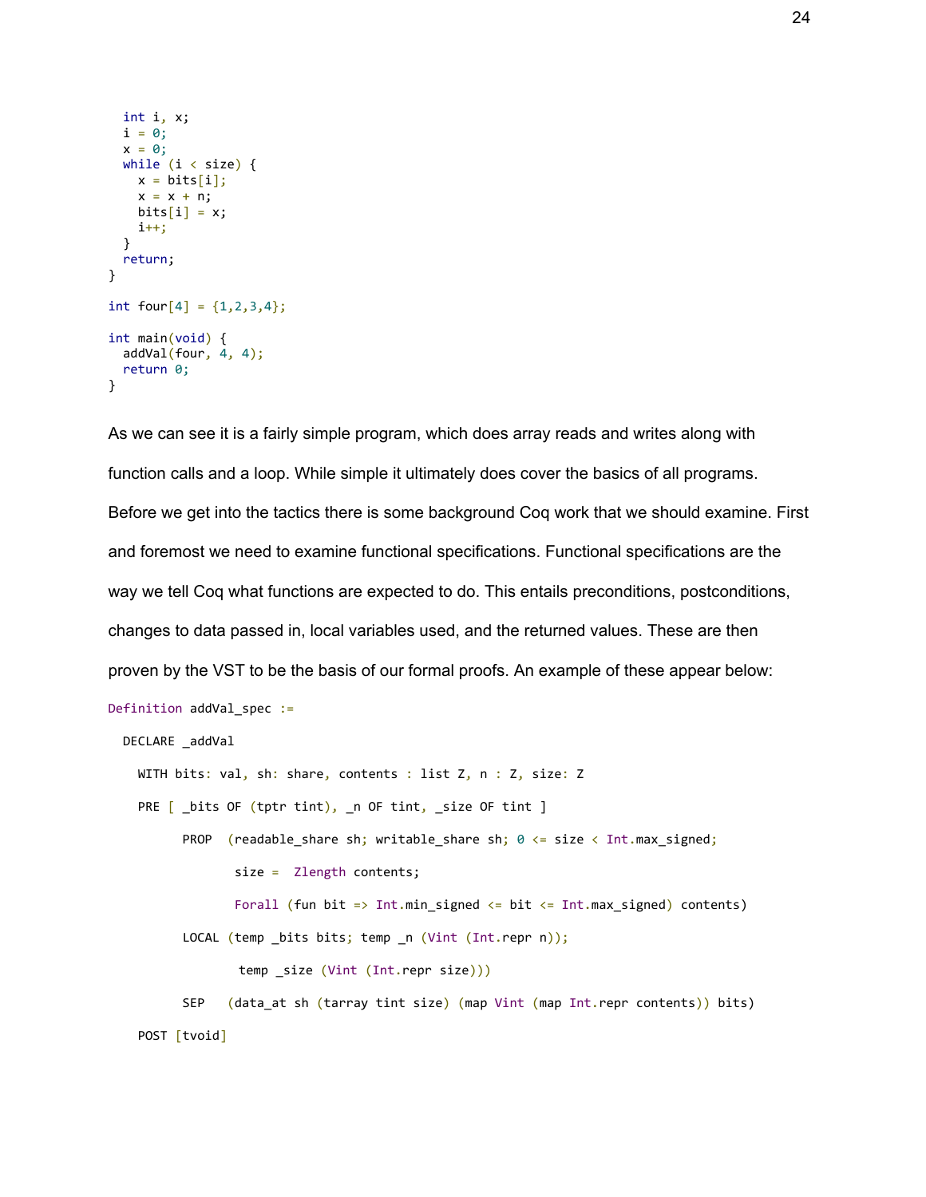```
  int i, x;
  i = 0;
  x = 0;
  while (i < size) {
    x = bits[i];
    x = x + n;
    bits[i] = x;
    i++;
  }
  return;
}

int four[4] = {1,2,3,4};

int main(void) {
  addVal(four, 4, 4);
  return 0;
}
```

As we can see it is a fairly simple program, which does array reads and writes along with function calls and a loop. While simple it ultimately does cover the basics of all programs. Before we get into the tactics there is some background Coq work that we should examine. First and foremost we need to examine functional specifications. Functional specifications are the way we tell Coq what functions are expected to do. This entails preconditions, postconditions, changes to data passed in, local variables used, and the returned values. These are then proven by the VST to be the basis of our formal proofs. An example of these appear below:

```
Definition addVal_spec :=

  DECLARE _addVal

    WITH bits: val, sh: share, contents : list Z, n : Z, size: Z

    PRE [ _bits OF (tptr tint), _n OF tint, _size OF tint ]

          PROP  (readable_share sh; writable_share sh; 0 <= size < Int.max_signed;

                 size =  Zlength contents;

                 Forall (fun bit => Int.min_signed <= bit <= Int.max_signed) contents)

          LOCAL (temp _bits bits; temp _n (Vint (Int.repr n));

                  temp _size (Vint (Int.repr size)))

          SEP   (data_at sh (tarray tint size) (map Vint (map Int.repr contents)) bits)

    POST [tvoid]
```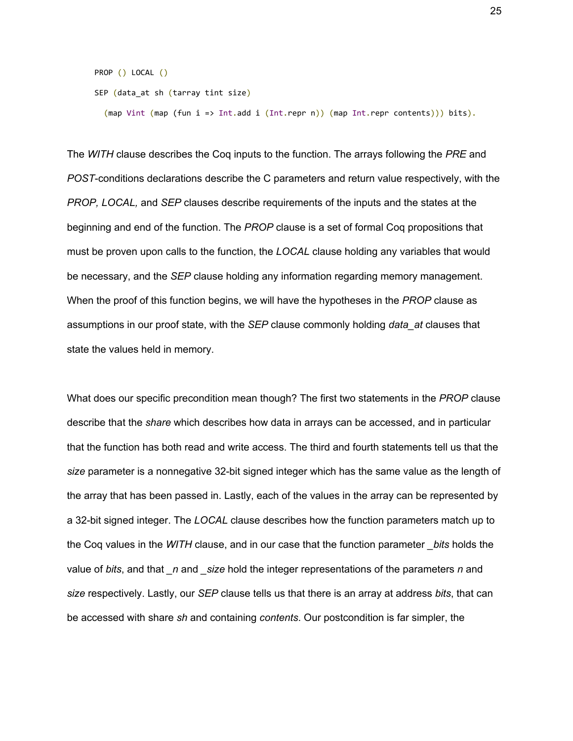```
PROP () LOCAL ()
SEP (data_at sh (tarray tint size)
  (map Vint (map (fun i => Int.add i (Int.repr n)) (map Int.repr contents))) bits).
```

The *WITH* clause describes the Coq inputs to the function. The arrays following the *PRE* and *POST*-conditions declarations describe the C parameters and return value respectively, with the *PROP, LOCAL,* and *SEP* clauses describe requirements of the inputs and the states at the beginning and end of the function. The *PROP* clause is a set of formal Coq propositions that must be proven upon calls to the function, the *LOCAL* clause holding any variables that would be necessary, and the *SEP* clause holding any information regarding memory management. When the proof of this function begins, we will have the hypotheses in the *PROP* clause as assumptions in our proof state, with the *SEP* clause commonly holding *data_at* clauses that state the values held in memory.

What does our specific precondition mean though? The first two statements in the *PROP* clause describe that the *share* which describes how data in arrays can be accessed, and in particular that the function has both read and write access. The third and fourth statements tell us that the *size* parameter is a nonnegative 32-bit signed integer which has the same value as the length of the array that has been passed in. Lastly, each of the values in the array can be represented by a 32-bit signed integer. The *LOCAL* clause describes how the function parameters match up to the Coq values in the *WITH* clause, and in our case that the function parameter *_bits* holds the value of *bits*, and that *_n* and *_size* hold the integer representations of the parameters *n* and *size* respectively. Lastly, our *SEP* clause tells us that there is an array at address *bits*, that can be accessed with share *sh* and containing *contents*. Our postcondition is far simpler, the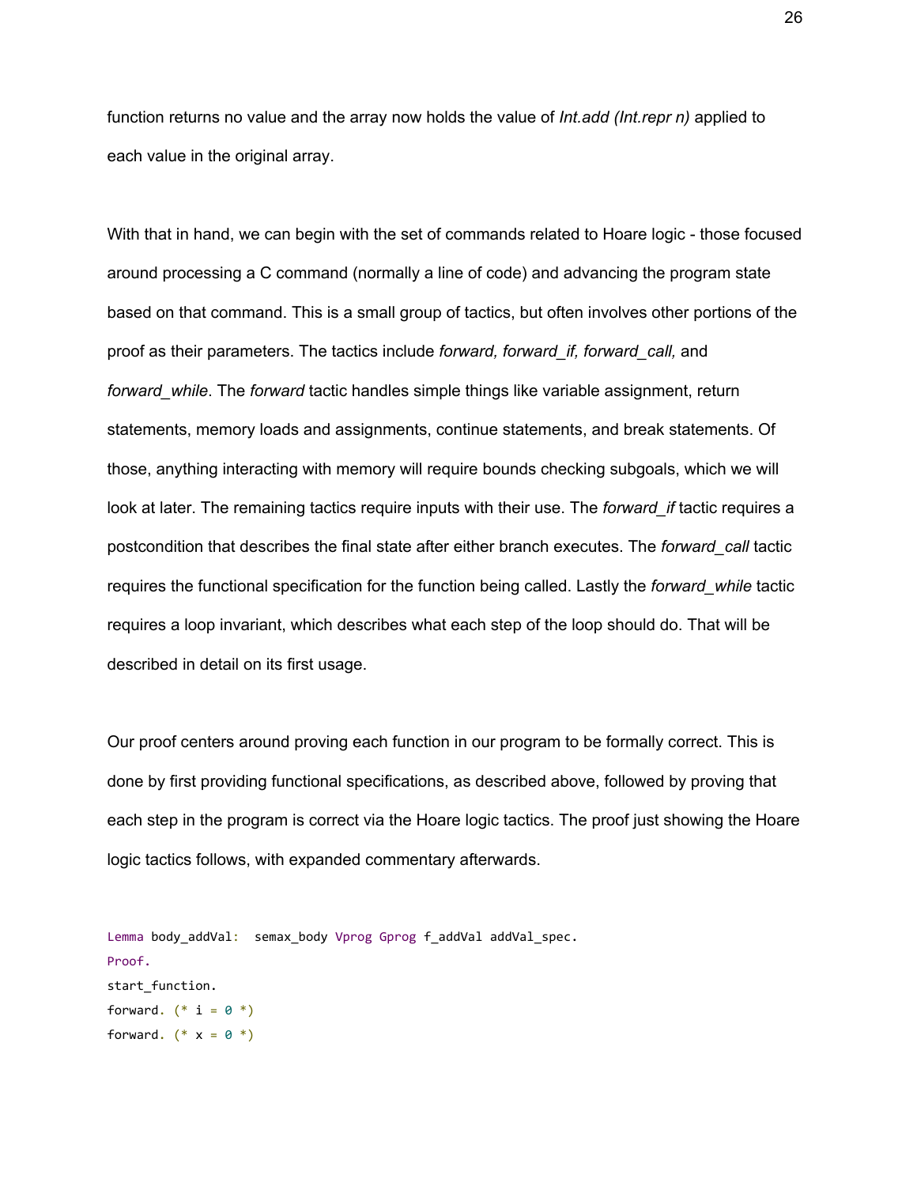function returns no value and the array now holds the value of *Int.add (Int.repr n)* applied to each value in the original array.

With that in hand, we can begin with the set of commands related to Hoare logic - those focused around processing a C command (normally a line of code) and advancing the program state based on that command. This is a small group of tactics, but often involves other portions of the proof as their parameters. The tactics include *forward, forward_if, forward_call,* and *forward_while*. The *forward* tactic handles simple things like variable assignment, return statements, memory loads and assignments, continue statements, and break statements. Of those, anything interacting with memory will require bounds checking subgoals, which we will look at later. The remaining tactics require inputs with their use. The *forward_if* tactic requires a postcondition that describes the final state after either branch executes. The *forward_call* tactic requires the functional specification for the function being called. Lastly the *forward_while* tactic requires a loop invariant, which describes what each step of the loop should do. That will be described in detail on its first usage.

Our proof centers around proving each function in our program to be formally correct. This is done by first providing functional specifications, as described above, followed by proving that each step in the program is correct via the Hoare logic tactics. The proof just showing the Hoare logic tactics follows, with expanded commentary afterwards.

```
Lemma body_addVal:  semax_body Vprog Gprog f_addVal addVal_spec.
Proof.
start_function.
forward. (* i = 0 *)
forward. (* x = 0 *)
```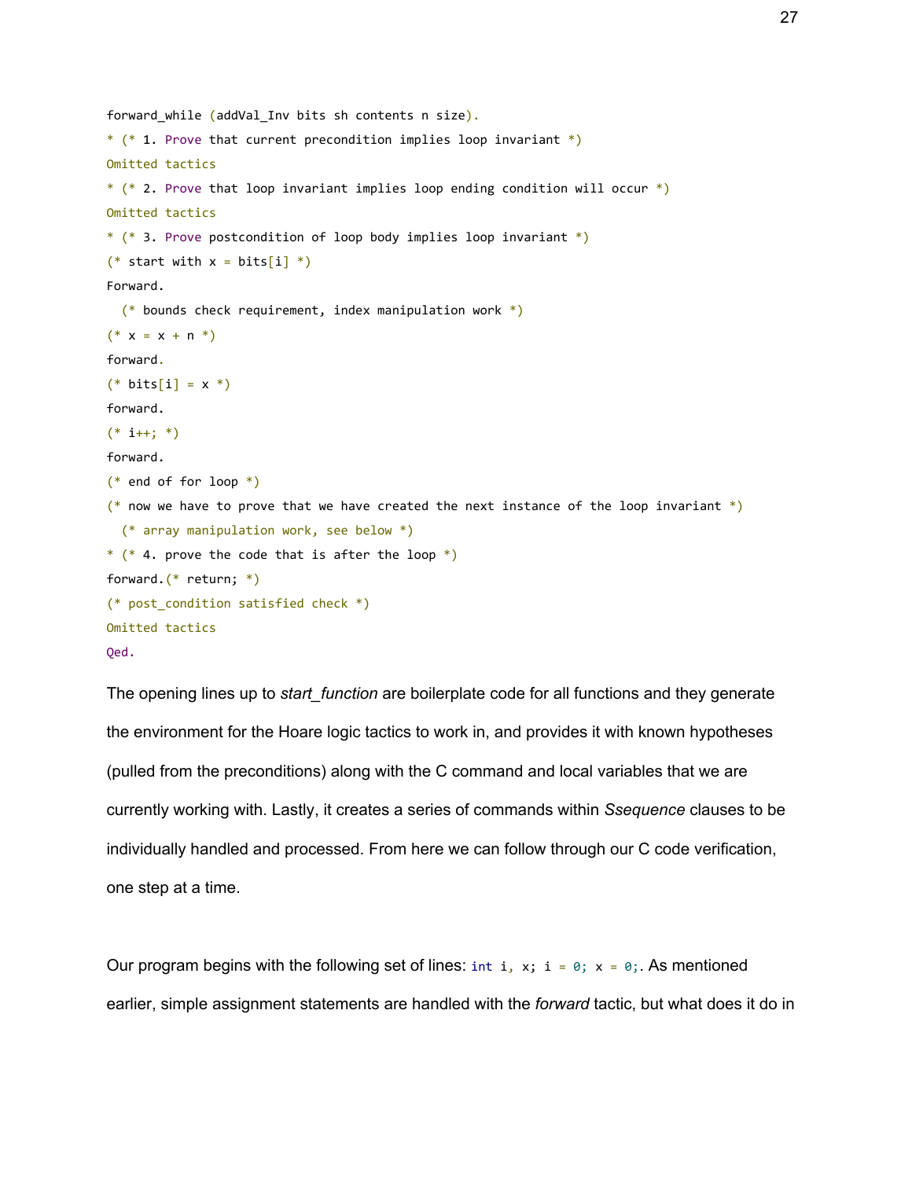```
forward_while (addVal_Inv bits sh contents n size).
* (* 1. Prove that current precondition implies loop invariant *)
Omitted tactics
* (* 2. Prove that loop invariant implies loop ending condition will occur *)
Omitted tactics
* (* 3. Prove postcondition of loop body implies loop invariant *)
(* start with x = bits[i] *)
Forward.
  (* bounds check requirement, index manipulation work *)
(* x = x + n *)
forward.
(* bits[i] = x *)
forward.
(* i++; *)
forward.
(* end of for loop *)
(* now we have to prove that we have created the next instance of the loop invariant *)
  (* array manipulation work, see below *)
* (* 4. prove the code that is after the loop *)
forward.(* return; *)
(* post_condition satisfied check *)
Omitted tactics
Qed.
```

The opening lines up to *start_function* are boilerplate code for all functions and they generate the environment for the Hoare logic tactics to work in, and provides it with known hypotheses (pulled from the preconditions) along with the C command and local variables that we are currently working with. Lastly, it creates a series of commands within *Ssequence* clauses to be individually handled and processed. From here we can follow through our C code verification, one step at a time.

Our program begins with the following set of lines: `int i, x; i = 0; x = 0;`. As mentioned earlier, simple assignment statements are handled with the *forward* tactic, but what does it do in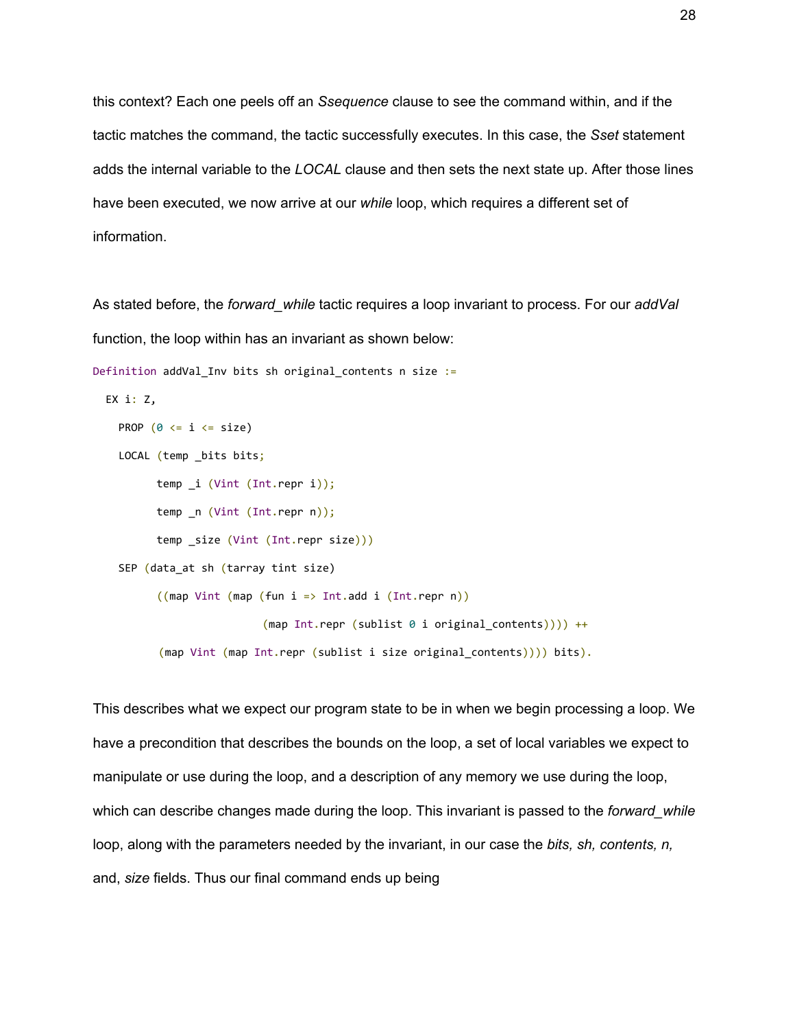this context? Each one peels off an *Ssequence* clause to see the command within, and if the tactic matches the command, the tactic successfully executes. In this case, the *Sset* statement adds the internal variable to the *LOCAL* clause and then sets the next state up. After those lines have been executed, we now arrive at our *while* loop, which requires a different set of information.

As stated before, the *forward_while* tactic requires a loop invariant to process. For our *addVal* function, the loop within has an invariant as shown below:

```
Definition addVal_Inv bits sh original_contents n size :=
  EX i: Z,
    PROP (0 <= i <= size)
    LOCAL (temp _bits bits;
          temp _i (Vint (Int.repr i));
          temp _n (Vint (Int.repr n));
          temp _size (Vint (Int.repr size)))
    SEP (data_at sh (tarray tint size)
          ((map Vint (map (fun i => Int.add i (Int.repr n))
                          (map Int.repr (sublist 0 i original_contents)))) ++
           (map Vint (map Int.repr (sublist i size original_contents)))) bits).
```

This describes what we expect our program state to be in when we begin processing a loop. We have a precondition that describes the bounds on the loop, a set of local variables we expect to manipulate or use during the loop, and a description of any memory we use during the loop, which can describe changes made during the loop. This invariant is passed to the *forward_while* loop, along with the parameters needed by the invariant, in our case the *bits, sh, contents, n,* and, *size* fields. Thus our final command ends up being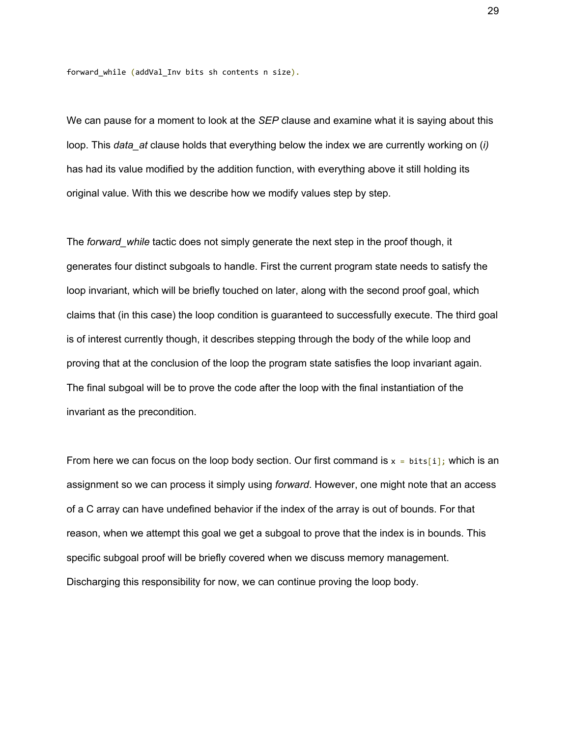```
forward_while (addVal_Inv bits sh contents n size).
```

We can pause for a moment to look at the *SEP* clause and examine what it is saying about this loop. This *data_at* clause holds that everything below the index we are currently working on (*i)* has had its value modified by the addition function, with everything above it still holding its original value. With this we describe how we modify values step by step.

The *forward_while* tactic does not simply generate the next step in the proof though, it generates four distinct subgoals to handle. First the current program state needs to satisfy the loop invariant, which will be briefly touched on later, along with the second proof goal, which claims that (in this case) the loop condition is guaranteed to successfully execute. The third goal is of interest currently though, it describes stepping through the body of the while loop and proving that at the conclusion of the loop the program state satisfies the loop invariant again. The final subgoal will be to prove the code after the loop with the final instantiation of the invariant as the precondition.

From here we can focus on the loop body section. Our first command is `x = bits[i];` which is an assignment so we can process it simply using *forward*. However, one might note that an access of a C array can have undefined behavior if the index of the array is out of bounds. For that reason, when we attempt this goal we get a subgoal to prove that the index is in bounds. This specific subgoal proof will be briefly covered when we discuss memory management. Discharging this responsibility for now, we can continue proving the loop body.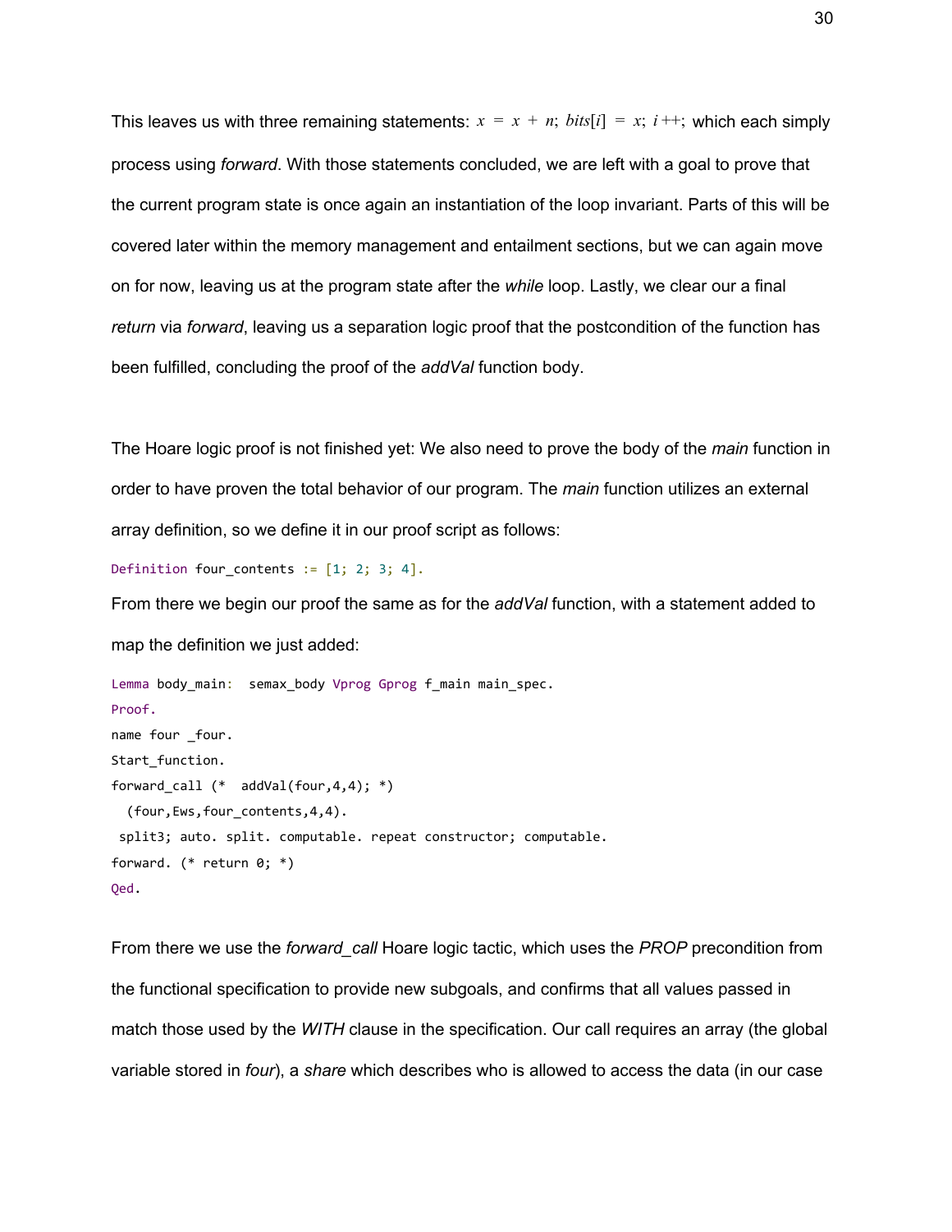This leaves us with three remaining statements: $x = x + n;\ bits[i] = x;\ i{+}{+};$ which each simply process using *forward*. With those statements concluded, we are left with a goal to prove that the current program state is once again an instantiation of the loop invariant. Parts of this will be covered later within the memory management and entailment sections, but we can again move on for now, leaving us at the program state after the *while* loop. Lastly, we clear our a final *return* via *forward*, leaving us a separation logic proof that the postcondition of the function has been fulfilled, concluding the proof of the *addVal* function body.

The Hoare logic proof is not finished yet: We also need to prove the body of the *main* function in order to have proven the total behavior of our program. The *main* function utilizes an external array definition, so we define it in our proof script as follows:

```
Definition four_contents := [1; 2; 3; 4].
```

From there we begin our proof the same as for the *addVal* function, with a statement added to map the definition we just added:

```
Lemma body_main:  semax_body Vprog Gprog f_main main_spec.
Proof.
name four _four.
Start_function.
forward_call (*  addVal(four,4,4); *)
  (four,Ews,four_contents,4,4).
 split3; auto. split. computable. repeat constructor; computable.
forward. (* return 0; *)
Qed.
```

From there we use the *forward_call* Hoare logic tactic, which uses the *PROP* precondition from the functional specification to provide new subgoals, and confirms that all values passed in match those used by the *WITH* clause in the specification. Our call requires an array (the global variable stored in *four*), a *share* which describes who is allowed to access the data (in our case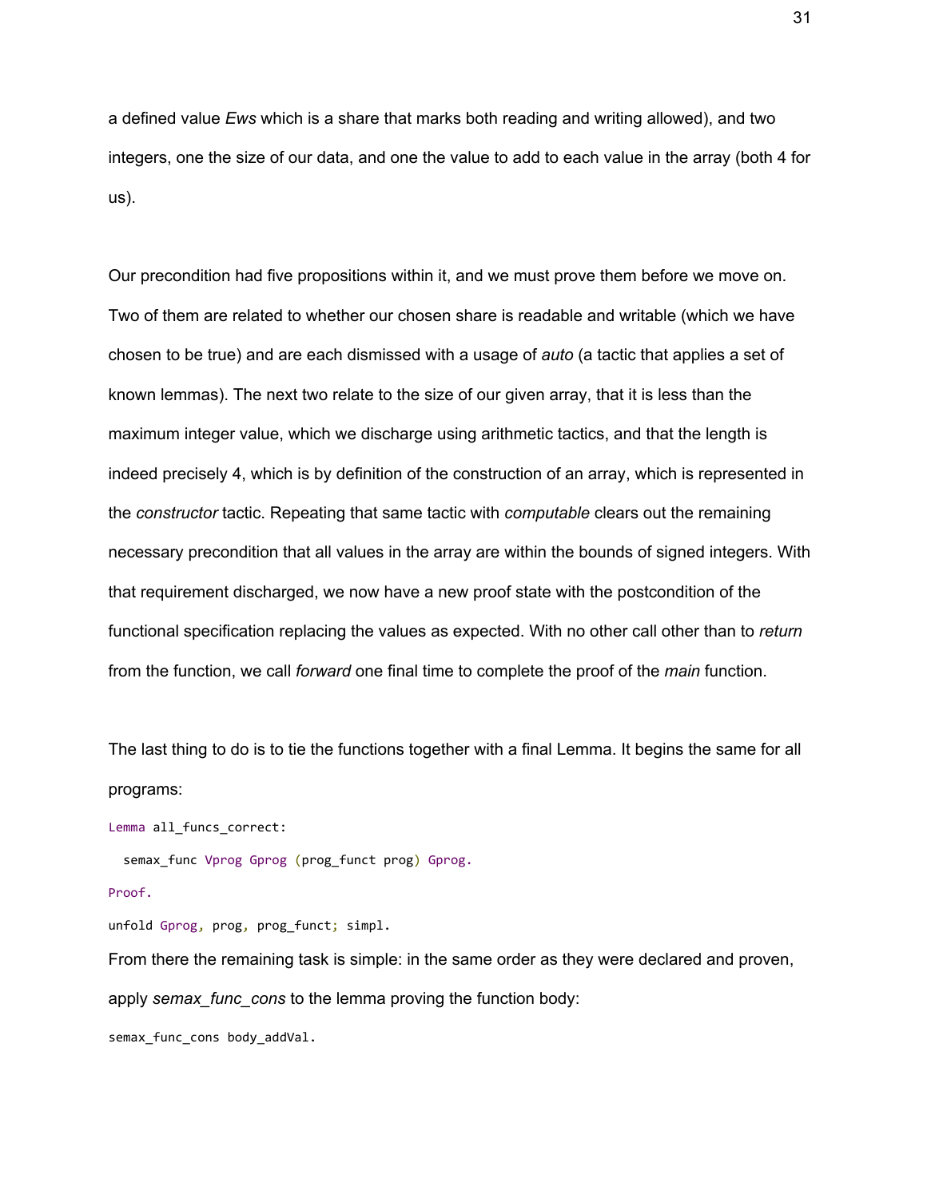a defined value *Ews* which is a share that marks both reading and writing allowed), and two integers, one the size of our data, and one the value to add to each value in the array (both 4 for us).

Our precondition had five propositions within it, and we must prove them before we move on. Two of them are related to whether our chosen share is readable and writable (which we have chosen to be true) and are each dismissed with a usage of *auto* (a tactic that applies a set of known lemmas). The next two relate to the size of our given array, that it is less than the maximum integer value, which we discharge using arithmetic tactics, and that the length is indeed precisely 4, which is by definition of the construction of an array, which is represented in the *constructor* tactic. Repeating that same tactic with *computable* clears out the remaining necessary precondition that all values in the array are within the bounds of signed integers. With that requirement discharged, we now have a new proof state with the postcondition of the functional specification replacing the values as expected. With no other call other than to *return* from the function, we call *forward* one final time to complete the proof of the *main* function.

The last thing to do is to tie the functions together with a final Lemma. It begins the same for all programs:

```
Lemma all_funcs_correct:
  semax_func Vprog Gprog (prog_funct prog) Gprog.
Proof.
unfold Gprog, prog, prog_funct; simpl.
```

From there the remaining task is simple: in the same order as they were declared and proven, apply *semax_func_cons* to the lemma proving the function body:

```
semax_func_cons body_addVal.
```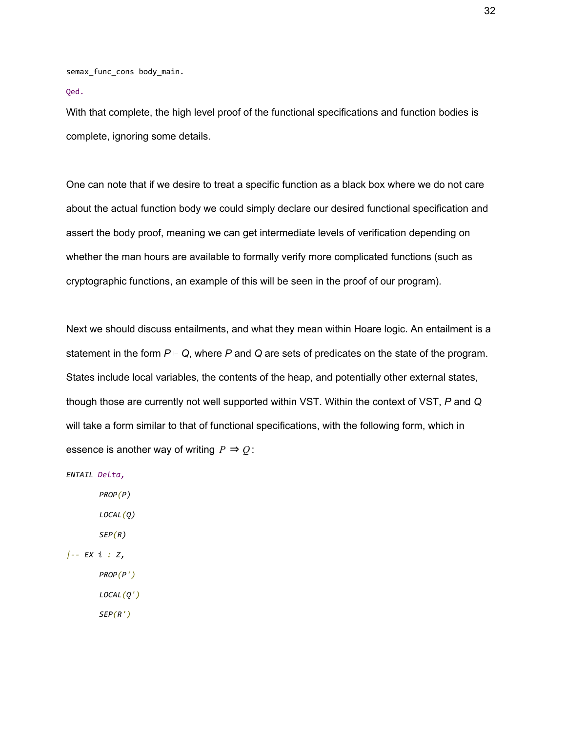```
semax_func_cons body_main.
Qed.
```

With that complete, the high level proof of the functional specifications and function bodies is complete, ignoring some details.

One can note that if we desire to treat a specific function as a black box where we do not care about the actual function body we could simply declare our desired functional specification and assert the body proof, meaning we can get intermediate levels of verification depending on whether the man hours are available to formally verify more complicated functions (such as cryptographic functions, an example of this will be seen in the proof of our program).

Next we should discuss entailments, and what they mean within Hoare logic. An entailment is a statement in the form $P \vdash Q$, where $P$ and $Q$ are sets of predicates on the state of the program. States include local variables, the contents of the heap, and potentially other external states, though those are currently not well supported within VST. Within the context of VST, $P$ and $Q$ will take a form similar to that of functional specifications, with the following form, which in essence is another way of writing $P \Rightarrow Q$:

```
ENTAIL Delta,
        PROP(P)
        LOCAL(Q)
        SEP(R)
|-- EX i : Z,
        PROP(P')
        LOCAL(Q')
        SEP(R')
```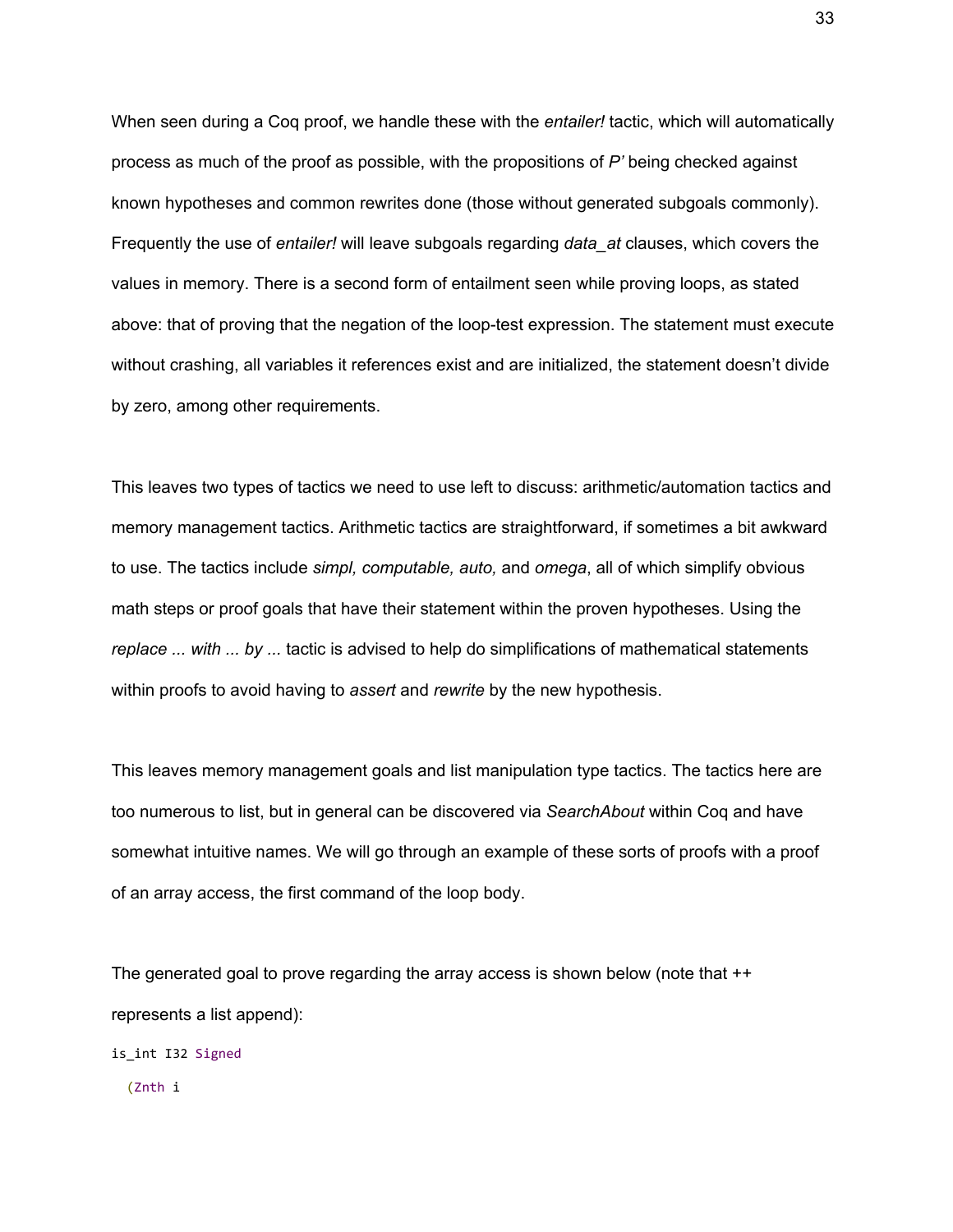When seen during a Coq proof, we handle these with the *entailer!* tactic, which will automatically process as much of the proof as possible, with the propositions of *P'* being checked against known hypotheses and common rewrites done (those without generated subgoals commonly). Frequently the use of *entailer!* will leave subgoals regarding *data_at* clauses, which covers the values in memory. There is a second form of entailment seen while proving loops, as stated above: that of proving that the negation of the loop-test expression. The statement must execute without crashing, all variables it references exist and are initialized, the statement doesn't divide by zero, among other requirements.

This leaves two types of tactics we need to use left to discuss: arithmetic/automation tactics and memory management tactics. Arithmetic tactics are straightforward, if sometimes a bit awkward to use. The tactics include *simpl, computable, auto,* and *omega*, all of which simplify obvious math steps or proof goals that have their statement within the proven hypotheses. Using the *replace ... with ... by ...* tactic is advised to help do simplifications of mathematical statements within proofs to avoid having to *assert* and *rewrite* by the new hypothesis.

This leaves memory management goals and list manipulation type tactics. The tactics here are too numerous to list, but in general can be discovered via *SearchAbout* within Coq and have somewhat intuitive names. We will go through an example of these sorts of proofs with a proof of an array access, the first command of the loop body.

The generated goal to prove regarding the array access is shown below (note that ++ represents a list append):

```
is_int I32 Signed
  (Znth i
```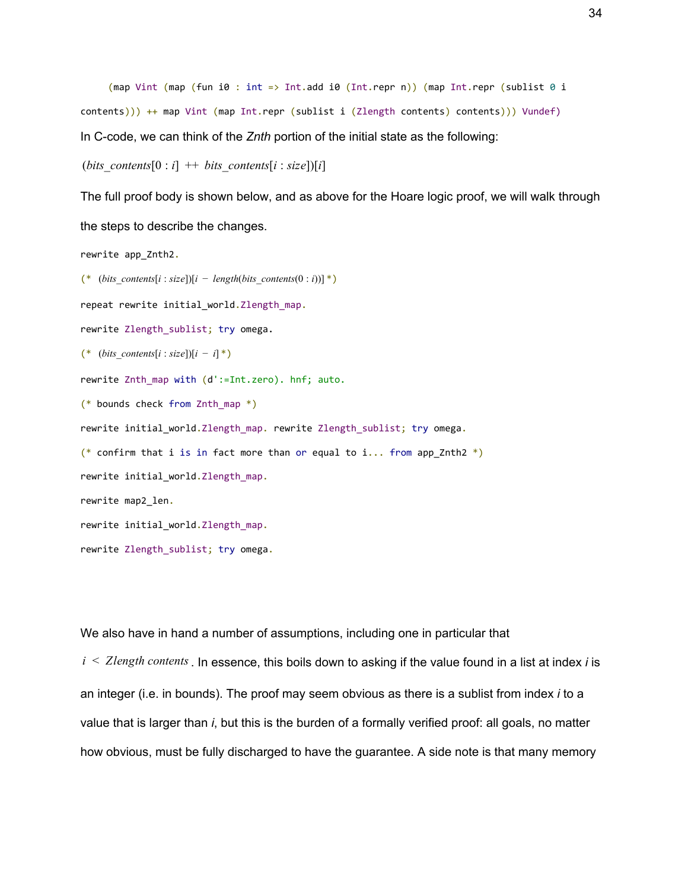```
(map Vint (map (fun i0 : int => Int.add i0 (Int.repr n)) (map Int.repr (sublist 0 i
contents))) ++ map Vint (map Int.repr (sublist i (Zlength contents) contents))) Vundef)
```

In C-code, we can think of the *Znth* portion of the initial state as the following:

$(bits\_contents[0 : i] \ ++ \ bits\_contents[i : size])[i]$

The full proof body is shown below, and as above for the Hoare logic proof, we will walk through the steps to describe the changes.

```
rewrite app_Znth2.
(* (bits_contents[i : size])[i − length(bits_contents(0 : i))] *)
repeat rewrite initial_world.Zlength_map.
rewrite Zlength_sublist; try omega.
(* (bits_contents[i : size])[i − i] *)
rewrite Znth_map with (d':=Int.zero). hnf; auto.
(* bounds check from Znth_map *)
rewrite initial_world.Zlength_map. rewrite Zlength_sublist; try omega.
(* confirm that i is in fact more than or equal to i... from app_Znth2 *)
rewrite initial_world.Zlength_map.
rewrite map2_len.
rewrite initial_world.Zlength_map.
rewrite Zlength_sublist; try omega.
```

We also have in hand a number of assumptions, including one in particular that $i < Zlength \ contents$. In essence, this boils down to asking if the value found in a list at index *i* is an integer (i.e. in bounds). The proof may seem obvious as there is a sublist from index *i* to a value that is larger than *i*, but this is the burden of a formally verified proof: all goals, no matter how obvious, must be fully discharged to have the guarantee. A side note is that many memory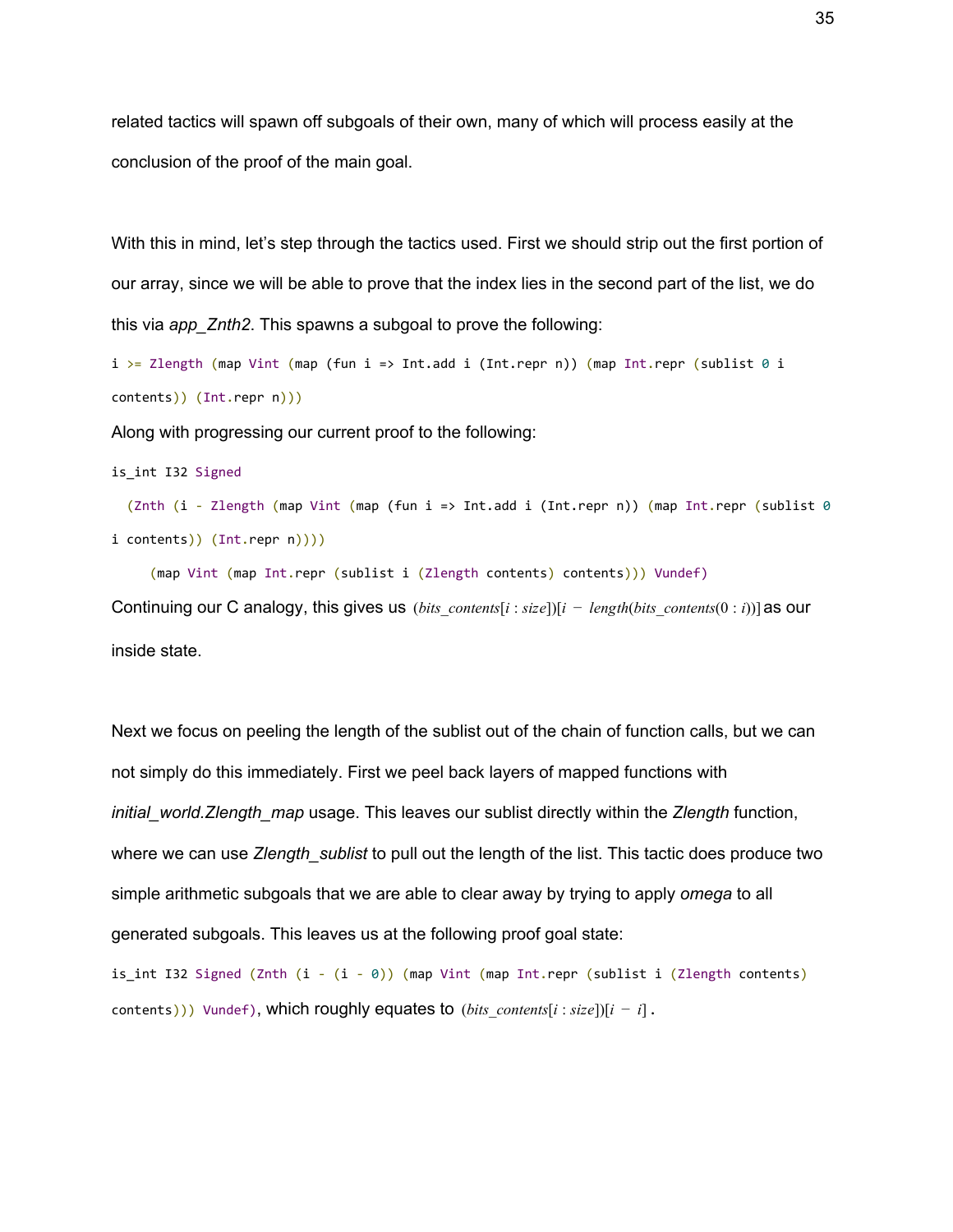related tactics will spawn off subgoals of their own, many of which will process easily at the conclusion of the proof of the main goal.

With this in mind, let's step through the tactics used. First we should strip out the first portion of our array, since we will be able to prove that the index lies in the second part of the list, we do this via *app_Znth2*. This spawns a subgoal to prove the following:

```
i >= Zlength (map Vint (map (fun i => Int.add i (Int.repr n)) (map Int.repr (sublist 0 i contents)) (Int.repr n)))
```

Along with progressing our current proof to the following:

```
is_int I32 Signed
  (Znth (i - Zlength (map Vint (map (fun i => Int.add i (Int.repr n)) (map Int.repr (sublist 0 i contents)) (Int.repr n))))
     (map Vint (map Int.repr (sublist i (Zlength contents) contents))) Vundef)
```

Continuing our C analogy, this gives us $(bits\_contents[i : size])[i - length(bits\_contents(0 : i))]$ as our inside state.

Next we focus on peeling the length of the sublist out of the chain of function calls, but we can not simply do this immediately. First we peel back layers of mapped functions with *initial_world.Zlength_map* usage. This leaves our sublist directly within the *Zlength* function, where we can use *Zlength_sublist* to pull out the length of the list. This tactic does produce two simple arithmetic subgoals that we are able to clear away by trying to apply *omega* to all generated subgoals. This leaves us at the following proof goal state:

`is_int I32 Signed (Znth (i - (i - 0)) (map Vint (map Int.repr (sublist i (Zlength contents) contents))) Vundef)`, which roughly equates to $(bits\_contents[i : size])[i - i]$.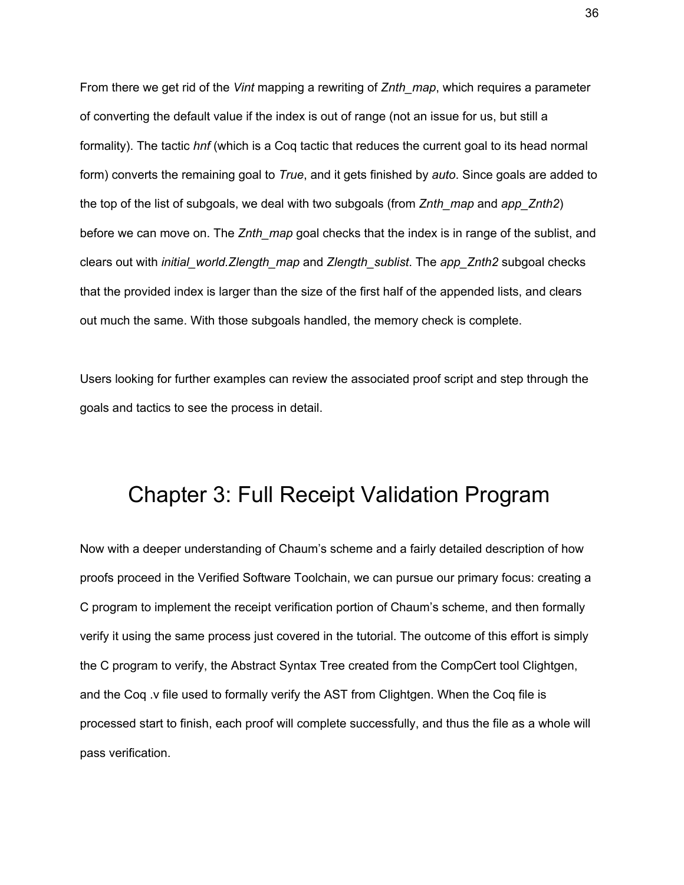From there we get rid of the *Vint* mapping a rewriting of *Znth_map*, which requires a parameter of converting the default value if the index is out of range (not an issue for us, but still a formality). The tactic *hnf* (which is a Coq tactic that reduces the current goal to its head normal form) converts the remaining goal to *True*, and it gets finished by *auto*. Since goals are added to the top of the list of subgoals, we deal with two subgoals (from *Znth_map* and *app_Znth2*) before we can move on. The *Znth_map* goal checks that the index is in range of the sublist, and clears out with *initial_world.Zlength_map* and *Zlength_sublist*. The *app_Znth2* subgoal checks that the provided index is larger than the size of the first half of the appended lists, and clears out much the same. With those subgoals handled, the memory check is complete.

Users looking for further examples can review the associated proof script and step through the goals and tactics to see the process in detail.

# Chapter 3: Full Receipt Validation Program

Now with a deeper understanding of Chaum's scheme and a fairly detailed description of how proofs proceed in the Verified Software Toolchain, we can pursue our primary focus: creating a C program to implement the receipt verification portion of Chaum's scheme, and then formally verify it using the same process just covered in the tutorial. The outcome of this effort is simply the C program to verify, the Abstract Syntax Tree created from the CompCert tool Clightgen, and the Coq .v file used to formally verify the AST from Clightgen. When the Coq file is processed start to finish, each proof will complete successfully, and thus the file as a whole will pass verification.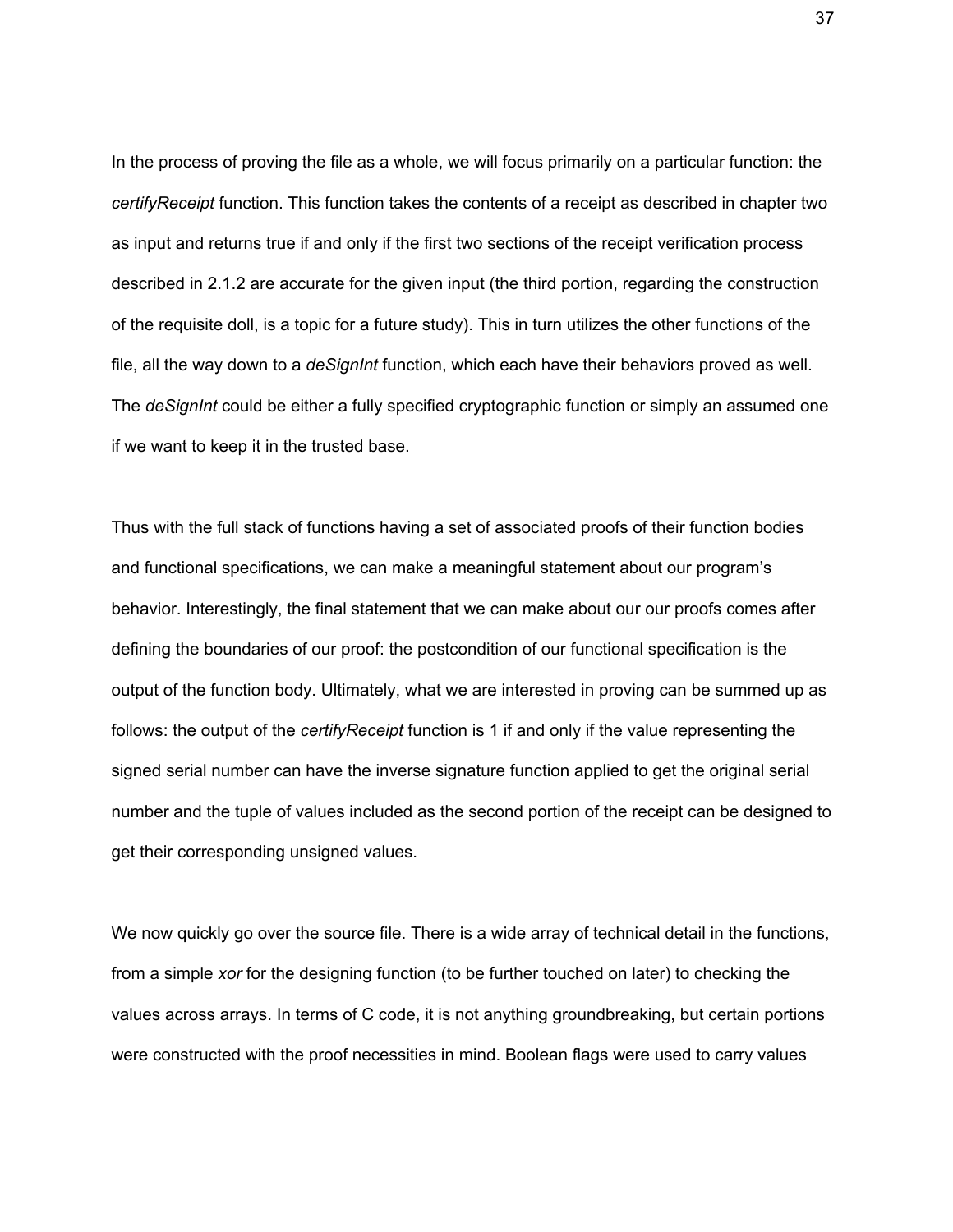In the process of proving the file as a whole, we will focus primarily on a particular function: the *certifyReceipt* function. This function takes the contents of a receipt as described in chapter two as input and returns true if and only if the first two sections of the receipt verification process described in 2.1.2 are accurate for the given input (the third portion, regarding the construction of the requisite doll, is a topic for a future study). This in turn utilizes the other functions of the file, all the way down to a *deSignInt* function, which each have their behaviors proved as well. The *deSignInt* could be either a fully specified cryptographic function or simply an assumed one if we want to keep it in the trusted base.

Thus with the full stack of functions having a set of associated proofs of their function bodies and functional specifications, we can make a meaningful statement about our program's behavior. Interestingly, the final statement that we can make about our our proofs comes after defining the boundaries of our proof: the postcondition of our functional specification is the output of the function body. Ultimately, what we are interested in proving can be summed up as follows: the output of the *certifyReceipt* function is 1 if and only if the value representing the signed serial number can have the inverse signature function applied to get the original serial number and the tuple of values included as the second portion of the receipt can be designed to get their corresponding unsigned values.

We now quickly go over the source file. There is a wide array of technical detail in the functions, from a simple *xor* for the designing function (to be further touched on later) to checking the values across arrays. In terms of C code, it is not anything groundbreaking, but certain portions were constructed with the proof necessities in mind. Boolean flags were used to carry values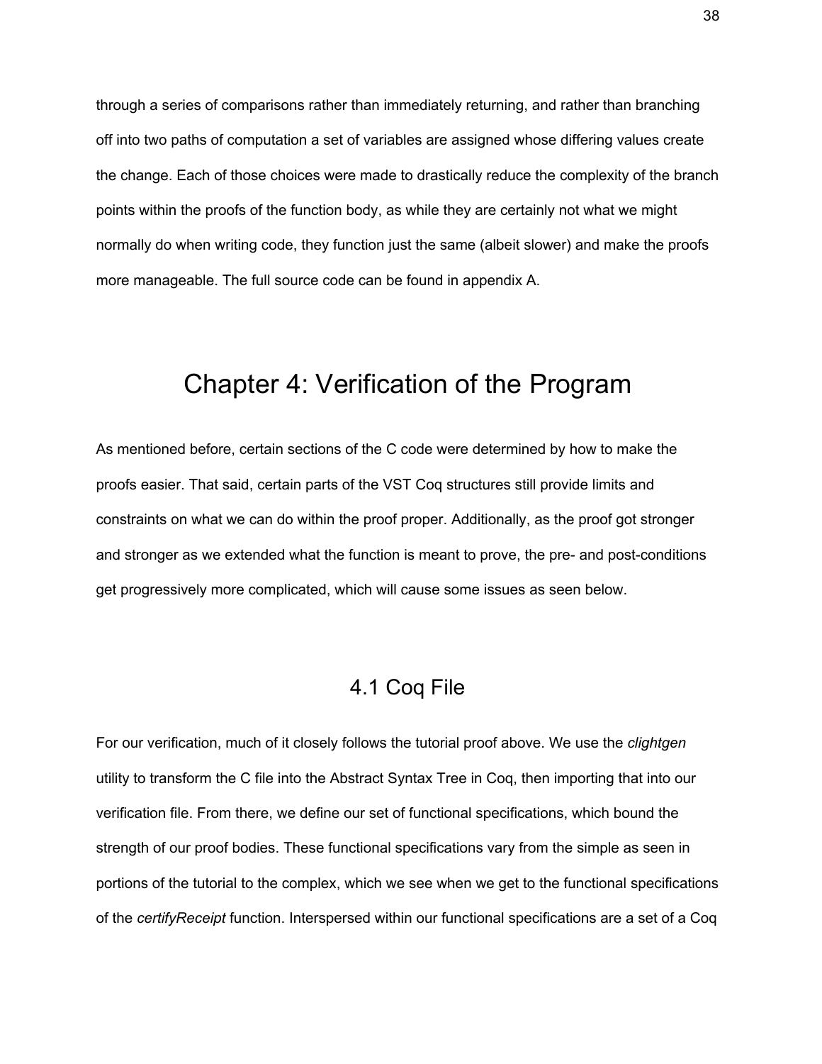through a series of comparisons rather than immediately returning, and rather than branching off into two paths of computation a set of variables are assigned whose differing values create the change. Each of those choices were made to drastically reduce the complexity of the branch points within the proofs of the function body, as while they are certainly not what we might normally do when writing code, they function just the same (albeit slower) and make the proofs more manageable. The full source code can be found in appendix A.

# Chapter 4: Verification of the Program

As mentioned before, certain sections of the C code were determined by how to make the proofs easier. That said, certain parts of the VST Coq structures still provide limits and constraints on what we can do within the proof proper. Additionally, as the proof got stronger and stronger as we extended what the function is meant to prove, the pre- and post-conditions get progressively more complicated, which will cause some issues as seen below.

## 4.1 Coq File

For our verification, much of it closely follows the tutorial proof above. We use the *clightgen* utility to transform the C file into the Abstract Syntax Tree in Coq, then importing that into our verification file. From there, we define our set of functional specifications, which bound the strength of our proof bodies. These functional specifications vary from the simple as seen in portions of the tutorial to the complex, which we see when we get to the functional specifications of the *certifyReceipt* function. Interspersed within our functional specifications are a set of a Coq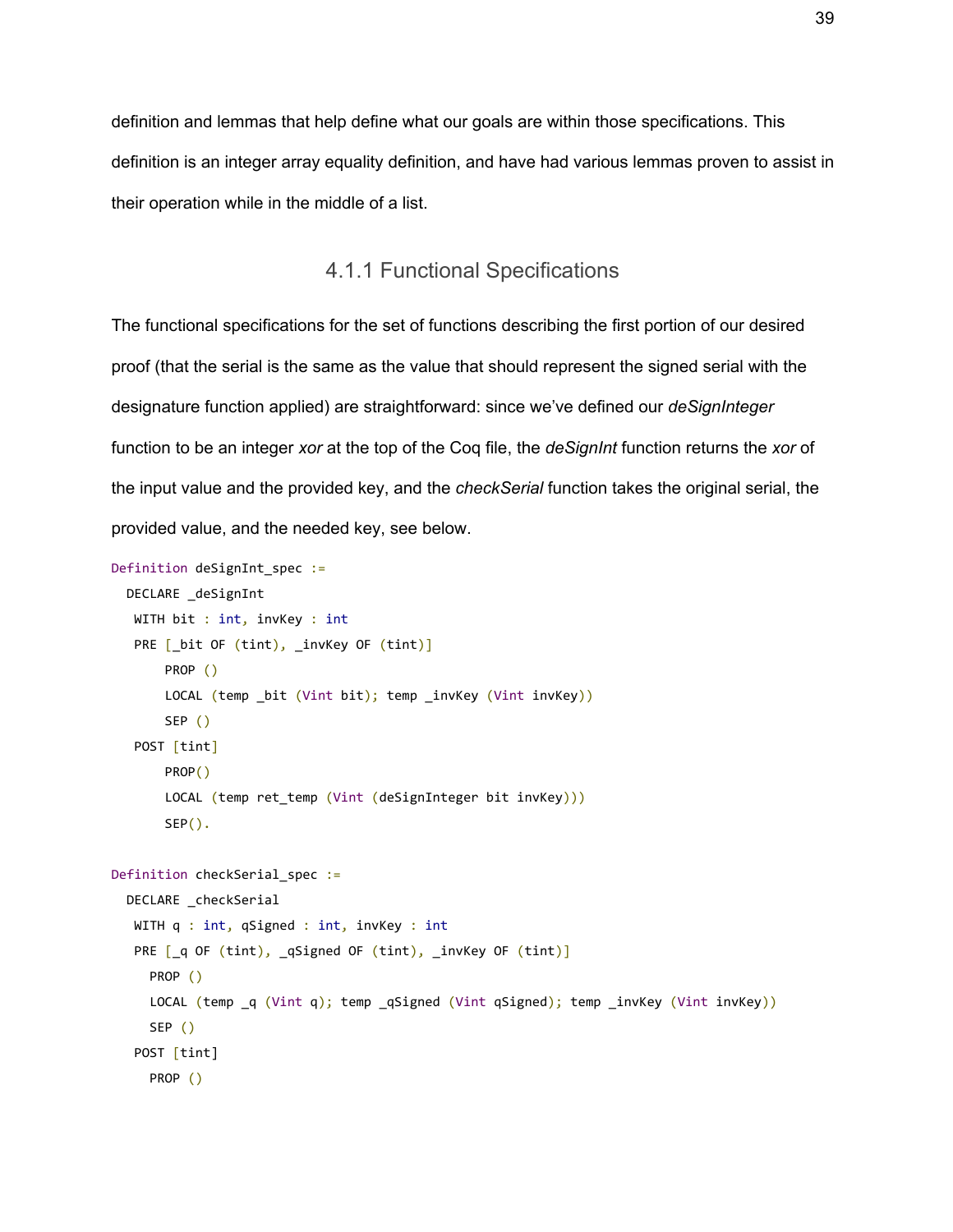definition and lemmas that help define what our goals are within those specifications. This definition is an integer array equality definition, and have had various lemmas proven to assist in their operation while in the middle of a list.

### 4.1.1 Functional Specifications

The functional specifications for the set of functions describing the first portion of our desired proof (that the serial is the same as the value that should represent the signed serial with the designature function applied) are straightforward: since we've defined our *deSignInteger* function to be an integer *xor* at the top of the Coq file, the *deSignInt* function returns the *xor* of the input value and the provided key, and the *checkSerial* function takes the original serial, the provided value, and the needed key, see below.

```
Definition deSignInt_spec :=
  DECLARE _deSignInt
   WITH bit : int, invKey : int
   PRE [_bit OF (tint), _invKey OF (tint)]
       PROP ()
       LOCAL (temp _bit (Vint bit); temp _invKey (Vint invKey))
       SEP ()
   POST [tint]
       PROP()
       LOCAL (temp ret_temp (Vint (deSignInteger bit invKey)))
       SEP().

Definition checkSerial_spec :=
  DECLARE _checkSerial
   WITH q : int, qSigned : int, invKey : int
   PRE [_q OF (tint), _qSigned OF (tint), _invKey OF (tint)]
     PROP ()
     LOCAL (temp _q (Vint q); temp _qSigned (Vint qSigned); temp _invKey (Vint invKey))
     SEP ()
   POST [tint]
     PROP ()
```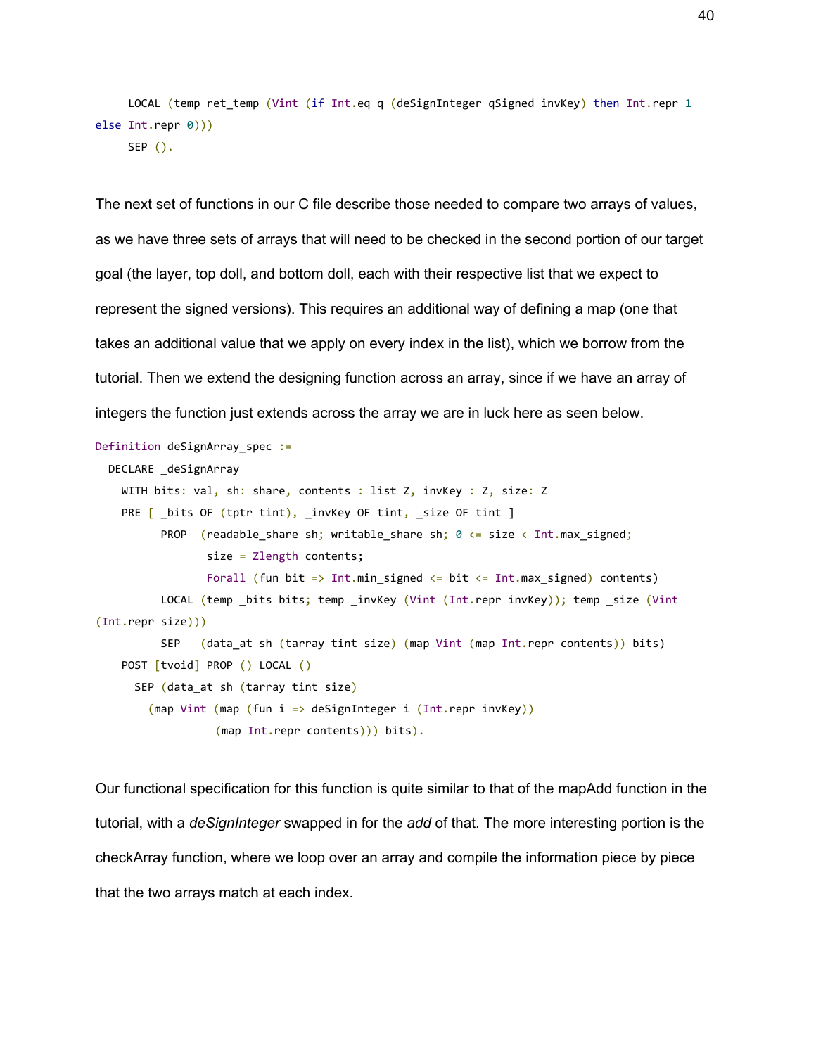```
     LOCAL (temp ret_temp (Vint (if Int.eq q (deSignInteger qSigned invKey) then Int.repr 1
else Int.repr 0)))
     SEP ().
```

The next set of functions in our C file describe those needed to compare two arrays of values, as we have three sets of arrays that will need to be checked in the second portion of our target goal (the layer, top doll, and bottom doll, each with their respective list that we expect to represent the signed versions). This requires an additional way of defining a map (one that takes an additional value that we apply on every index in the list), which we borrow from the tutorial. Then we extend the designing function across an array, since if we have an array of integers the function just extends across the array we are in luck here as seen below.

```
Definition deSignArray_spec :=
  DECLARE _deSignArray
    WITH bits: val, sh: share, contents : list Z, invKey : Z, size: Z
    PRE [ _bits OF (tptr tint), _invKey OF tint, _size OF tint ]
          PROP  (readable_share sh; writable_share sh; 0 <= size < Int.max_signed;
                 size = Zlength contents;
                 Forall (fun bit => Int.min_signed <= bit <= Int.max_signed) contents)
          LOCAL (temp _bits bits; temp _invKey (Vint (Int.repr invKey)); temp _size (Vint
(Int.repr size)))
          SEP   (data_at sh (tarray tint size) (map Vint (map Int.repr contents)) bits)
    POST [tvoid] PROP () LOCAL ()
      SEP (data_at sh (tarray tint size)
        (map Vint (map (fun i => deSignInteger i (Int.repr invKey))
                 (map Int.repr contents))) bits).
```

Our functional specification for this function is quite similar to that of the mapAdd function in the tutorial, with a *deSignInteger* swapped in for the *add* of that. The more interesting portion is the checkArray function, where we loop over an array and compile the information piece by piece that the two arrays match at each index.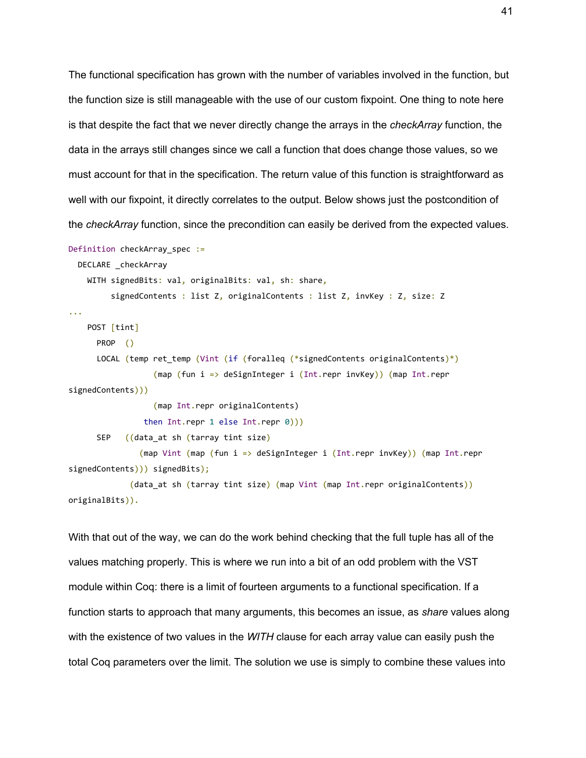The functional specification has grown with the number of variables involved in the function, but the function size is still manageable with the use of our custom fixpoint. One thing to note here is that despite the fact that we never directly change the arrays in the *checkArray* function, the data in the arrays still changes since we call a function that does change those values, so we must account for that in the specification. The return value of this function is straightforward as well with our fixpoint, it directly correlates to the output. Below shows just the postcondition of the *checkArray* function, since the precondition can easily be derived from the expected values.

```
Definition checkArray_spec :=
  DECLARE _checkArray
    WITH signedBits: val, originalBits: val, sh: share,
         signedContents : list Z, originalContents : list Z, invKey : Z, size: Z
...
    POST [tint]
      PROP  ()
      LOCAL (temp ret_temp (Vint (if (foralleq (*signedContents originalContents*)
                  (map (fun i => deSignInteger i (Int.repr invKey)) (map Int.repr
signedContents)))
                  (map Int.repr originalContents)
                then Int.repr 1 else Int.repr 0)))
      SEP   ((data_at sh (tarray tint size)
               (map Vint (map (fun i => deSignInteger i (Int.repr invKey)) (map Int.repr
signedContents))) signedBits);
             (data_at sh (tarray tint size) (map Vint (map Int.repr originalContents))
originalBits)).
```

With that out of the way, we can do the work behind checking that the full tuple has all of the values matching properly. This is where we run into a bit of an odd problem with the VST module within Coq: there is a limit of fourteen arguments to a functional specification. If a function starts to approach that many arguments, this becomes an issue, as *share* values along with the existence of two values in the *WITH* clause for each array value can easily push the total Coq parameters over the limit. The solution we use is simply to combine these values into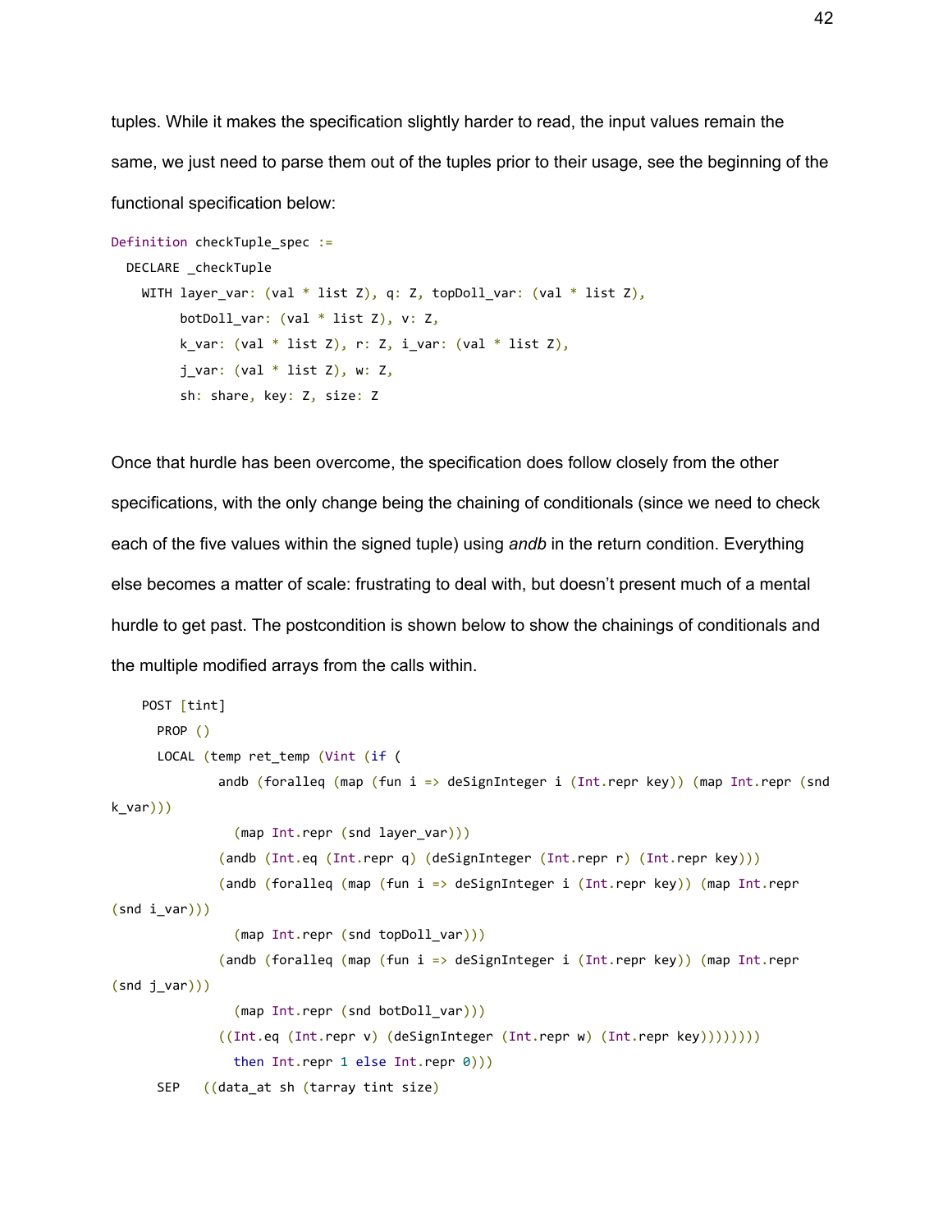tuples. While it makes the specification slightly harder to read, the input values remain the same, we just need to parse them out of the tuples prior to their usage, see the beginning of the functional specification below:

```
Definition checkTuple_spec :=
  DECLARE _checkTuple
    WITH layer_var: (val * list Z), q: Z, topDoll_var: (val * list Z),
         botDoll_var: (val * list Z), v: Z,
         k_var: (val * list Z), r: Z, i_var: (val * list Z),
         j_var: (val * list Z), w: Z,
         sh: share, key: Z, size: Z
```

Once that hurdle has been overcome, the specification does follow closely from the other specifications, with the only change being the chaining of conditionals (since we need to check each of the five values within the signed tuple) using *andb* in the return condition. Everything else becomes a matter of scale: frustrating to deal with, but doesn't present much of a mental hurdle to get past. The postcondition is shown below to show the chainings of conditionals and the multiple modified arrays from the calls within.

```
    POST [tint]
      PROP ()
      LOCAL (temp ret_temp (Vint (if (
              andb (forallеq (map (fun i => deSignInteger i (Int.repr key)) (map Int.repr (snd
k_var)))
                (map Int.repr (snd layer_var)))
              (andb (Int.eq (Int.repr q) (deSignInteger (Int.repr r) (Int.repr key)))
              (andb (forallеq (map (fun i => deSignInteger i (Int.repr key)) (map Int.repr
(snd i_var)))
                (map Int.repr (snd topDoll_var)))
              (andb (forallеq (map (fun i => deSignInteger i (Int.repr key)) (map Int.repr
(snd j_var)))
                (map Int.repr (snd botDoll_var)))
              ((Int.eq (Int.repr v) (deSignInteger (Int.repr w) (Int.repr key))))))))
                then Int.repr 1 else Int.repr 0)))
      SEP   ((data_at sh (tarray tint size)
```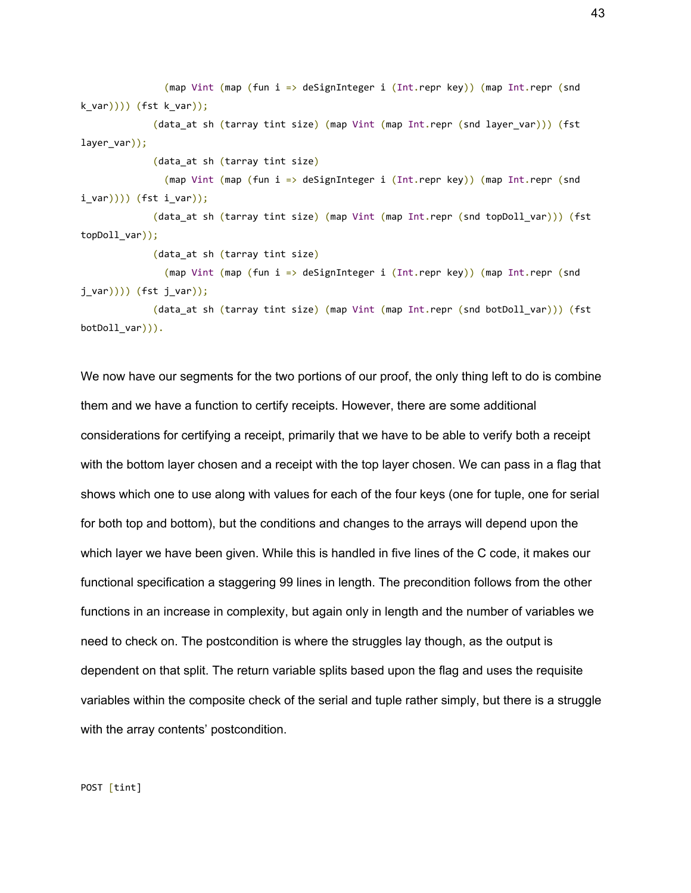```
              (map Vint (map (fun i => deSignInteger i (Int.repr key)) (map Int.repr (snd
k_var)))) (fst k_var));
            (data_at sh (tarray tint size) (map Vint (map Int.repr (snd layer_var))) (fst
layer_var));
            (data_at sh (tarray tint size)
              (map Vint (map (fun i => deSignInteger i (Int.repr key)) (map Int.repr (snd
i_var)))) (fst i_var));
            (data_at sh (tarray tint size) (map Vint (map Int.repr (snd topDoll_var))) (fst
topDoll_var));
            (data_at sh (tarray tint size)
              (map Vint (map (fun i => deSignInteger i (Int.repr key)) (map Int.repr (snd
j_var)))) (fst j_var));
            (data_at sh (tarray tint size) (map Vint (map Int.repr (snd botDoll_var))) (fst
botDoll_var))).
```

We now have our segments for the two portions of our proof, the only thing left to do is combine them and we have a function to certify receipts. However, there are some additional considerations for certifying a receipt, primarily that we have to be able to verify both a receipt with the bottom layer chosen and a receipt with the top layer chosen. We can pass in a flag that shows which one to use along with values for each of the four keys (one for tuple, one for serial for both top and bottom), but the conditions and changes to the arrays will depend upon the which layer we have been given. While this is handled in five lines of the C code, it makes our functional specification a staggering 99 lines in length. The precondition follows from the other functions in an increase in complexity, but again only in length and the number of variables we need to check on. The postcondition is where the struggles lay though, as the output is dependent on that split. The return variable splits based upon the flag and uses the requisite variables within the composite check of the serial and tuple rather simply, but there is a struggle with the array contents' postcondition.

```
POST [tint]
```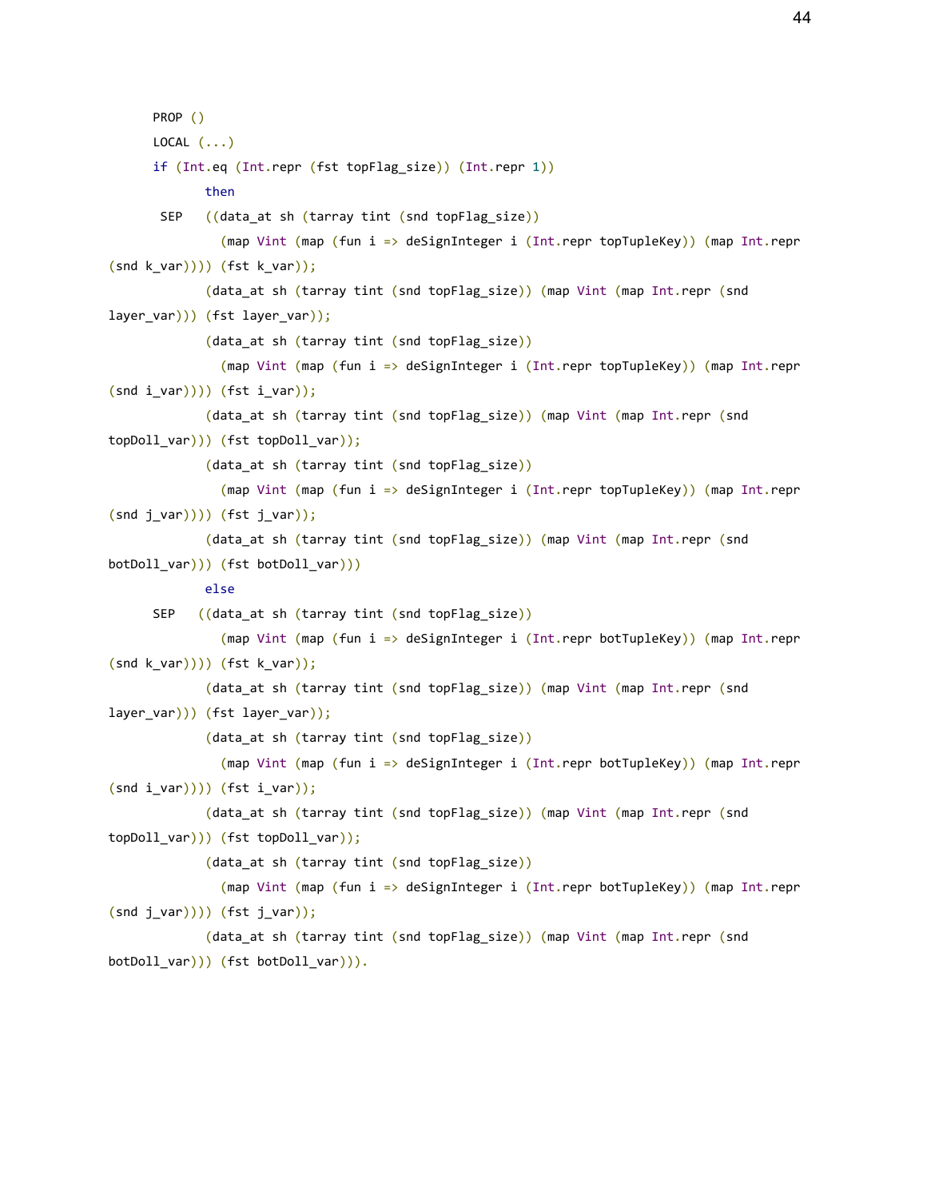```
PROP ()
LOCAL (...)
if (Int.eq (Int.repr (fst topFlag_size)) (Int.repr 1))
        then
 SEP   ((data_at sh (tarray tint (snd topFlag_size))
          (map Vint (map (fun i => deSignInteger i (Int.repr topTupleKey)) (map Int.repr
(snd k_var)))) (fst k_var));
        (data_at sh (tarray tint (snd topFlag_size)) (map Vint (map Int.repr (snd
layer_var))) (fst layer_var));
        (data_at sh (tarray tint (snd topFlag_size))
          (map Vint (map (fun i => deSignInteger i (Int.repr topTupleKey)) (map Int.repr
(snd i_var)))) (fst i_var));
        (data_at sh (tarray tint (snd topFlag_size)) (map Vint (map Int.repr (snd
topDoll_var))) (fst topDoll_var));
        (data_at sh (tarray tint (snd topFlag_size))
          (map Vint (map (fun i => deSignInteger i (Int.repr topTupleKey)) (map Int.repr
(snd j_var)))) (fst j_var));
        (data_at sh (tarray tint (snd topFlag_size)) (map Vint (map Int.repr (snd
botDoll_var))) (fst botDoll_var)))
        else
SEP   ((data_at sh (tarray tint (snd topFlag_size))
          (map Vint (map (fun i => deSignInteger i (Int.repr botTupleKey)) (map Int.repr
(snd k_var)))) (fst k_var));
        (data_at sh (tarray tint (snd topFlag_size)) (map Vint (map Int.repr (snd
layer_var))) (fst layer_var));
        (data_at sh (tarray tint (snd topFlag_size))
          (map Vint (map (fun i => deSignInteger i (Int.repr botTupleKey)) (map Int.repr
(snd i_var)))) (fst i_var));
        (data_at sh (tarray tint (snd topFlag_size)) (map Vint (map Int.repr (snd
topDoll_var))) (fst topDoll_var));
        (data_at sh (tarray tint (snd topFlag_size))
          (map Vint (map (fun i => deSignInteger i (Int.repr botTupleKey)) (map Int.repr
(snd j_var)))) (fst j_var));
        (data_at sh (tarray tint (snd topFlag_size)) (map Vint (map Int.repr (snd
botDoll_var))) (fst botDoll_var))).
```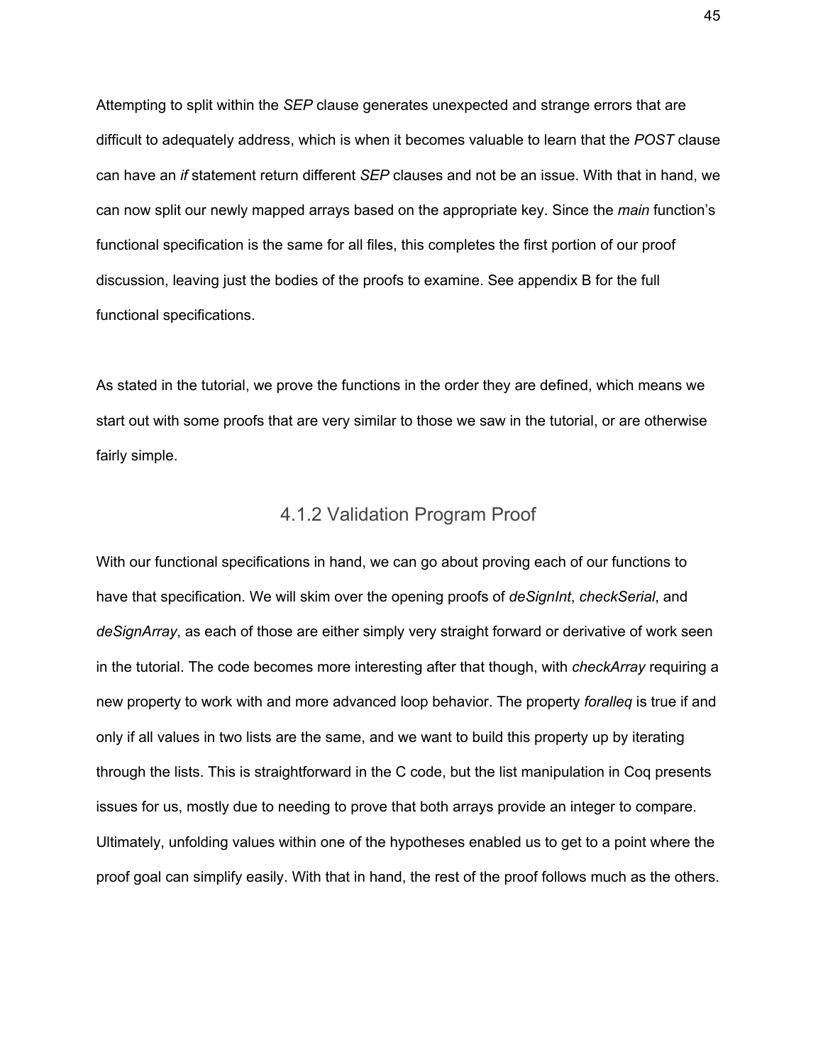Attempting to split within the *SEP* clause generates unexpected and strange errors that are difficult to adequately address, which is when it becomes valuable to learn that the *POST* clause can have an *if* statement return different *SEP* clauses and not be an issue. With that in hand, we can now split our newly mapped arrays based on the appropriate key. Since the *main* function's functional specification is the same for all files, this completes the first portion of our proof discussion, leaving just the bodies of the proofs to examine. See appendix B for the full functional specifications.

As stated in the tutorial, we prove the functions in the order they are defined, which means we start out with some proofs that are very similar to those we saw in the tutorial, or are otherwise fairly simple.

### 4.1.2 Validation Program Proof

With our functional specifications in hand, we can go about proving each of our functions to have that specification. We will skim over the opening proofs of *deSignInt*, *checkSerial*, and *deSignArray*, as each of those are either simply very straight forward or derivative of work seen in the tutorial. The code becomes more interesting after that though, with *checkArray* requiring a new property to work with and more advanced loop behavior. The property *foralleq* is true if and only if all values in two lists are the same, and we want to build this property up by iterating through the lists. This is straightforward in the C code, but the list manipulation in Coq presents issues for us, mostly due to needing to prove that both arrays provide an integer to compare. Ultimately, unfolding values within one of the hypotheses enabled us to get to a point where the proof goal can simplify easily. With that in hand, the rest of the proof follows much as the others.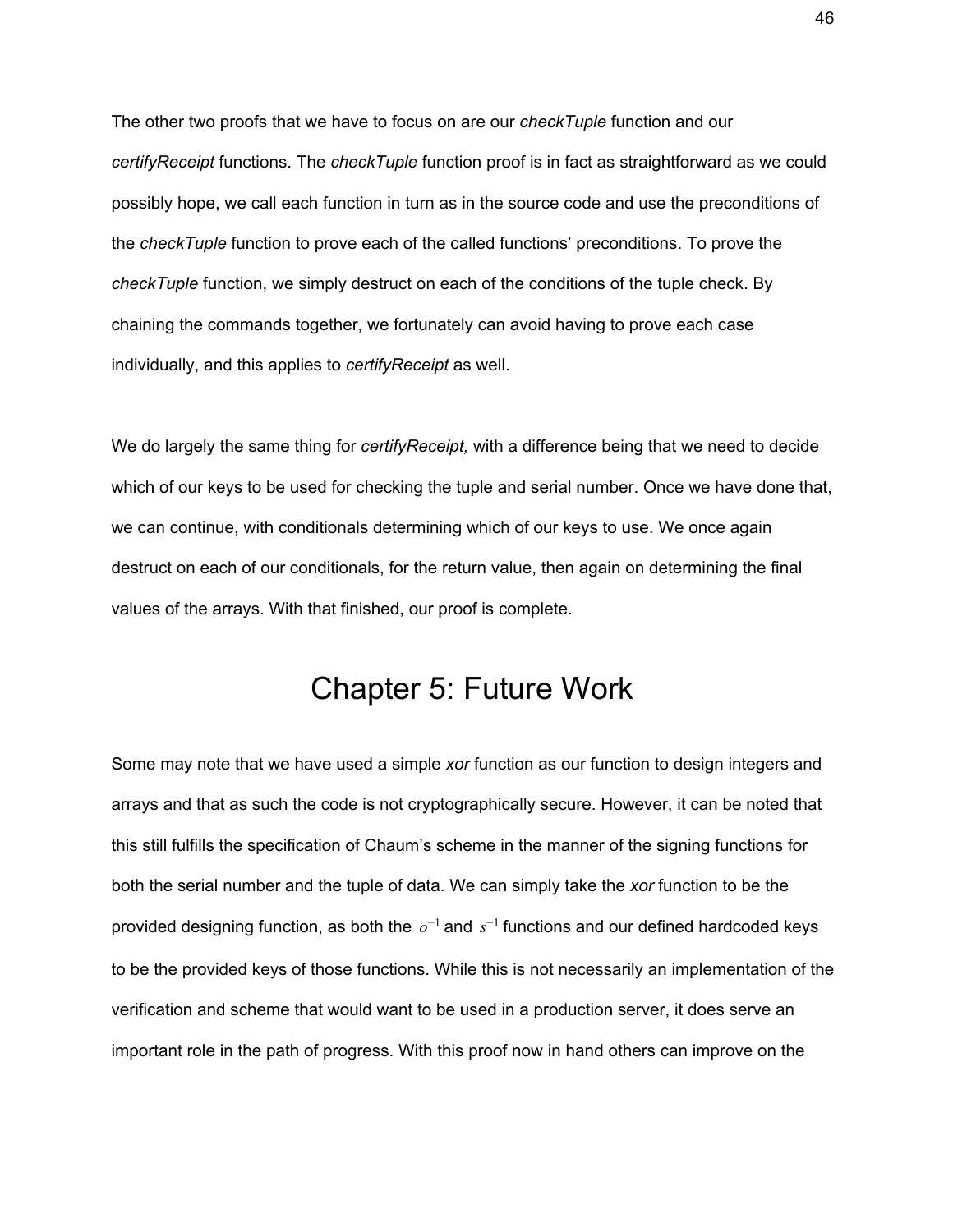The other two proofs that we have to focus on are our *checkTuple* function and our *certifyReceipt* functions. The *checkTuple* function proof is in fact as straightforward as we could possibly hope, we call each function in turn as in the source code and use the preconditions of the *checkTuple* function to prove each of the called functions' preconditions. To prove the *checkTuple* function, we simply destruct on each of the conditions of the tuple check. By chaining the commands together, we fortunately can avoid having to prove each case individually, and this applies to *certifyReceipt* as well.

We do largely the same thing for *certifyReceipt,* with a difference being that we need to decide which of our keys to be used for checking the tuple and serial number. Once we have done that, we can continue, with conditionals determining which of our keys to use. We once again destruct on each of our conditionals, for the return value, then again on determining the final values of the arrays. With that finished, our proof is complete.

# Chapter 5: Future Work

Some may note that we have used a simple *xor* function as our function to design integers and arrays and that as such the code is not cryptographically secure. However, it can be noted that this still fulfills the specification of Chaum's scheme in the manner of the signing functions for both the serial number and the tuple of data. We can simply take the *xor* function to be the provided designing function, as both the $o^{-1}$ and $s^{-1}$ functions and our defined hardcoded keys to be the provided keys of those functions. While this is not necessarily an implementation of the verification and scheme that would want to be used in a production server, it does serve an important role in the path of progress. With this proof now in hand others can improve on the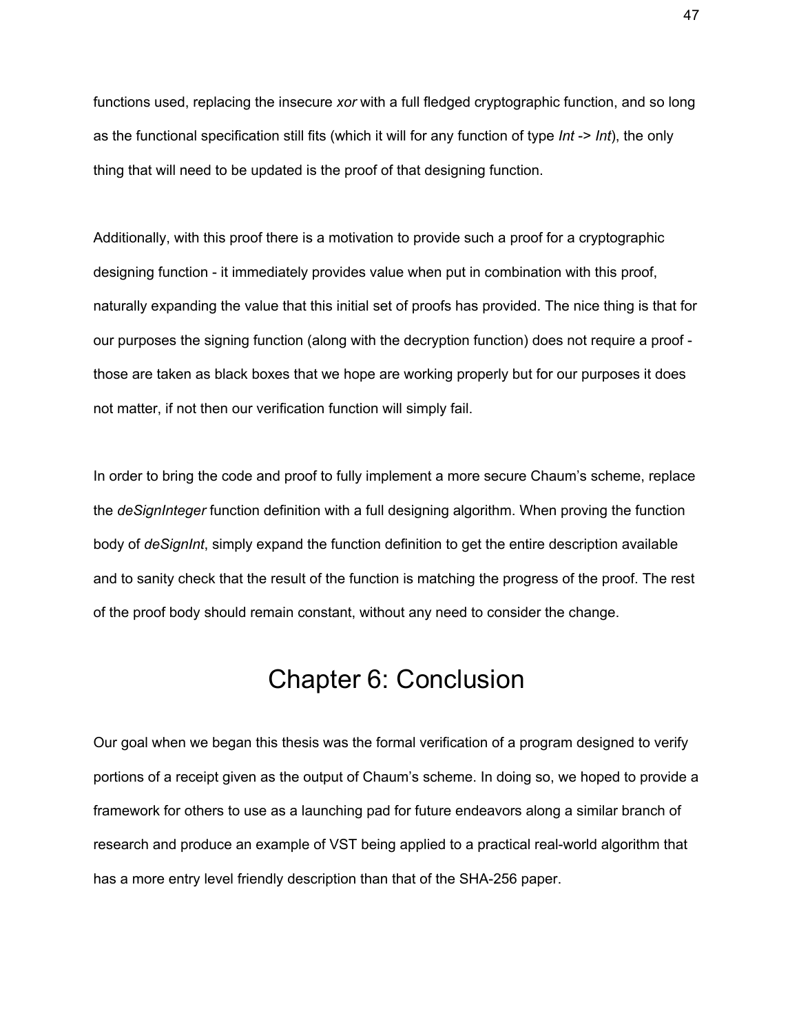functions used, replacing the insecure *xor* with a full fledged cryptographic function, and so long as the functional specification still fits (which it will for any function of type *Int -> Int*), the only thing that will need to be updated is the proof of that designing function.

Additionally, with this proof there is a motivation to provide such a proof for a cryptographic designing function - it immediately provides value when put in combination with this proof, naturally expanding the value that this initial set of proofs has provided. The nice thing is that for our purposes the signing function (along with the decryption function) does not require a proof - those are taken as black boxes that we hope are working properly but for our purposes it does not matter, if not then our verification function will simply fail.

In order to bring the code and proof to fully implement a more secure Chaum's scheme, replace the *deSignInteger* function definition with a full designing algorithm. When proving the function body of *deSignInt*, simply expand the function definition to get the entire description available and to sanity check that the result of the function is matching the progress of the proof. The rest of the proof body should remain constant, without any need to consider the change.

# Chapter 6: Conclusion

Our goal when we began this thesis was the formal verification of a program designed to verify portions of a receipt given as the output of Chaum's scheme. In doing so, we hoped to provide a framework for others to use as a launching pad for future endeavors along a similar branch of research and produce an example of VST being applied to a practical real-world algorithm that has a more entry level friendly description than that of the SHA-256 paper.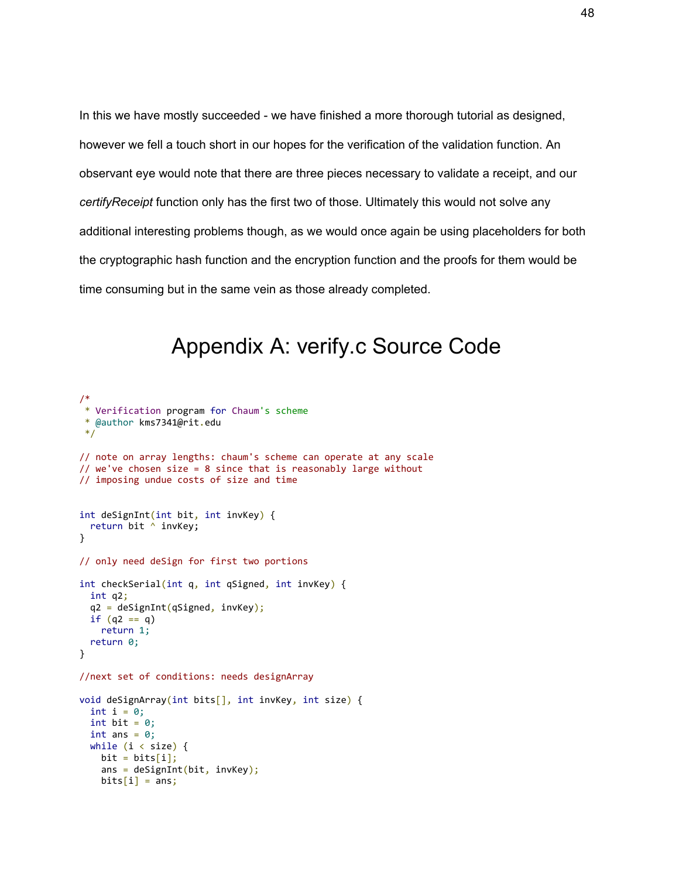In this we have mostly succeeded - we have finished a more thorough tutorial as designed, however we fell a touch short in our hopes for the verification of the validation function. An observant eye would note that there are three pieces necessary to validate a receipt, and our *certifyReceipt* function only has the first two of those. Ultimately this would not solve any additional interesting problems though, as we would once again be using placeholders for both the cryptographic hash function and the encryption function and the proofs for them would be time consuming but in the same vein as those already completed.

# Appendix A: verify.c Source Code

```
/*
 * Verification program for Chaum's scheme
 * @author kms7341@rit.edu
 */

// note on array lengths: chaum's scheme can operate at any scale
// we've chosen size = 8 since that is reasonably large without
// imposing undue costs of size and time


int deSignInt(int bit, int invKey) {
  return bit ^ invKey;
}

// only need deSign for first two portions

int checkSerial(int q, int qSigned, int invKey) {
  int q2;
  q2 = deSignInt(qSigned, invKey);
  if (q2 == q)
    return 1;
  return 0;
}

//next set of conditions: needs designArray

void deSignArray(int bits[], int invKey, int size) {
  int i = 0;
  int bit = 0;
  int ans = 0;
  while (i < size) {
    bit = bits[i];
    ans = deSignInt(bit, invKey);
    bits[i] = ans;
```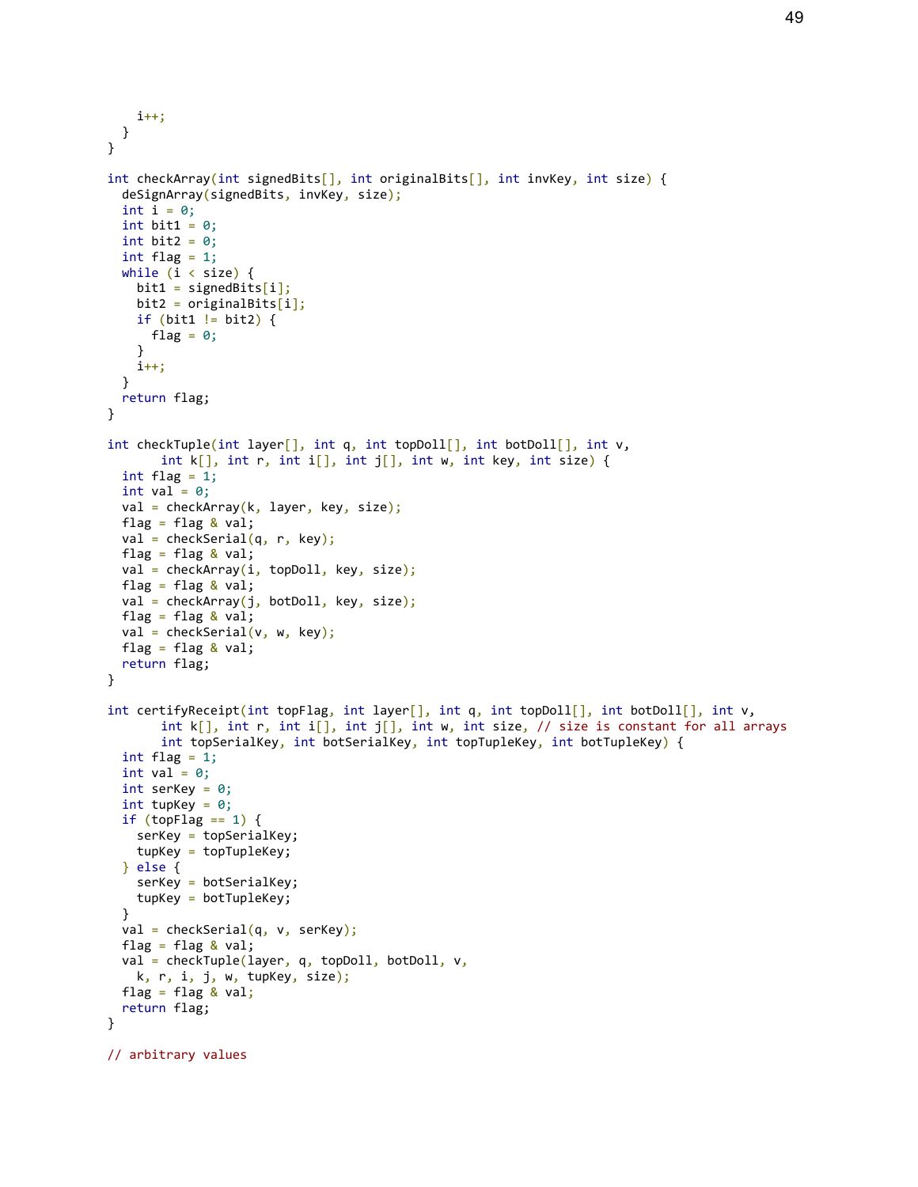```
    i++;
  }
}

int checkArray(int signedBits[], int originalBits[], int invKey, int size) {
  deSignArray(signedBits, invKey, size);
  int i = 0;
  int bit1 = 0;
  int bit2 = 0;
  int flag = 1;
  while (i < size) {
    bit1 = signedBits[i];
    bit2 = originalBits[i];
    if (bit1 != bit2) {
      flag = 0;
    }
    i++;
  }
  return flag;
}

int checkTuple(int layer[], int q, int topDoll[], int botDoll[], int v,
       int k[], int r, int i[], int j[], int w, int key, int size) {
  int flag = 1;
  int val = 0;
  val = checkArray(k, layer, key, size);
  flag = flag & val;
  val = checkSerial(q, r, key);
  flag = flag & val;
  val = checkArray(i, topDoll, key, size);
  flag = flag & val;
  val = checkArray(j, botDoll, key, size);
  flag = flag & val;
  val = checkSerial(v, w, key);
  flag = flag & val;
  return flag;
}

int certifyReceipt(int topFlag, int layer[], int q, int topDoll[], int botDoll[], int v,
       int k[], int r, int i[], int j[], int w, int size, // size is constant for all arrays
       int topSerialKey, int botSerialKey, int topTupleKey, int botTupleKey) {
  int flag = 1;
  int val = 0;
  int serKey = 0;
  int tupKey = 0;
  if (topFlag == 1) {
    serKey = topSerialKey;
    tupKey = topTupleKey;
  } else {
    serKey = botSerialKey;
    tupKey = botTupleKey;
  }
  val = checkSerial(q, v, serKey);
  flag = flag & val;
  val = checkTuple(layer, q, topDoll, botDoll, v,
    k, r, i, j, w, tupKey, size);
  flag = flag & val;
  return flag;
}

// arbitrary values
```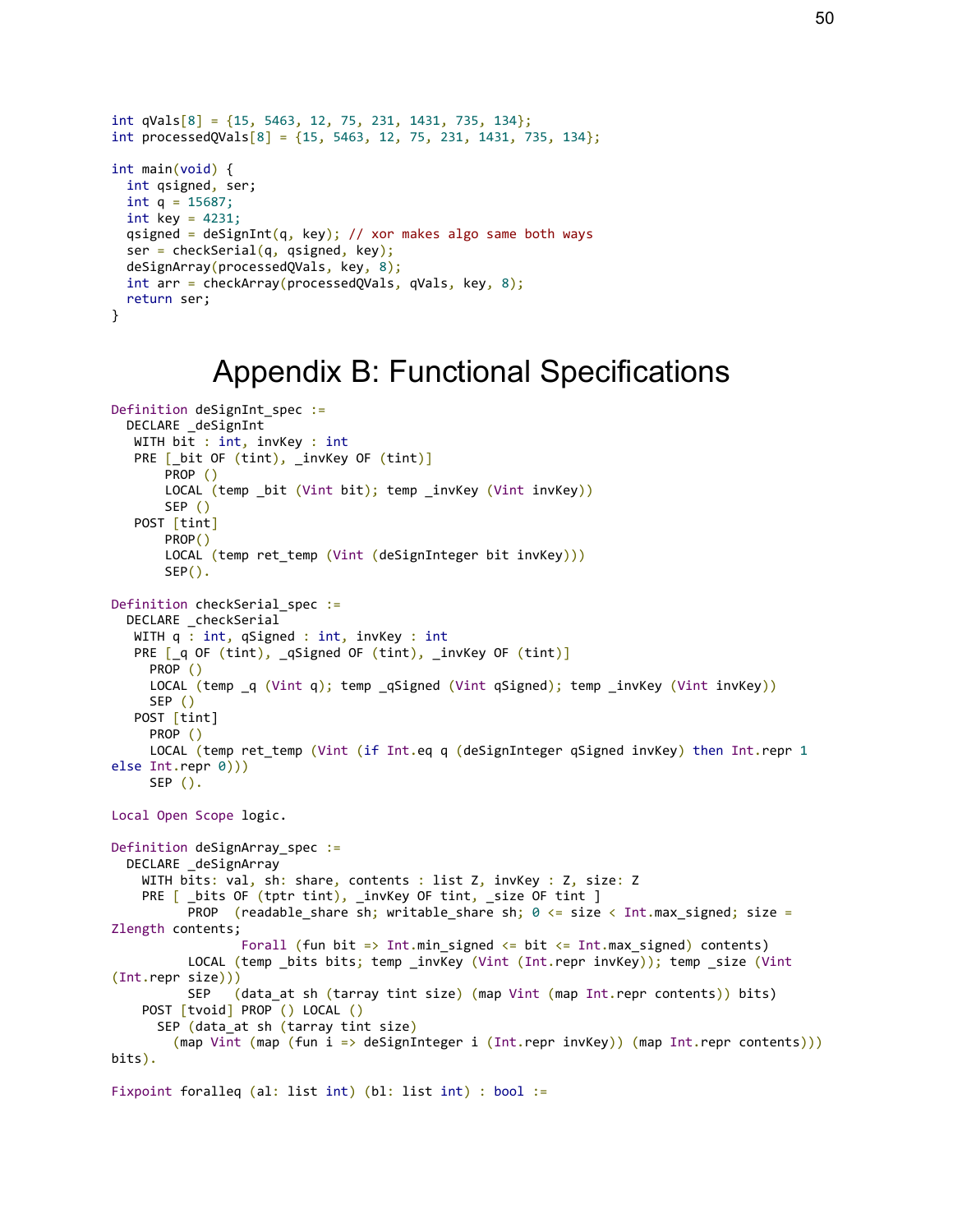```c
int qVals[8] = {15, 5463, 12, 75, 231, 1431, 735, 134};
int processedQVals[8] = {15, 5463, 12, 75, 231, 1431, 735, 134};

int main(void) {
  int qsigned, ser;
  int q = 15687;
  int key = 4231;
  qsigned = deSignInt(q, key); // xor makes algo same both ways
  ser = checkSerial(q, qsigned, key);
  deSignArray(processedQVals, key, 8);
  int arr = checkArray(processedQVals, qVals, key, 8);
  return ser;
}
```

# Appendix B: Functional Specifications

```
Definition deSignInt_spec :=
  DECLARE _deSignInt
   WITH bit : int, invKey : int
   PRE [_bit OF (tint), _invKey OF (tint)]
       PROP ()
       LOCAL (temp _bit (Vint bit); temp _invKey (Vint invKey))
       SEP ()
   POST [tint]
       PROP()
       LOCAL (temp ret_temp (Vint (deSignInteger bit invKey)))
       SEP().

Definition checkSerial_spec :=
  DECLARE _checkSerial
   WITH q : int, qSigned : int, invKey : int
   PRE [_q OF (tint), _qSigned OF (tint), _invKey OF (tint)]
     PROP ()
     LOCAL (temp _q (Vint q); temp _qSigned (Vint qSigned); temp _invKey (Vint invKey))
     SEP ()
   POST [tint]
     PROP ()
     LOCAL (temp ret_temp (Vint (if Int.eq q (deSignInteger qSigned invKey) then Int.repr 1
else Int.repr 0)))
     SEP ().

Local Open Scope logic.

Definition deSignArray_spec :=
  DECLARE _deSignArray
    WITH bits: val, sh: share, contents : list Z, invKey : Z, size: Z
    PRE [ _bits OF (tptr tint), _invKey OF tint, _size OF tint ]
          PROP  (readable_share sh; writable_share sh; 0 <= size < Int.max_signed; size =
Zlength contents;
                  Forall (fun bit => Int.min_signed <= bit <= Int.max_signed) contents)
          LOCAL (temp _bits bits; temp _invKey (Vint (Int.repr invKey)); temp _size (Vint
(Int.repr size)))
          SEP   (data_at sh (tarray tint size) (map Vint (map Int.repr contents)) bits)
    POST [tvoid] PROP () LOCAL ()
      SEP (data_at sh (tarray tint size)
        (map Vint (map (fun i => deSignInteger i (Int.repr invKey)) (map Int.repr contents)))
bits).

Fixpoint foralleq (al: list int) (bl: list int) : bool :=
```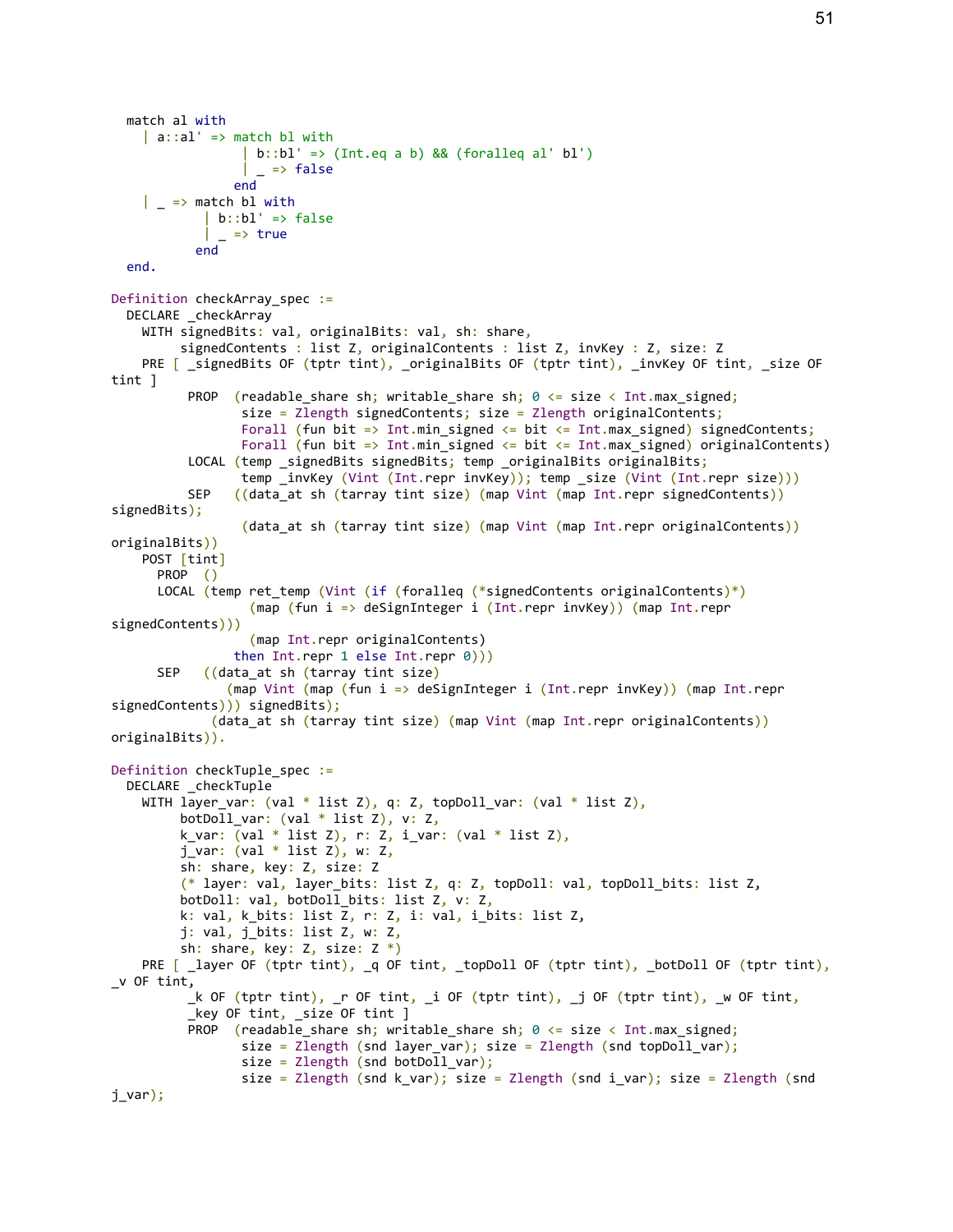```
  match al with
    | a::al' => match bl with
                  | b::bl' => (Int.eq a b) && (foralleq al' bl')
                  | _ => false
                end
    | _ => match bl with
             | b::bl' => false
             | _ => true
           end
  end.

Definition checkArray_spec :=
  DECLARE _checkArray
    WITH signedBits: val, originalBits: val, sh: share,
         signedContents : list Z, originalContents : list Z, invKey : Z, size: Z
    PRE [ _signedBits OF (tptr tint), _originalBits OF (tptr tint), _invKey OF tint, _size OF
tint ]
          PROP  (readable_share sh; writable_share sh; 0 <= size < Int.max_signed;
                 size = Zlength signedContents; size = Zlength originalContents;
                 Forall (fun bit => Int.min_signed <= bit <= Int.max_signed) signedContents;
                 Forall (fun bit => Int.min_signed <= bit <= Int.max_signed) originalContents)
          LOCAL (temp _signedBits signedBits; temp _originalBits originalBits;
                 temp _invKey (Vint (Int.repr invKey)); temp _size (Vint (Int.repr size)))
          SEP   ((data_at sh (tarray tint size) (map Vint (map Int.repr signedContents))
signedBits);
                 (data_at sh (tarray tint size) (map Vint (map Int.repr originalContents))
originalBits))
    POST [tint]
      PROP  ()
      LOCAL (temp ret_temp (Vint (if (foralleq (*signedContents originalContents*)
                  (map (fun i => deSignInteger i (Int.repr invKey)) (map Int.repr
signedContents)))
                  (map Int.repr originalContents))
                then Int.repr 1 else Int.repr 0)))
      SEP   ((data_at sh (tarray tint size)
                (map Vint (map (fun i => deSignInteger i (Int.repr invKey)) (map Int.repr
signedContents))) signedBits);
             (data_at sh (tarray tint size) (map Vint (map Int.repr originalContents))
originalBits)).

Definition checkTuple_spec :=
  DECLARE _checkTuple
    WITH layer_var: (val * list Z), q: Z, topDoll_var: (val * list Z),
         botDoll_var: (val * list Z), v: Z,
         k_var: (val * list Z), r: Z, i_var: (val * list Z),
         j_var: (val * list Z), w: Z,
         sh: share, key: Z, size: Z
         (* layer: val, layer_bits: list Z, q: Z, topDoll: val, topDoll_bits: list Z,
         botDoll: val, botDoll_bits: list Z, v: Z,
         k: val, k_bits: list Z, r: Z, i: val, i_bits: list Z,
         j: val, j_bits: list Z, w: Z,
         sh: share, key: Z, size: Z *)
    PRE [ _layer OF (tptr tint), _q OF tint, _topDoll OF (tptr tint), _botDoll OF (tptr tint),
_v OF tint,
          _k OF (tptr tint), _r OF tint, _i OF (tptr tint), _j OF (tptr tint), _w OF tint,
          _key OF tint, _size OF tint ]
          PROP  (readable_share sh; writable_share sh; 0 <= size < Int.max_signed;
                 size = Zlength (snd layer_var); size = Zlength (snd topDoll_var);
                 size = Zlength (snd botDoll_var);
                 size = Zlength (snd k_var); size = Zlength (snd i_var); size = Zlength (snd
j_var);
```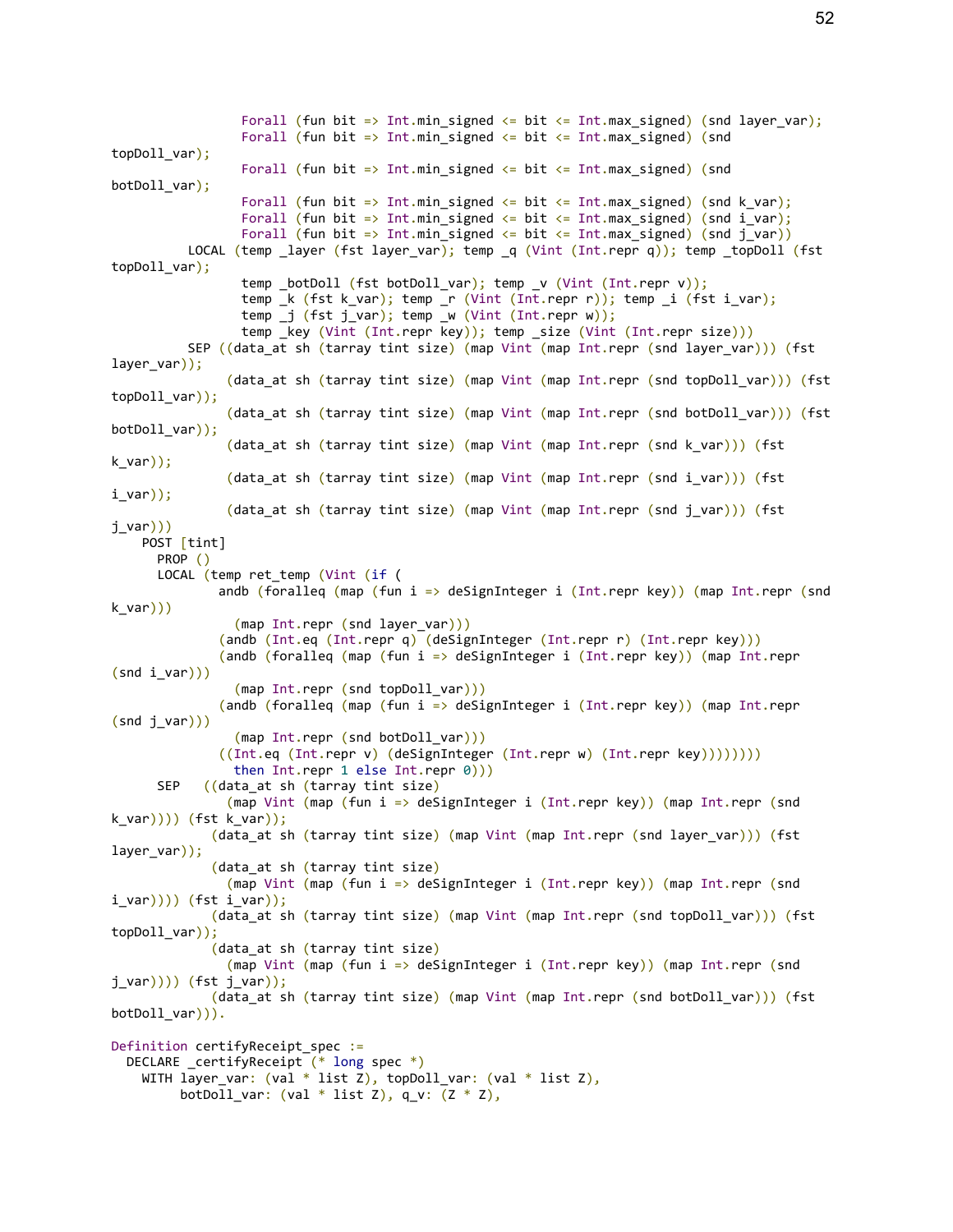```
                Forall (fun bit => Int.min_signed <= bit <= Int.max_signed) (snd layer_var);
                Forall (fun bit => Int.min_signed <= bit <= Int.max_signed) (snd
topDoll_var);
                Forall (fun bit => Int.min_signed <= bit <= Int.max_signed) (snd
botDoll_var);
                Forall (fun bit => Int.min_signed <= bit <= Int.max_signed) (snd k_var);
                Forall (fun bit => Int.min_signed <= bit <= Int.max_signed) (snd i_var);
                Forall (fun bit => Int.min_signed <= bit <= Int.max_signed) (snd j_var))
         LOCAL (temp _layer (fst layer_var); temp _q (Vint (Int.repr q)); temp _topDoll (fst
topDoll_var);
                temp _botDoll (fst botDoll_var); temp _v (Vint (Int.repr v));
                temp _k (fst k_var); temp _r (Vint (Int.repr r)); temp _i (fst i_var);
                temp _j (fst j_var); temp _w (Vint (Int.repr w));
                temp _key (Vint (Int.repr key)); temp _size (Vint (Int.repr size)))
         SEP ((data_at sh (tarray tint size) (map Vint (map Int.repr (snd layer_var))) (fst
layer_var));
              (data_at sh (tarray tint size) (map Vint (map Int.repr (snd topDoll_var))) (fst
topDoll_var));
              (data_at sh (tarray tint size) (map Vint (map Int.repr (snd botDoll_var))) (fst
botDoll_var));
              (data_at sh (tarray tint size) (map Vint (map Int.repr (snd k_var))) (fst
k_var));
              (data_at sh (tarray tint size) (map Vint (map Int.repr (snd i_var))) (fst
i_var));
              (data_at sh (tarray tint size) (map Vint (map Int.repr (snd j_var))) (fst
j_var)))
    POST [tint]
      PROP ()
      LOCAL (temp ret_temp (Vint (if (
              andb (foralleq (map (fun i => deSignInteger i (Int.repr key)) (map Int.repr (snd
k_var)))
                (map Int.repr (snd layer_var)))
              (andb (Int.eq (Int.repr q) (deSignInteger (Int.repr r) (Int.repr key)))
              (andb (foralleq (map (fun i => deSignInteger i (Int.repr key)) (map Int.repr
(snd i_var)))
                (map Int.repr (snd topDoll_var)))
              (andb (foralleq (map (fun i => deSignInteger i (Int.repr key)) (map Int.repr
(snd j_var)))
                (map Int.repr (snd botDoll_var)))
              ((Int.eq (Int.repr v) (deSignInteger (Int.repr w) (Int.repr key))))))))
                then Int.repr 1 else Int.repr 0)))
      SEP   ((data_at sh (tarray tint size)
              (map Vint (map (fun i => deSignInteger i (Int.repr key)) (map Int.repr (snd
k_var)))) (fst k_var));
            (data_at sh (tarray tint size) (map Vint (map Int.repr (snd layer_var))) (fst
layer_var));
            (data_at sh (tarray tint size)
              (map Vint (map (fun i => deSignInteger i (Int.repr key)) (map Int.repr (snd
i_var)))) (fst i_var));
            (data_at sh (tarray tint size) (map Vint (map Int.repr (snd topDoll_var))) (fst
topDoll_var));
            (data_at sh (tarray tint size)
              (map Vint (map (fun i => deSignInteger i (Int.repr key)) (map Int.repr (snd
j_var)))) (fst j_var));
            (data_at sh (tarray tint size) (map Vint (map Int.repr (snd botDoll_var))) (fst
botDoll_var))).

Definition certifyReceipt_spec :=
  DECLARE _certifyReceipt (* long spec *)
    WITH layer_var: (val * list Z), topDoll_var: (val * list Z),
         botDoll_var: (val * list Z), q_v: (Z * Z),
```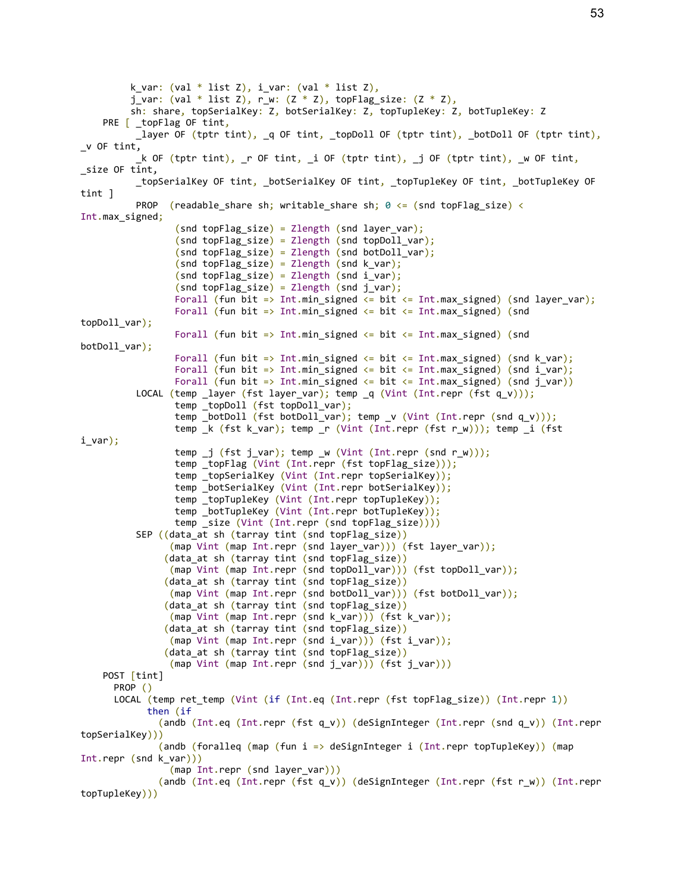```
        k_var: (val * list Z), i_var: (val * list Z),
        j_var: (val * list Z), r_w: (Z * Z), topFlag_size: (Z * Z),
        sh: share, topSerialKey: Z, botSerialKey: Z, topTupleKey: Z, botTupleKey: Z
    PRE [ _topFlag OF tint,
          _layer OF (tptr tint), _q OF tint, _topDoll OF (tptr tint), _botDoll OF (tptr tint),
_v OF tint,
          _k OF (tptr tint), _r OF tint, _i OF (tptr tint), _j OF (tptr tint), _w OF tint,
_size OF tint,
          _topSerialKey OF tint, _botSerialKey OF tint, _topTupleKey OF tint, _botTupleKey OF
tint ]
          PROP  (readable_share sh; writable_share sh; 0 <= (snd topFlag_size) <
Int.max_signed;
                 (snd topFlag_size) = Zlength (snd layer_var);
                 (snd topFlag_size) = Zlength (snd topDoll_var);
                 (snd topFlag_size) = Zlength (snd botDoll_var);
                 (snd topFlag_size) = Zlength (snd k_var);
                 (snd topFlag_size) = Zlength (snd i_var);
                 (snd topFlag_size) = Zlength (snd j_var);
                 Forall (fun bit => Int.min_signed <= bit <= Int.max_signed) (snd layer_var);
                 Forall (fun bit => Int.min_signed <= bit <= Int.max_signed) (snd
topDoll_var);
                 Forall (fun bit => Int.min_signed <= bit <= Int.max_signed) (snd
botDoll_var);
                 Forall (fun bit => Int.min_signed <= bit <= Int.max_signed) (snd k_var);
                 Forall (fun bit => Int.min_signed <= bit <= Int.max_signed) (snd i_var);
                 Forall (fun bit => Int.min_signed <= bit <= Int.max_signed) (snd j_var))
          LOCAL (temp _layer (fst layer_var); temp _q (Vint (Int.repr (fst q_v)));
                 temp _topDoll (fst topDoll_var);
                 temp _botDoll (fst botDoll_var); temp _v (Vint (Int.repr (snd q_v)));
                 temp _k (fst k_var); temp _r (Vint (Int.repr (fst r_w))); temp _i (fst
i_var);
                 temp _j (fst j_var); temp _w (Vint (Int.repr (snd r_w)));
                 temp _topFlag (Vint (Int.repr (fst topFlag_size)));
                 temp _topSerialKey (Vint (Int.repr topSerialKey));
                 temp _botSerialKey (Vint (Int.repr botSerialKey));
                 temp _topTupleKey (Vint (Int.repr topTupleKey));
                 temp _botTupleKey (Vint (Int.repr botTupleKey));
                 temp _size (Vint (Int.repr (snd topFlag_size))))
          SEP ((data_at sh (tarray tint (snd topFlag_size))
                (map Vint (map Int.repr (snd layer_var))) (fst layer_var));
               (data_at sh (tarray tint (snd topFlag_size))
                (map Vint (map Int.repr (snd topDoll_var))) (fst topDoll_var));
               (data_at sh (tarray tint (snd topFlag_size))
                (map Vint (map Int.repr (snd botDoll_var))) (fst botDoll_var));
               (data_at sh (tarray tint (snd topFlag_size))
                (map Vint (map Int.repr (snd k_var))) (fst k_var));
               (data_at sh (tarray tint (snd topFlag_size))
                (map Vint (map Int.repr (snd i_var))) (fst i_var));
               (data_at sh (tarray tint (snd topFlag_size))
                (map Vint (map Int.repr (snd j_var))) (fst j_var)))
    POST [tint]
      PROP ()
      LOCAL (temp ret_temp (Vint (if (Int.eq (Int.repr (fst topFlag_size)) (Int.repr 1))
            then (if
              (andb (Int.eq (Int.repr (fst q_v)) (deSignInteger (Int.repr (snd q_v)) (Int.repr
topSerialKey)))
              (andb (foralleq (map (fun i => deSignInteger i (Int.repr topTupleKey)) (map
Int.repr (snd k_var)))
                (map Int.repr (snd layer_var)))
              (andb (Int.eq (Int.repr (fst q_v)) (deSignInteger (Int.repr (fst r_w)) (Int.repr
topTupleKey)))
```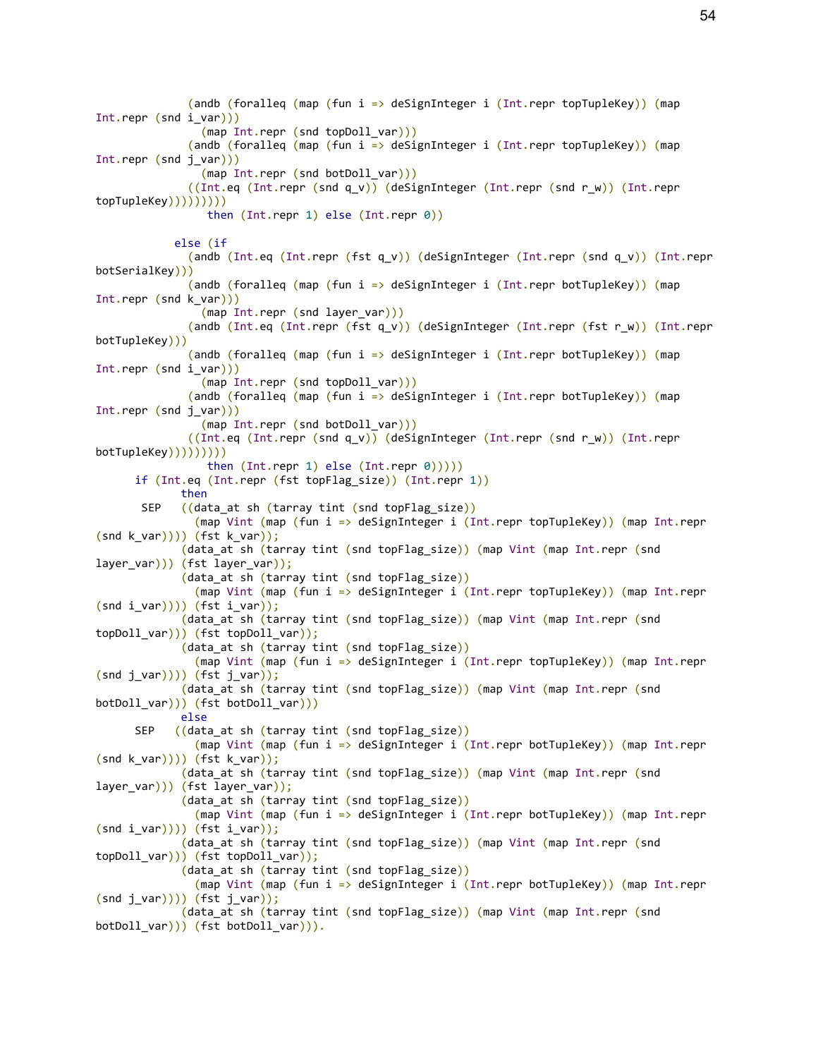```
              (andb (forալleq (map (fun i => deSignInteger i (Int.repr topTupleKey)) (map
Int.repr (snd i_var)))
                (map Int.repr (snd topDoll_var)))
              (andb (foralleq (map (fun i => deSignInteger i (Int.repr topTupleKey)) (map
Int.repr (snd j_var)))
                (map Int.repr (snd botDoll_var)))
              ((Int.eq (Int.repr (snd q_v)) (deSignInteger (Int.repr (snd r_w)) (Int.repr
topTupleKey)))))))))
                 then (Int.repr 1) else (Int.repr 0))

            else (if
              (andb (Int.eq (Int.repr (fst q_v)) (deSignInteger (Int.repr (snd q_v)) (Int.repr
botSerialKey)))
              (andb (foralleq (map (fun i => deSignInteger i (Int.repr botTupleKey)) (map
Int.repr (snd k_var)))
                (map Int.repr (snd layer_var)))
              (andb (Int.eq (Int.repr (fst q_v)) (deSignInteger (Int.repr (fst r_w)) (Int.repr
botTupleKey)))
              (andb (foralleq (map (fun i => deSignInteger i (Int.repr botTupleKey)) (map
Int.repr (snd i_var)))
                (map Int.repr (snd topDoll_var)))
              (andb (foralleq (map (fun i => deSignInteger i (Int.repr botTupleKey)) (map
Int.repr (snd j_var)))
                (map Int.repr (snd botDoll_var)))
              ((Int.eq (Int.repr (snd q_v)) (deSignInteger (Int.repr (snd r_w)) (Int.repr
botTupleKey)))))))))
                 then (Int.repr 1) else (Int.repr 0)))))
      if (Int.eq (Int.repr (fst topFlag_size)) (Int.repr 1))
             then
       SEP   ((data_at sh (tarray tint (snd topFlag_size))
               (map Vint (map (fun i => deSignInteger i (Int.repr topTupleKey)) (map Int.repr
(snd k_var)))) (fst k_var));
             (data_at sh (tarray tint (snd topFlag_size)) (map Vint (map Int.repr (snd
layer_var))) (fst layer_var));
             (data_at sh (tarray tint (snd topFlag_size))
               (map Vint (map (fun i => deSignInteger i (Int.repr topTupleKey)) (map Int.repr
(snd i_var)))) (fst i_var));
             (data_at sh (tarray tint (snd topFlag_size)) (map Vint (map Int.repr (snd
topDoll_var))) (fst topDoll_var));
             (data_at sh (tarray tint (snd topFlag_size))
               (map Vint (map (fun i => deSignInteger i (Int.repr topTupleKey)) (map Int.repr
(snd j_var)))) (fst j_var));
             (data_at sh (tarray tint (snd topFlag_size)) (map Vint (map Int.repr (snd
botDoll_var))) (fst botDoll_var)))
             else
      SEP   ((data_at sh (tarray tint (snd topFlag_size))
               (map Vint (map (fun i => deSignInteger i (Int.repr botTupleKey)) (map Int.repr
(snd k_var)))) (fst k_var));
             (data_at sh (tarray tint (snd topFlag_size)) (map Vint (map Int.repr (snd
layer_var))) (fst layer_var));
             (data_at sh (tarray tint (snd topFlag_size))
               (map Vint (map (fun i => deSignInteger i (Int.repr botTupleKey)) (map Int.repr
(snd i_var)))) (fst i_var));
             (data_at sh (tarray tint (snd topFlag_size)) (map Vint (map Int.repr (snd
topDoll_var))) (fst topDoll_var));
             (data_at sh (tarray tint (snd topFlag_size))
               (map Vint (map (fun i => deSignInteger i (Int.repr botTupleKey)) (map Int.repr
(snd j_var)))) (fst j_var));
             (data_at sh (tarray tint (snd topFlag_size)) (map Vint (map Int.repr (snd
botDoll_var))) (fst botDoll_var))).
```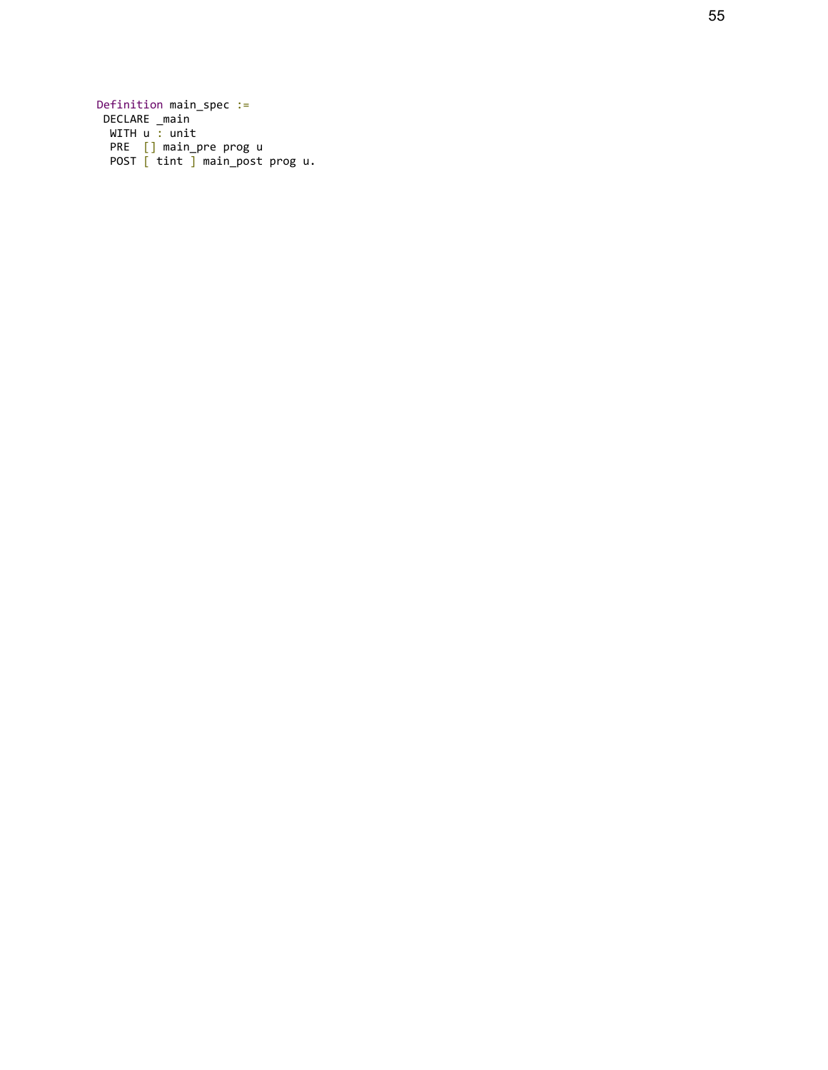```
Definition main_spec :=
 DECLARE _main
  WITH u : unit
  PRE  [] main_pre prog u
  POST [ tint ] main_post prog u.
```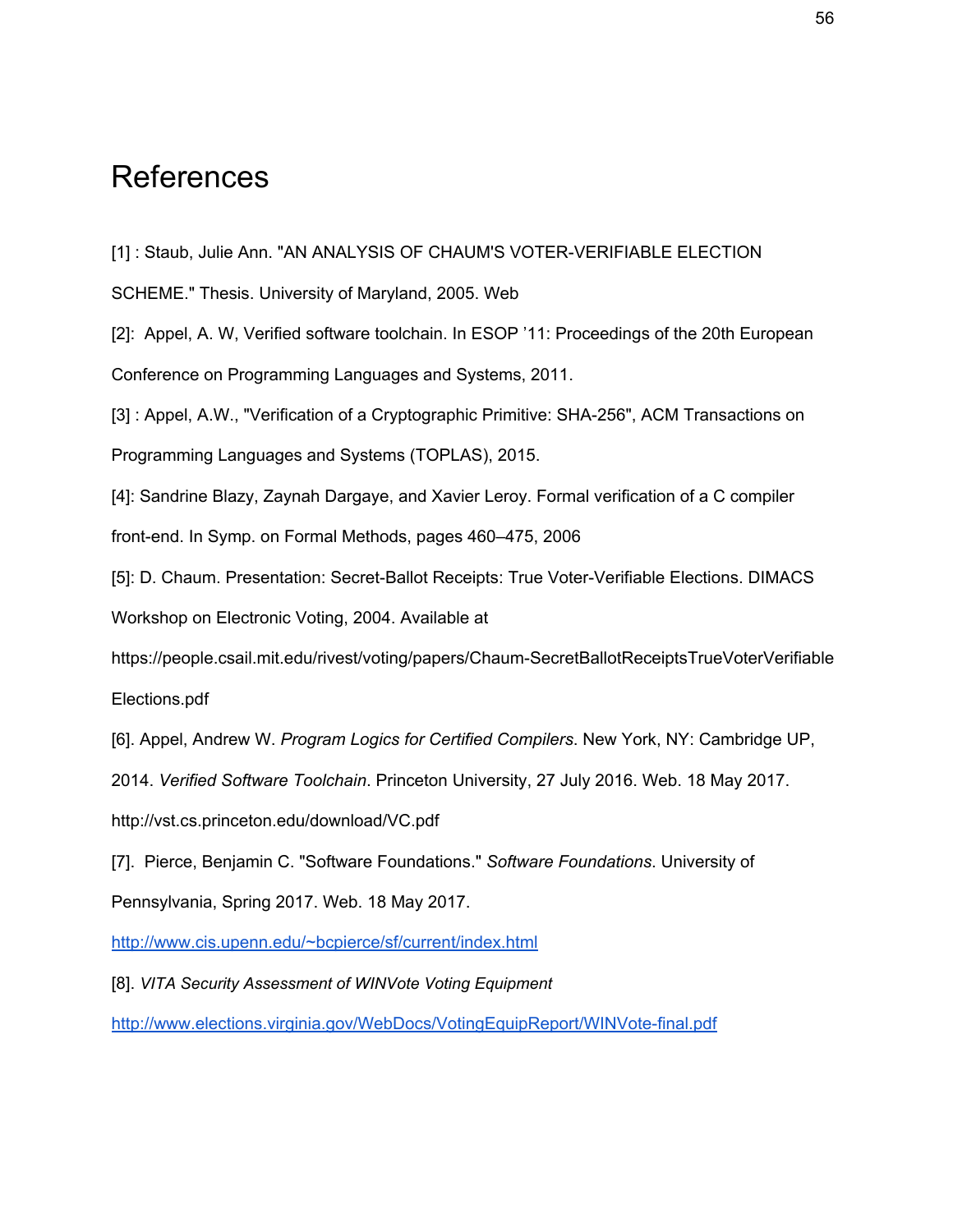# References

[1] : Staub, Julie Ann. "AN ANALYSIS OF CHAUM'S VOTER-VERIFIABLE ELECTION SCHEME." Thesis. University of Maryland, 2005. Web

[2]: Appel, A. W, Verified software toolchain. In ESOP '11: Proceedings of the 20th European Conference on Programming Languages and Systems, 2011.

[3] : Appel, A.W., "Verification of a Cryptographic Primitive: SHA-256", ACM Transactions on Programming Languages and Systems (TOPLAS), 2015.

[4]: Sandrine Blazy, Zaynah Dargaye, and Xavier Leroy. Formal verification of a C compiler front-end. In Symp. on Formal Methods, pages 460–475, 2006

[5]: D. Chaum. Presentation: Secret-Ballot Receipts: True Voter-Verifiable Elections. DIMACS Workshop on Electronic Voting, 2004. Available at https://people.csail.mit.edu/rivest/voting/papers/Chaum-SecretBallotReceiptsTrueVoterVerifiableElections.pdf

[6]. Appel, Andrew W. *Program Logics for Certified Compilers*. New York, NY: Cambridge UP, 2014. *Verified Software Toolchain*. Princeton University, 27 July 2016. Web. 18 May 2017. http://vst.cs.princeton.edu/download/VC.pdf

[7]. Pierce, Benjamin C. "Software Foundations." *Software Foundations*. University of Pennsylvania, Spring 2017. Web. 18 May 2017. http://www.cis.upenn.edu/~bcpierce/sf/current/index.html

[8]. *VITA Security Assessment of WINVote Voting Equipment* http://www.elections.virginia.gov/WebDocs/VotingEquipReport/WINVote-final.pdf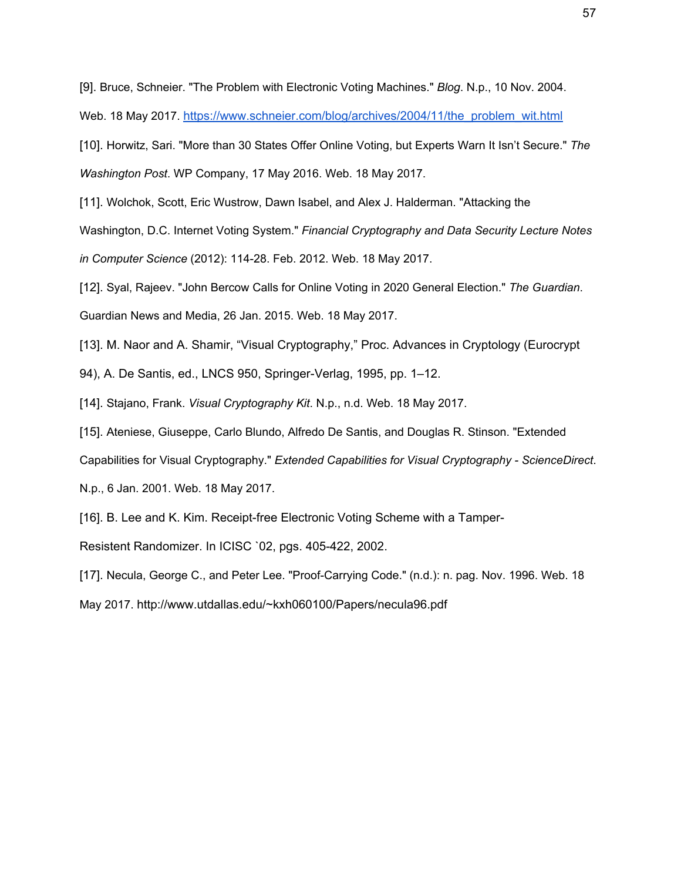[9]. Bruce, Schneier. "The Problem with Electronic Voting Machines." *Blog*. N.p., 10 Nov. 2004. Web. 18 May 2017. https://www.schneier.com/blog/archives/2004/11/the_problem_wit.html

[10]. Horwitz, Sari. "More than 30 States Offer Online Voting, but Experts Warn It Isn't Secure." *The Washington Post*. WP Company, 17 May 2016. Web. 18 May 2017.

[11]. Wolchok, Scott, Eric Wustrow, Dawn Isabel, and Alex J. Halderman. "Attacking the Washington, D.C. Internet Voting System." *Financial Cryptography and Data Security Lecture Notes in Computer Science* (2012): 114-28. Feb. 2012. Web. 18 May 2017.

[12]. Syal, Rajeev. "John Bercow Calls for Online Voting in 2020 General Election." *The Guardian*. Guardian News and Media, 26 Jan. 2015. Web. 18 May 2017.

[13]. M. Naor and A. Shamir, "Visual Cryptography," Proc. Advances in Cryptology (Eurocrypt 94), A. De Santis, ed., LNCS 950, Springer-Verlag, 1995, pp. 1–12.

[14]. Stajano, Frank. *Visual Cryptography Kit*. N.p., n.d. Web. 18 May 2017.

[15]. Ateniese, Giuseppe, Carlo Blundo, Alfredo De Santis, and Douglas R. Stinson. "Extended Capabilities for Visual Cryptography." *Extended Capabilities for Visual Cryptography - ScienceDirect*. N.p., 6 Jan. 2001. Web. 18 May 2017.

[16]. B. Lee and K. Kim. Receipt-free Electronic Voting Scheme with a Tamper-Resistent Randomizer. In ICISC `02, pgs. 405-422, 2002.

[17]. Necula, George C., and Peter Lee. "Proof-Carrying Code." (n.d.): n. pag. Nov. 1996. Web. 18 May 2017. http://www.utdallas.edu/~kxh060100/Papers/necula96.pdf